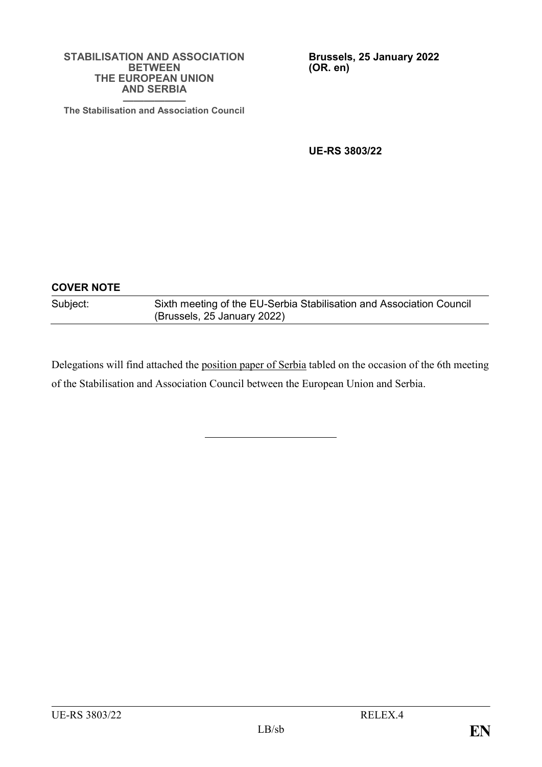**STABILISATION AND ASSOCIATION BETWEEN THE EUROPEAN UNION AND SERBIA**

**The Stabilisation and Association Council**

**Brussels, 25 January 2022**
**(OR. en)**

**UE-RS 3803/22**

**COVER NOTE**

| Subject: | Sixth meeting of the EU-Serbia Stabilisation and Association Council (Brussels, 25 January 2022) |
|---|---|

Delegations will find attached the position paper of Serbia tabled on the occasion of the 6th meeting of the Stabilisation and Association Council between the European Union and Serbia.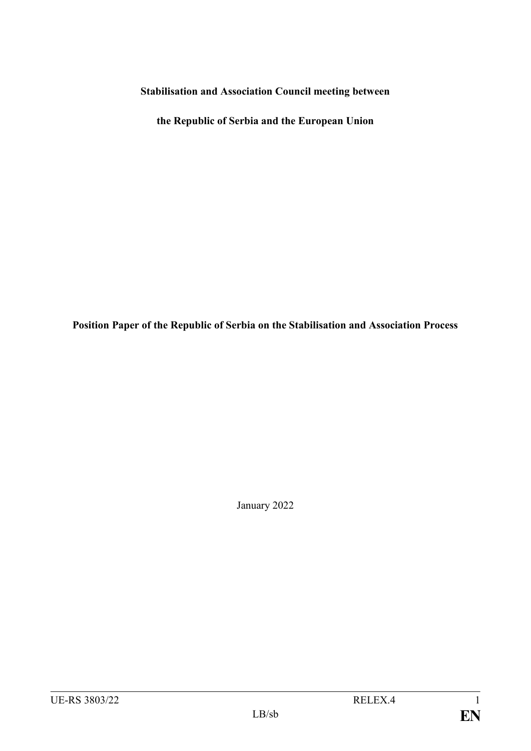**Stabilisation and Association Council meeting between**

**the Republic of Serbia and the European Union**

**Position Paper of the Republic of Serbia on the Stabilisation and Association Process**

January 2022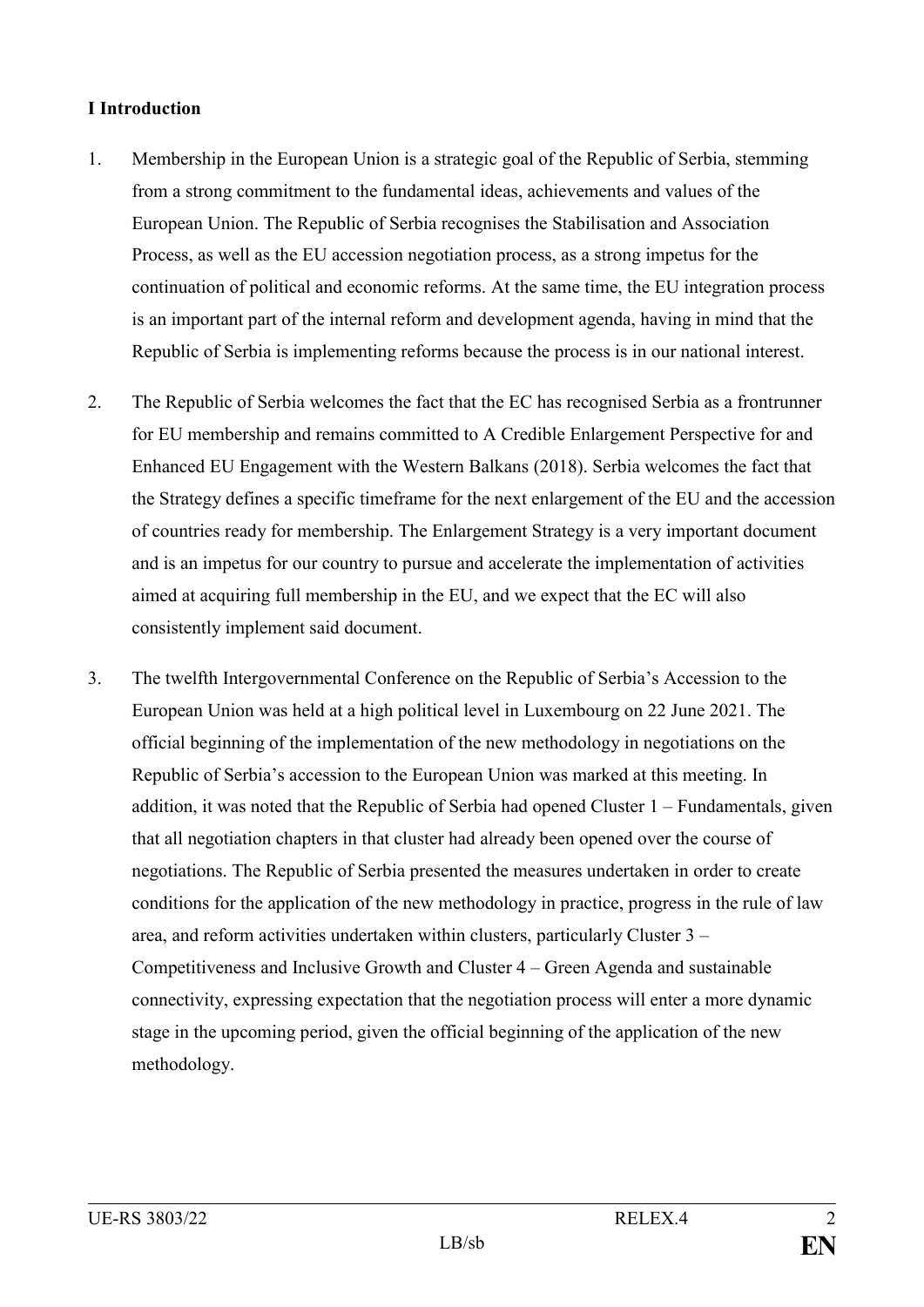**I Introduction**

1. Membership in the European Union is a strategic goal of the Republic of Serbia, stemming from a strong commitment to the fundamental ideas, achievements and values of the European Union. The Republic of Serbia recognises the Stabilisation and Association Process, as well as the EU accession negotiation process, as a strong impetus for the continuation of political and economic reforms. At the same time, the EU integration process is an important part of the internal reform and development agenda, having in mind that the Republic of Serbia is implementing reforms because the process is in our national interest.

2. The Republic of Serbia welcomes the fact that the EC has recognised Serbia as a frontrunner for EU membership and remains committed to A Credible Enlargement Perspective for and Enhanced EU Engagement with the Western Balkans (2018). Serbia welcomes the fact that the Strategy defines a specific timeframe for the next enlargement of the EU and the accession of countries ready for membership. The Enlargement Strategy is a very important document and is an impetus for our country to pursue and accelerate the implementation of activities aimed at acquiring full membership in the EU, and we expect that the EC will also consistently implement said document.

3. The twelfth Intergovernmental Conference on the Republic of Serbia's Accession to the European Union was held at a high political level in Luxembourg on 22 June 2021. The official beginning of the implementation of the new methodology in negotiations on the Republic of Serbia's accession to the European Union was marked at this meeting. In addition, it was noted that the Republic of Serbia had opened Cluster 1 – Fundamentals, given that all negotiation chapters in that cluster had already been opened over the course of negotiations. The Republic of Serbia presented the measures undertaken in order to create conditions for the application of the new methodology in practice, progress in the rule of law area, and reform activities undertaken within clusters, particularly Cluster 3 – Competitiveness and Inclusive Growth and Cluster 4 – Green Agenda and sustainable connectivity, expressing expectation that the negotiation process will enter a more dynamic stage in the upcoming period, given the official beginning of the application of the new methodology.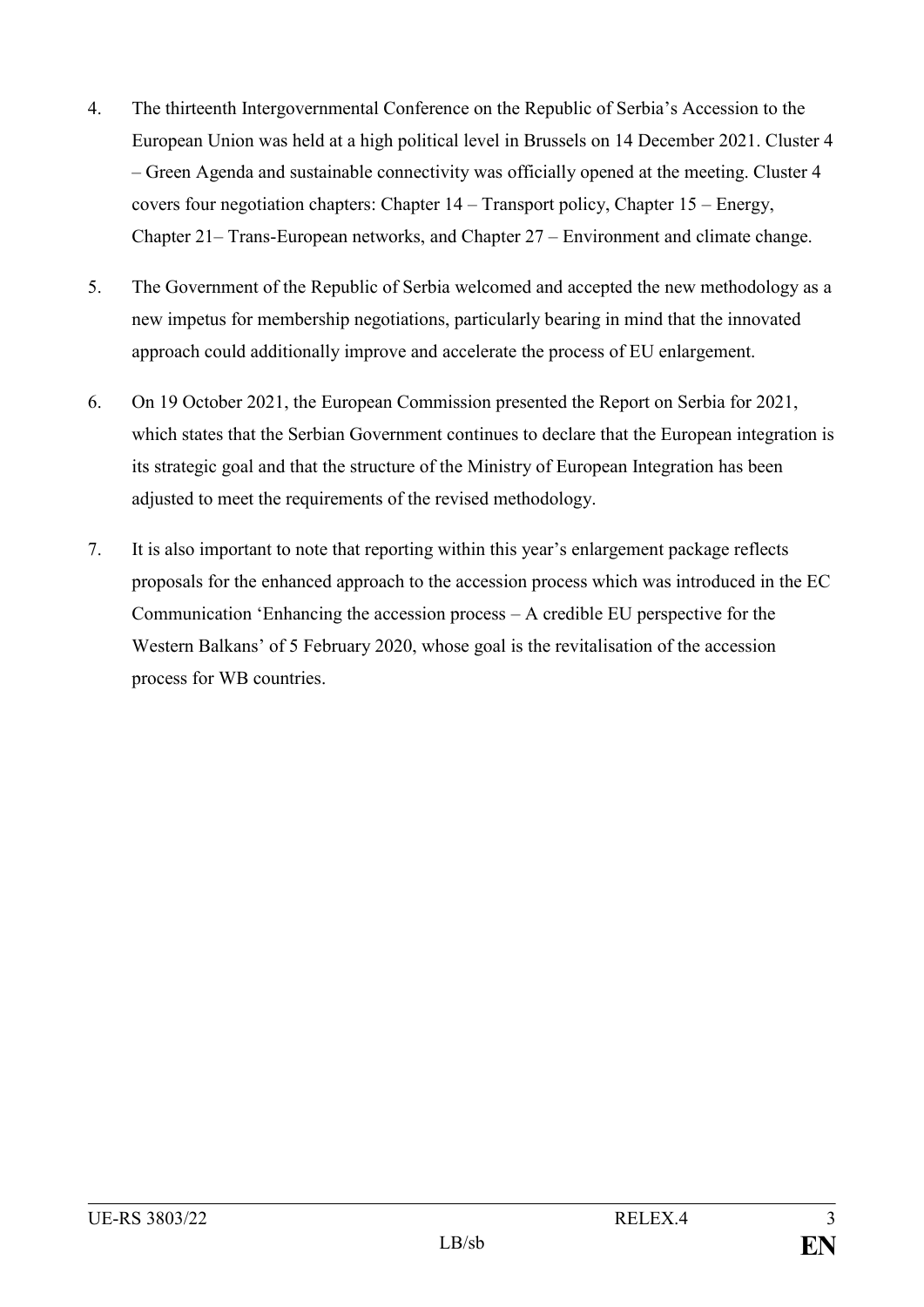4. The thirteenth Intergovernmental Conference on the Republic of Serbia's Accession to the European Union was held at a high political level in Brussels on 14 December 2021. Cluster 4 – Green Agenda and sustainable connectivity was officially opened at the meeting. Cluster 4 covers four negotiation chapters: Chapter 14 – Transport policy, Chapter 15 – Energy, Chapter 21– Trans-European networks, and Chapter 27 – Environment and climate change.

5. The Government of the Republic of Serbia welcomed and accepted the new methodology as a new impetus for membership negotiations, particularly bearing in mind that the innovated approach could additionally improve and accelerate the process of EU enlargement.

6. On 19 October 2021, the European Commission presented the Report on Serbia for 2021, which states that the Serbian Government continues to declare that the European integration is its strategic goal and that the structure of the Ministry of European Integration has been adjusted to meet the requirements of the revised methodology.

7. It is also important to note that reporting within this year's enlargement package reflects proposals for the enhanced approach to the accession process which was introduced in the EC Communication 'Enhancing the accession process – A credible EU perspective for the Western Balkans' of 5 February 2020, whose goal is the revitalisation of the accession process for WB countries.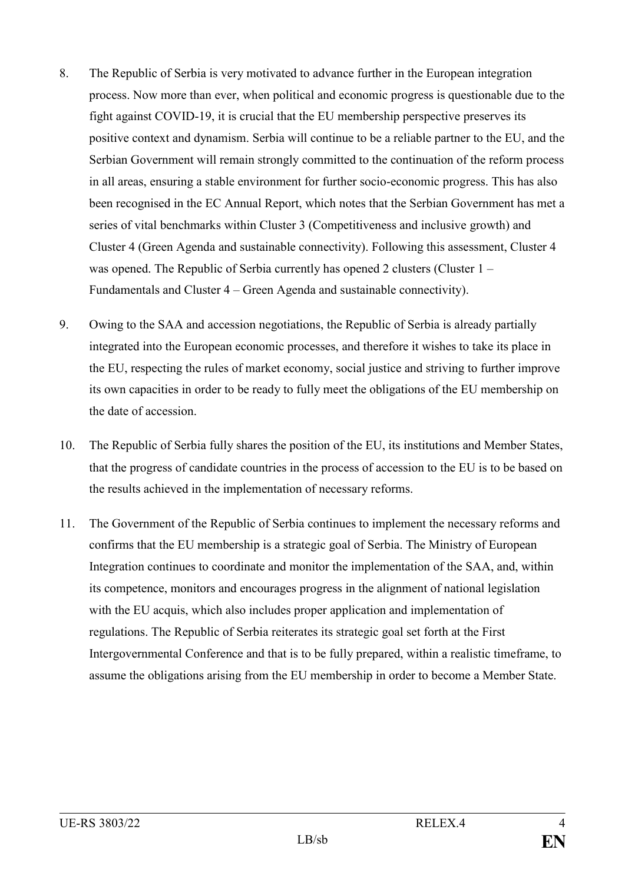8. The Republic of Serbia is very motivated to advance further in the European integration process. Now more than ever, when political and economic progress is questionable due to the fight against COVID-19, it is crucial that the EU membership perspective preserves its positive context and dynamism. Serbia will continue to be a reliable partner to the EU, and the Serbian Government will remain strongly committed to the continuation of the reform process in all areas, ensuring a stable environment for further socio-economic progress. This has also been recognised in the EC Annual Report, which notes that the Serbian Government has met a series of vital benchmarks within Cluster 3 (Competitiveness and inclusive growth) and Cluster 4 (Green Agenda and sustainable connectivity). Following this assessment, Cluster 4 was opened. The Republic of Serbia currently has opened 2 clusters (Cluster 1 – Fundamentals and Cluster 4 – Green Agenda and sustainable connectivity).

9. Owing to the SAA and accession negotiations, the Republic of Serbia is already partially integrated into the European economic processes, and therefore it wishes to take its place in the EU, respecting the rules of market economy, social justice and striving to further improve its own capacities in order to be ready to fully meet the obligations of the EU membership on the date of accession.

10. The Republic of Serbia fully shares the position of the EU, its institutions and Member States, that the progress of candidate countries in the process of accession to the EU is to be based on the results achieved in the implementation of necessary reforms.

11. The Government of the Republic of Serbia continues to implement the necessary reforms and confirms that the EU membership is a strategic goal of Serbia. The Ministry of European Integration continues to coordinate and monitor the implementation of the SAA, and, within its competence, monitors and encourages progress in the alignment of national legislation with the EU acquis, which also includes proper application and implementation of regulations. The Republic of Serbia reiterates its strategic goal set forth at the First Intergovernmental Conference and that is to be fully prepared, within a realistic timeframe, to assume the obligations arising from the EU membership in order to become a Member State.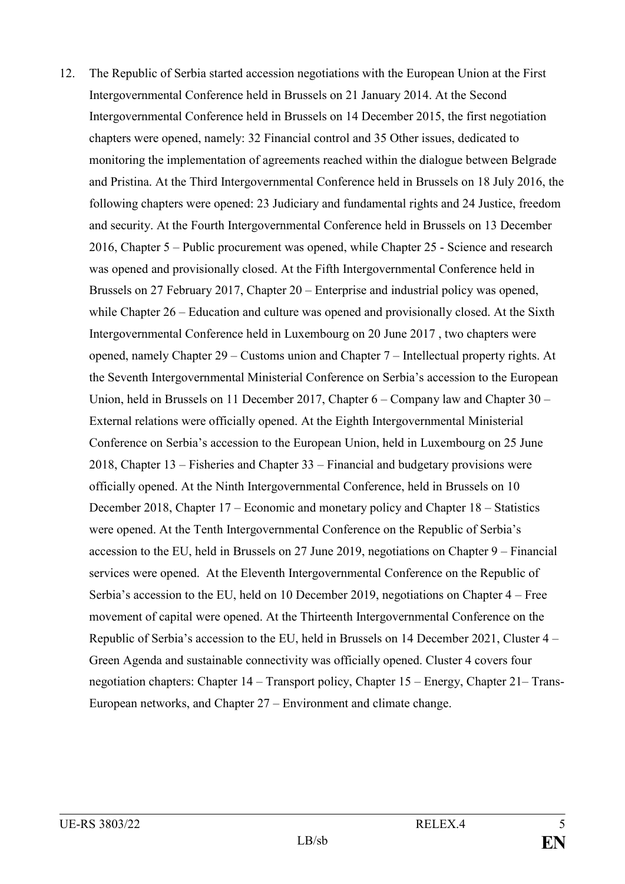12. The Republic of Serbia started accession negotiations with the European Union at the First Intergovernmental Conference held in Brussels on 21 January 2014. At the Second Intergovernmental Conference held in Brussels on 14 December 2015, the first negotiation chapters were opened, namely: 32 Financial control and 35 Other issues, dedicated to monitoring the implementation of agreements reached within the dialogue between Belgrade and Pristina. At the Third Intergovernmental Conference held in Brussels on 18 July 2016, the following chapters were opened: 23 Judiciary and fundamental rights and 24 Justice, freedom and security. At the Fourth Intergovernmental Conference held in Brussels on 13 December 2016, Chapter 5 – Public procurement was opened, while Chapter 25 - Science and research was opened and provisionally closed. At the Fifth Intergovernmental Conference held in Brussels on 27 February 2017, Chapter 20 – Enterprise and industrial policy was opened, while Chapter 26 – Education and culture was opened and provisionally closed. At the Sixth Intergovernmental Conference held in Luxembourg on 20 June 2017 , two chapters were opened, namely Chapter 29 – Customs union and Chapter 7 – Intellectual property rights. At the Seventh Intergovernmental Ministerial Conference on Serbia's accession to the European Union, held in Brussels on 11 December 2017, Chapter 6 – Company law and Chapter 30 – External relations were officially opened. At the Eighth Intergovernmental Ministerial Conference on Serbia's accession to the European Union, held in Luxembourg on 25 June 2018, Chapter 13 – Fisheries and Chapter 33 – Financial and budgetary provisions were officially opened. At the Ninth Intergovernmental Conference, held in Brussels on 10 December 2018, Chapter 17 – Economic and monetary policy and Chapter 18 – Statistics were opened. At the Tenth Intergovernmental Conference on the Republic of Serbia's accession to the EU, held in Brussels on 27 June 2019, negotiations on Chapter 9 – Financial services were opened. At the Eleventh Intergovernmental Conference on the Republic of Serbia's accession to the EU, held on 10 December 2019, negotiations on Chapter 4 – Free movement of capital were opened. At the Thirteenth Intergovernmental Conference on the Republic of Serbia's accession to the EU, held in Brussels on 14 December 2021, Cluster 4 – Green Agenda and sustainable connectivity was officially opened. Cluster 4 covers four negotiation chapters: Chapter 14 – Transport policy, Chapter 15 – Energy, Chapter 21– Trans-European networks, and Chapter 27 – Environment and climate change.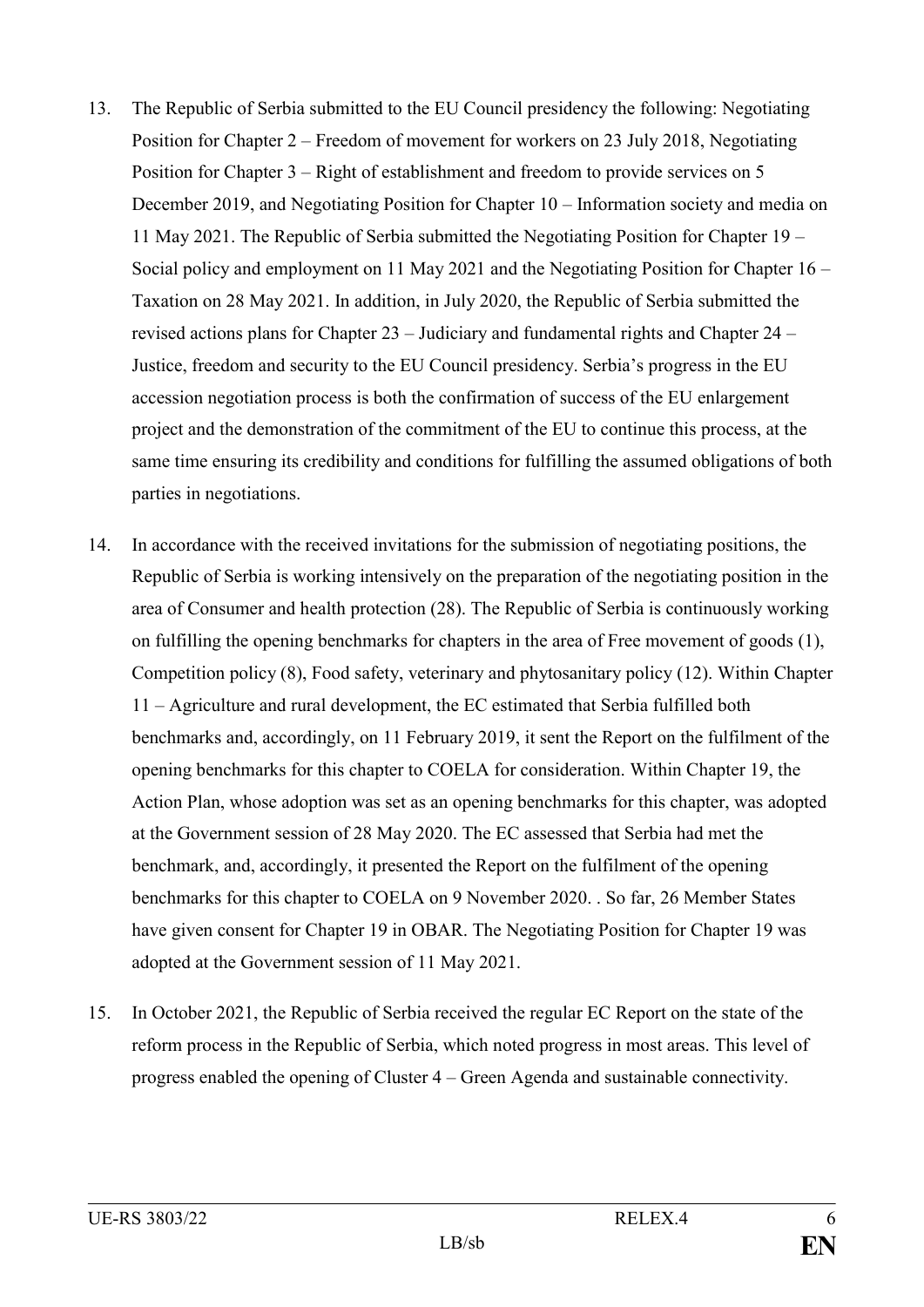13. The Republic of Serbia submitted to the EU Council presidency the following: Negotiating Position for Chapter 2 – Freedom of movement for workers on 23 July 2018, Negotiating Position for Chapter 3 – Right of establishment and freedom to provide services on 5 December 2019, and Negotiating Position for Chapter 10 – Information society and media on 11 May 2021. The Republic of Serbia submitted the Negotiating Position for Chapter 19 – Social policy and employment on 11 May 2021 and the Negotiating Position for Chapter 16 – Taxation on 28 May 2021. In addition, in July 2020, the Republic of Serbia submitted the revised actions plans for Chapter 23 – Judiciary and fundamental rights and Chapter 24 – Justice, freedom and security to the EU Council presidency. Serbia's progress in the EU accession negotiation process is both the confirmation of success of the EU enlargement project and the demonstration of the commitment of the EU to continue this process, at the same time ensuring its credibility and conditions for fulfilling the assumed obligations of both parties in negotiations.

14. In accordance with the received invitations for the submission of negotiating positions, the Republic of Serbia is working intensively on the preparation of the negotiating position in the area of Consumer and health protection (28). The Republic of Serbia is continuously working on fulfilling the opening benchmarks for chapters in the area of Free movement of goods (1), Competition policy (8), Food safety, veterinary and phytosanitary policy (12). Within Chapter 11 – Agriculture and rural development, the EC estimated that Serbia fulfilled both benchmarks and, accordingly, on 11 February 2019, it sent the Report on the fulfilment of the opening benchmarks for this chapter to COELA for consideration. Within Chapter 19, the Action Plan, whose adoption was set as an opening benchmarks for this chapter, was adopted at the Government session of 28 May 2020. The EC assessed that Serbia had met the benchmark, and, accordingly, it presented the Report on the fulfilment of the opening benchmarks for this chapter to COELA on 9 November 2020. . So far, 26 Member States have given consent for Chapter 19 in OBAR. The Negotiating Position for Chapter 19 was adopted at the Government session of 11 May 2021.

15. In October 2021, the Republic of Serbia received the regular EC Report on the state of the reform process in the Republic of Serbia, which noted progress in most areas. This level of progress enabled the opening of Cluster 4 – Green Agenda and sustainable connectivity.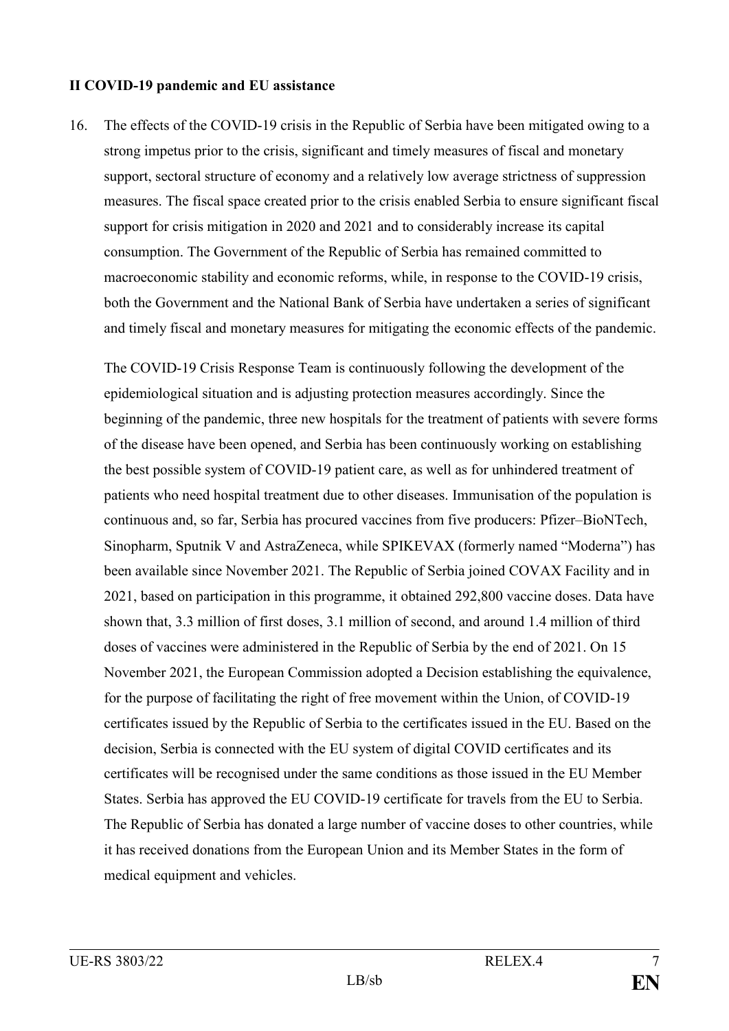**II COVID-19 pandemic and EU assistance**

16. The effects of the COVID-19 crisis in the Republic of Serbia have been mitigated owing to a strong impetus prior to the crisis, significant and timely measures of fiscal and monetary support, sectoral structure of economy and a relatively low average strictness of suppression measures. The fiscal space created prior to the crisis enabled Serbia to ensure significant fiscal support for crisis mitigation in 2020 and 2021 and to considerably increase its capital consumption. The Government of the Republic of Serbia has remained committed to macroeconomic stability and economic reforms, while, in response to the COVID-19 crisis, both the Government and the National Bank of Serbia have undertaken a series of significant and timely fiscal and monetary measures for mitigating the economic effects of the pandemic.

    The COVID-19 Crisis Response Team is continuously following the development of the epidemiological situation and is adjusting protection measures accordingly. Since the beginning of the pandemic, three new hospitals for the treatment of patients with severe forms of the disease have been opened, and Serbia has been continuously working on establishing the best possible system of COVID-19 patient care, as well as for unhindered treatment of patients who need hospital treatment due to other diseases. Immunisation of the population is continuous and, so far, Serbia has procured vaccines from five producers: Pfizer–BioNTech, Sinopharm, Sputnik V and AstraZeneca, while SPIKEVAX (formerly named "Moderna") has been available since November 2021. The Republic of Serbia joined COVAX Facility and in 2021, based on participation in this programme, it obtained 292,800 vaccine doses. Data have shown that, 3.3 million of first doses, 3.1 million of second, and around 1.4 million of third doses of vaccines were administered in the Republic of Serbia by the end of 2021. On 15 November 2021, the European Commission adopted a Decision establishing the equivalence, for the purpose of facilitating the right of free movement within the Union, of COVID-19 certificates issued by the Republic of Serbia to the certificates issued in the EU. Based on the decision, Serbia is connected with the EU system of digital COVID certificates and its certificates will be recognised under the same conditions as those issued in the EU Member States. Serbia has approved the EU COVID-19 certificate for travels from the EU to Serbia. The Republic of Serbia has donated a large number of vaccine doses to other countries, while it has received donations from the European Union and its Member States in the form of medical equipment and vehicles.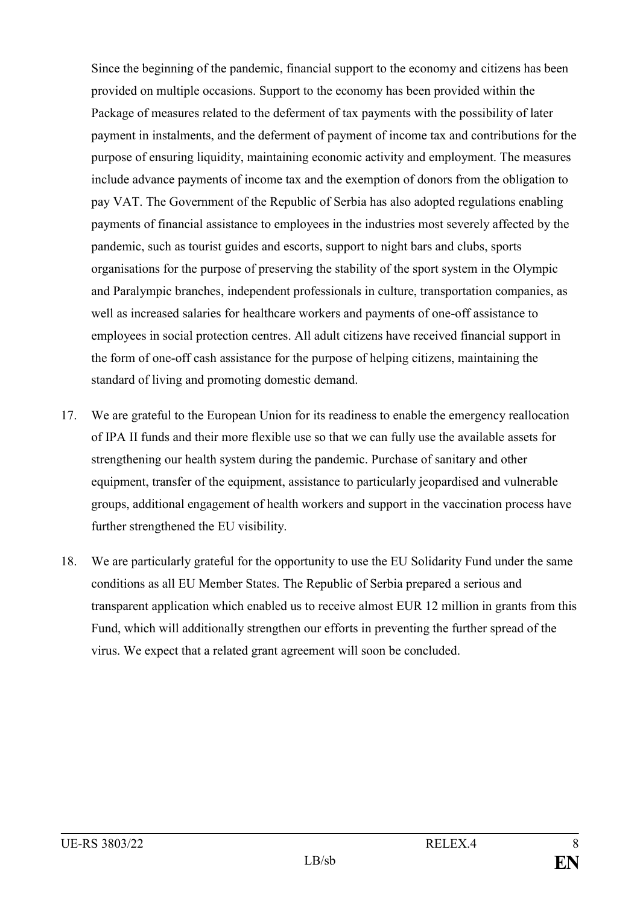Since the beginning of the pandemic, financial support to the economy and citizens has been provided on multiple occasions. Support to the economy has been provided within the Package of measures related to the deferment of tax payments with the possibility of later payment in instalments, and the deferment of payment of income tax and contributions for the purpose of ensuring liquidity, maintaining economic activity and employment. The measures include advance payments of income tax and the exemption of donors from the obligation to pay VAT. The Government of the Republic of Serbia has also adopted regulations enabling payments of financial assistance to employees in the industries most severely affected by the pandemic, such as tourist guides and escorts, support to night bars and clubs, sports organisations for the purpose of preserving the stability of the sport system in the Olympic and Paralympic branches, independent professionals in culture, transportation companies, as well as increased salaries for healthcare workers and payments of one-off assistance to employees in social protection centres. All adult citizens have received financial support in the form of one-off cash assistance for the purpose of helping citizens, maintaining the standard of living and promoting domestic demand.

17. We are grateful to the European Union for its readiness to enable the emergency reallocation of IPA II funds and their more flexible use so that we can fully use the available assets for strengthening our health system during the pandemic. Purchase of sanitary and other equipment, transfer of the equipment, assistance to particularly jeopardised and vulnerable groups, additional engagement of health workers and support in the vaccination process have further strengthened the EU visibility.

18. We are particularly grateful for the opportunity to use the EU Solidarity Fund under the same conditions as all EU Member States. The Republic of Serbia prepared a serious and transparent application which enabled us to receive almost EUR 12 million in grants from this Fund, which will additionally strengthen our efforts in preventing the further spread of the virus. We expect that a related grant agreement will soon be concluded.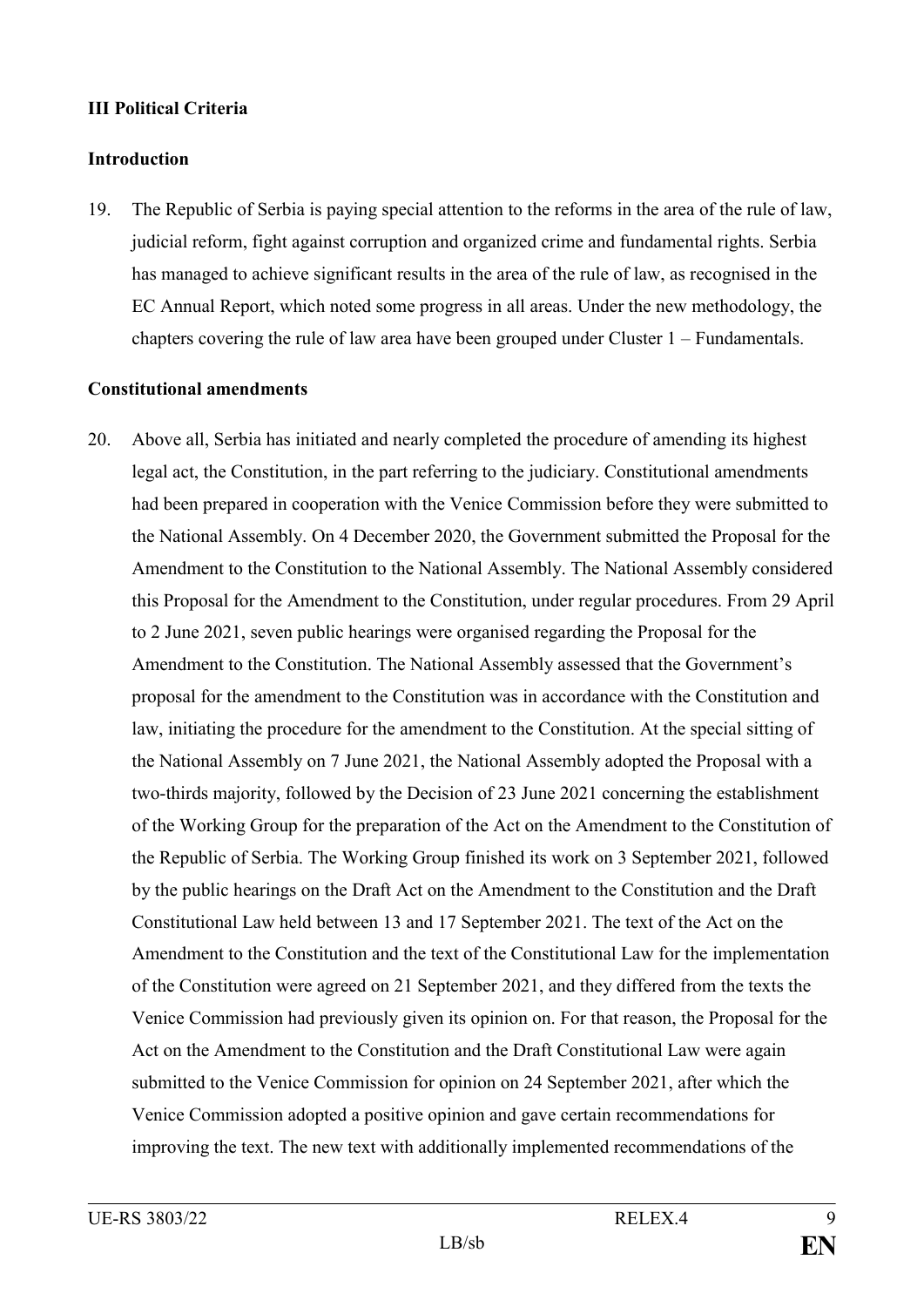## III Political Criteria

### Introduction

19. The Republic of Serbia is paying special attention to the reforms in the area of the rule of law, judicial reform, fight against corruption and organized crime and fundamental rights. Serbia has managed to achieve significant results in the area of the rule of law, as recognised in the EC Annual Report, which noted some progress in all areas. Under the new methodology, the chapters covering the rule of law area have been grouped under Cluster 1 – Fundamentals.

### Constitutional amendments

20. Above all, Serbia has initiated and nearly completed the procedure of amending its highest legal act, the Constitution, in the part referring to the judiciary. Constitutional amendments had been prepared in cooperation with the Venice Commission before they were submitted to the National Assembly. On 4 December 2020, the Government submitted the Proposal for the Amendment to the Constitution to the National Assembly. The National Assembly considered this Proposal for the Amendment to the Constitution, under regular procedures. From 29 April to 2 June 2021, seven public hearings were organised regarding the Proposal for the Amendment to the Constitution. The National Assembly assessed that the Government's proposal for the amendment to the Constitution was in accordance with the Constitution and law, initiating the procedure for the amendment to the Constitution. At the special sitting of the National Assembly on 7 June 2021, the National Assembly adopted the Proposal with a two-thirds majority, followed by the Decision of 23 June 2021 concerning the establishment of the Working Group for the preparation of the Act on the Amendment to the Constitution of the Republic of Serbia. The Working Group finished its work on 3 September 2021, followed by the public hearings on the Draft Act on the Amendment to the Constitution and the Draft Constitutional Law held between 13 and 17 September 2021. The text of the Act on the Amendment to the Constitution and the text of the Constitutional Law for the implementation of the Constitution were agreed on 21 September 2021, and they differed from the texts the Venice Commission had previously given its opinion on. For that reason, the Proposal for the Act on the Amendment to the Constitution and the Draft Constitutional Law were again submitted to the Venice Commission for opinion on 24 September 2021, after which the Venice Commission adopted a positive opinion and gave certain recommendations for improving the text. The new text with additionally implemented recommendations of the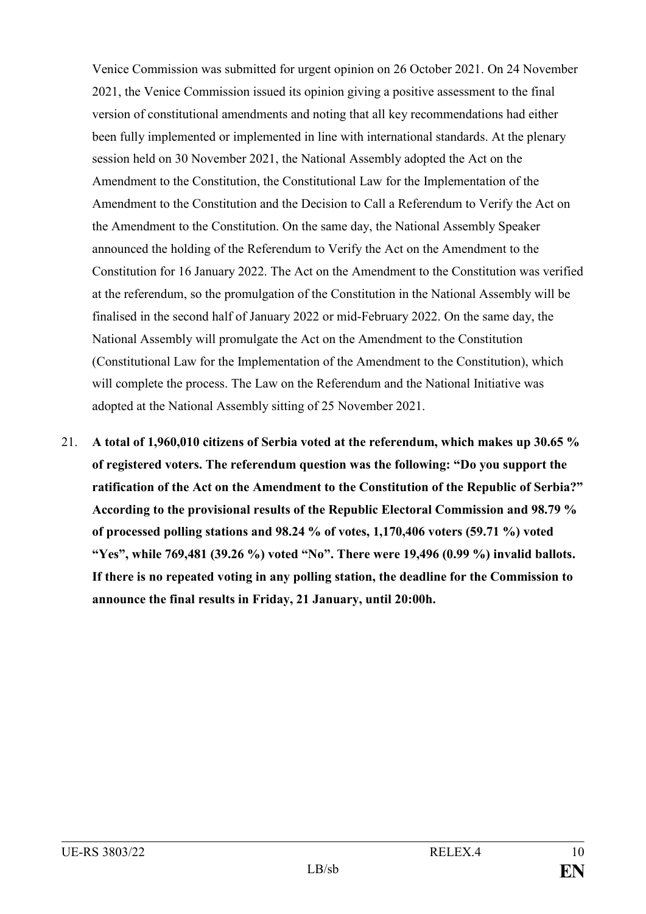Venice Commission was submitted for urgent opinion on 26 October 2021. On 24 November 2021, the Venice Commission issued its opinion giving a positive assessment to the final version of constitutional amendments and noting that all key recommendations had either been fully implemented or implemented in line with international standards. At the plenary session held on 30 November 2021, the National Assembly adopted the Act on the Amendment to the Constitution, the Constitutional Law for the Implementation of the Amendment to the Constitution and the Decision to Call a Referendum to Verify the Act on the Amendment to the Constitution. On the same day, the National Assembly Speaker announced the holding of the Referendum to Verify the Act on the Amendment to the Constitution for 16 January 2022. The Act on the Amendment to the Constitution was verified at the referendum, so the promulgation of the Constitution in the National Assembly will be finalised in the second half of January 2022 or mid-February 2022. On the same day, the National Assembly will promulgate the Act on the Amendment to the Constitution (Constitutional Law for the Implementation of the Amendment to the Constitution), which will complete the process. The Law on the Referendum and the National Initiative was adopted at the National Assembly sitting of 25 November 2021.

21. **A total of 1,960,010 citizens of Serbia voted at the referendum, which makes up 30.65 % of registered voters. The referendum question was the following: "Do you support the ratification of the Act on the Amendment to the Constitution of the Republic of Serbia?" According to the provisional results of the Republic Electoral Commission and 98.79 % of processed polling stations and 98.24 % of votes, 1,170,406 voters (59.71 %) voted "Yes", while 769,481 (39.26 %) voted "No". There were 19,496 (0.99 %) invalid ballots. If there is no repeated voting in any polling station, the deadline for the Commission to announce the final results in Friday, 21 January, until 20:00h.**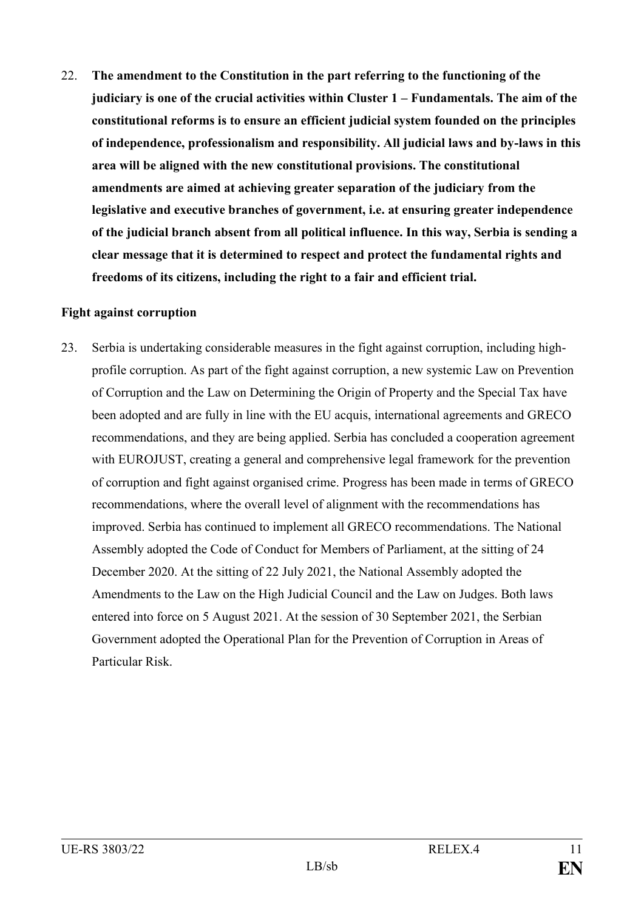22. **The amendment to the Constitution in the part referring to the functioning of the judiciary is one of the crucial activities within Cluster 1 – Fundamentals. The aim of the constitutional reforms is to ensure an efficient judicial system founded on the principles of independence, professionalism and responsibility. All judicial laws and by-laws in this area will be aligned with the new constitutional provisions. The constitutional amendments are aimed at achieving greater separation of the judiciary from the legislative and executive branches of government, i.e. at ensuring greater independence of the judicial branch absent from all political influence. In this way, Serbia is sending a clear message that it is determined to respect and protect the fundamental rights and freedoms of its citizens, including the right to a fair and efficient trial.**

**Fight against corruption**

23. Serbia is undertaking considerable measures in the fight against corruption, including high-profile corruption. As part of the fight against corruption, a new systemic Law on Prevention of Corruption and the Law on Determining the Origin of Property and the Special Tax have been adopted and are fully in line with the EU acquis, international agreements and GRECO recommendations, and they are being applied. Serbia has concluded a cooperation agreement with EUROJUST, creating a general and comprehensive legal framework for the prevention of corruption and fight against organised crime. Progress has been made in terms of GRECO recommendations, where the overall level of alignment with the recommendations has improved. Serbia has continued to implement all GRECO recommendations. The National Assembly adopted the Code of Conduct for Members of Parliament, at the sitting of 24 December 2020. At the sitting of 22 July 2021, the National Assembly adopted the Amendments to the Law on the High Judicial Council and the Law on Judges. Both laws entered into force on 5 August 2021. At the session of 30 September 2021, the Serbian Government adopted the Operational Plan for the Prevention of Corruption in Areas of Particular Risk.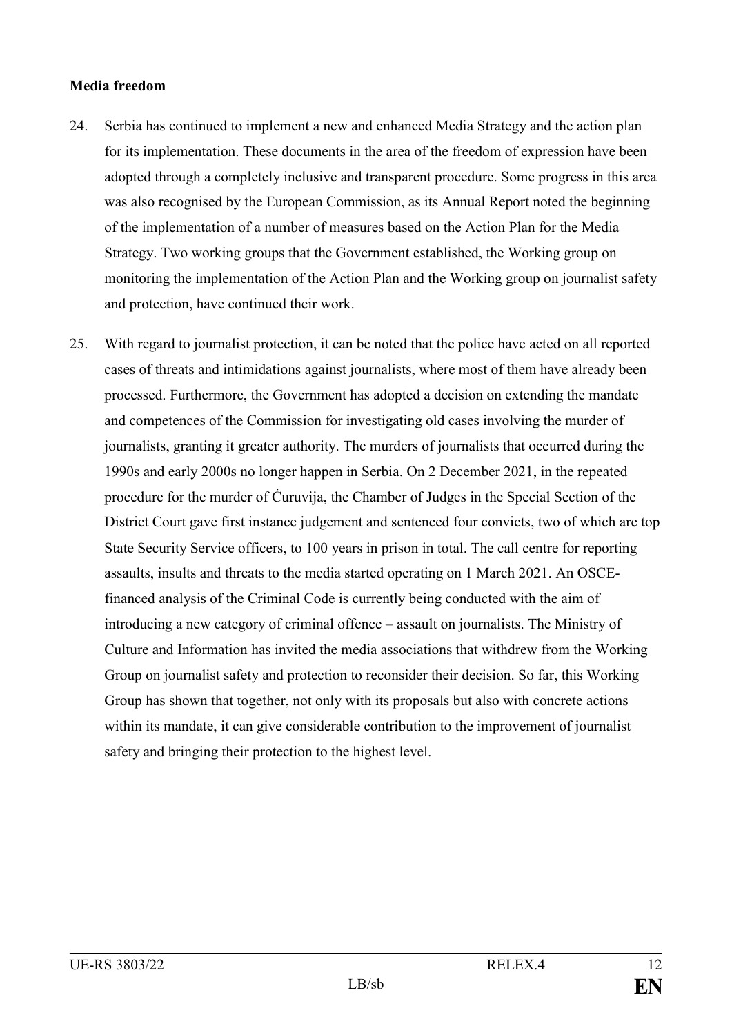**Media freedom**

24. Serbia has continued to implement a new and enhanced Media Strategy and the action plan for its implementation. These documents in the area of the freedom of expression have been adopted through a completely inclusive and transparent procedure. Some progress in this area was also recognised by the European Commission, as its Annual Report noted the beginning of the implementation of a number of measures based on the Action Plan for the Media Strategy. Two working groups that the Government established, the Working group on monitoring the implementation of the Action Plan and the Working group on journalist safety and protection, have continued their work.

25. With regard to journalist protection, it can be noted that the police have acted on all reported cases of threats and intimidations against journalists, where most of them have already been processed. Furthermore, the Government has adopted a decision on extending the mandate and competences of the Commission for investigating old cases involving the murder of journalists, granting it greater authority. The murders of journalists that occurred during the 1990s and early 2000s no longer happen in Serbia. On 2 December 2021, in the repeated procedure for the murder of Ćuruvija, the Chamber of Judges in the Special Section of the District Court gave first instance judgement and sentenced four convicts, two of which are top State Security Service officers, to 100 years in prison in total. The call centre for reporting assaults, insults and threats to the media started operating on 1 March 2021. An OSCE-financed analysis of the Criminal Code is currently being conducted with the aim of introducing a new category of criminal offence – assault on journalists. The Ministry of Culture and Information has invited the media associations that withdrew from the Working Group on journalist safety and protection to reconsider their decision. So far, this Working Group has shown that together, not only with its proposals but also with concrete actions within its mandate, it can give considerable contribution to the improvement of journalist safety and bringing their protection to the highest level.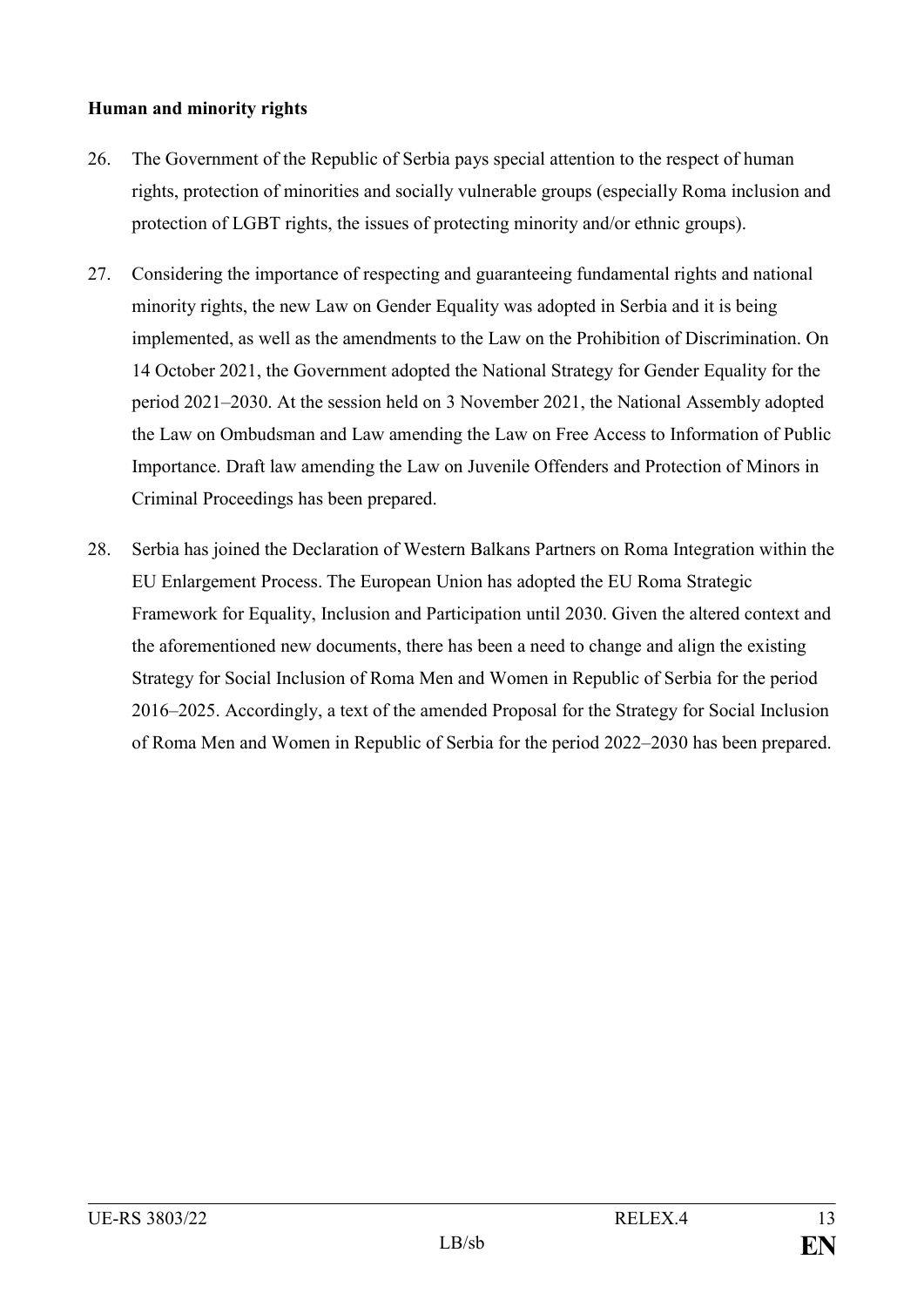**Human and minority rights**

26. The Government of the Republic of Serbia pays special attention to the respect of human rights, protection of minorities and socially vulnerable groups (especially Roma inclusion and protection of LGBT rights, the issues of protecting minority and/or ethnic groups).

27. Considering the importance of respecting and guaranteeing fundamental rights and national minority rights, the new Law on Gender Equality was adopted in Serbia and it is being implemented, as well as the amendments to the Law on the Prohibition of Discrimination. On 14 October 2021, the Government adopted the National Strategy for Gender Equality for the period 2021–2030. At the session held on 3 November 2021, the National Assembly adopted the Law on Ombudsman and Law amending the Law on Free Access to Information of Public Importance. Draft law amending the Law on Juvenile Offenders and Protection of Minors in Criminal Proceedings has been prepared.

28. Serbia has joined the Declaration of Western Balkans Partners on Roma Integration within the EU Enlargement Process. The European Union has adopted the EU Roma Strategic Framework for Equality, Inclusion and Participation until 2030. Given the altered context and the aforementioned new documents, there has been a need to change and align the existing Strategy for Social Inclusion of Roma Men and Women in Republic of Serbia for the period 2016–2025. Accordingly, a text of the amended Proposal for the Strategy for Social Inclusion of Roma Men and Women in Republic of Serbia for the period 2022–2030 has been prepared.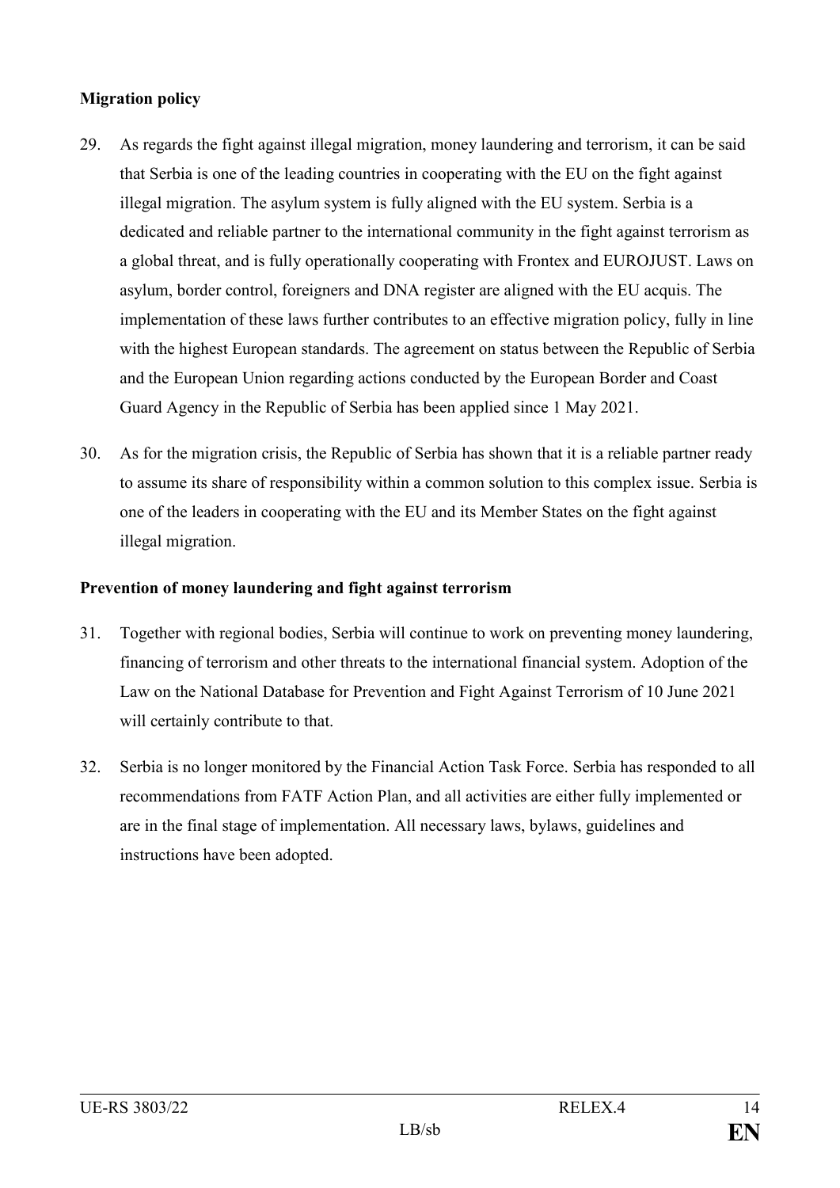**Migration policy**

29. As regards the fight against illegal migration, money laundering and terrorism, it can be said that Serbia is one of the leading countries in cooperating with the EU on the fight against illegal migration. The asylum system is fully aligned with the EU system. Serbia is a dedicated and reliable partner to the international community in the fight against terrorism as a global threat, and is fully operationally cooperating with Frontex and EUROJUST. Laws on asylum, border control, foreigners and DNA register are aligned with the EU acquis. The implementation of these laws further contributes to an effective migration policy, fully in line with the highest European standards. The agreement on status between the Republic of Serbia and the European Union regarding actions conducted by the European Border and Coast Guard Agency in the Republic of Serbia has been applied since 1 May 2021.

30. As for the migration crisis, the Republic of Serbia has shown that it is a reliable partner ready to assume its share of responsibility within a common solution to this complex issue. Serbia is one of the leaders in cooperating with the EU and its Member States on the fight against illegal migration.

**Prevention of money laundering and fight against terrorism**

31. Together with regional bodies, Serbia will continue to work on preventing money laundering, financing of terrorism and other threats to the international financial system. Adoption of the Law on the National Database for Prevention and Fight Against Terrorism of 10 June 2021 will certainly contribute to that.

32. Serbia is no longer monitored by the Financial Action Task Force. Serbia has responded to all recommendations from FATF Action Plan, and all activities are either fully implemented or are in the final stage of implementation. All necessary laws, bylaws, guidelines and instructions have been adopted.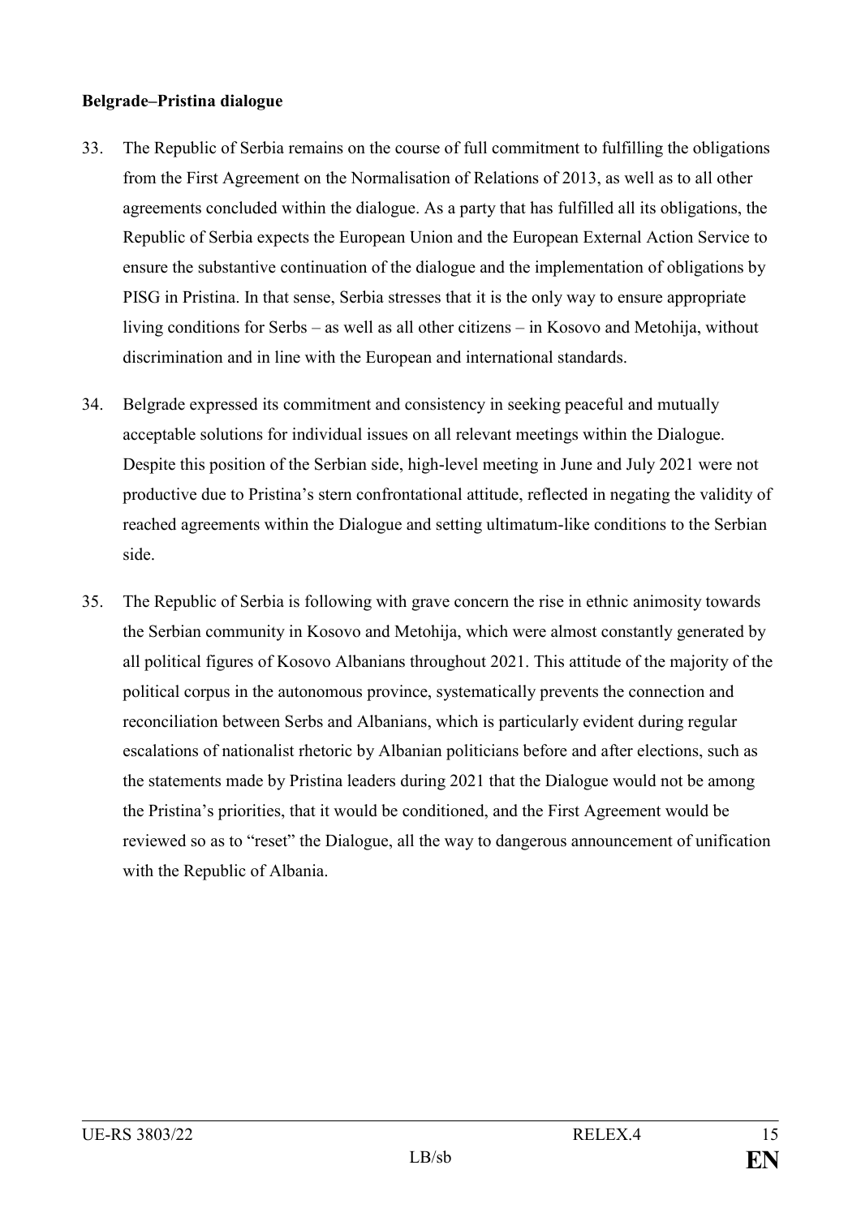**Belgrade–Pristina dialogue**

33. The Republic of Serbia remains on the course of full commitment to fulfilling the obligations from the First Agreement on the Normalisation of Relations of 2013, as well as to all other agreements concluded within the dialogue. As a party that has fulfilled all its obligations, the Republic of Serbia expects the European Union and the European External Action Service to ensure the substantive continuation of the dialogue and the implementation of obligations by PISG in Pristina. In that sense, Serbia stresses that it is the only way to ensure appropriate living conditions for Serbs – as well as all other citizens – in Kosovo and Metohija, without discrimination and in line with the European and international standards.

34. Belgrade expressed its commitment and consistency in seeking peaceful and mutually acceptable solutions for individual issues on all relevant meetings within the Dialogue. Despite this position of the Serbian side, high-level meeting in June and July 2021 were not productive due to Pristina's stern confrontational attitude, reflected in negating the validity of reached agreements within the Dialogue and setting ultimatum-like conditions to the Serbian side.

35. The Republic of Serbia is following with grave concern the rise in ethnic animosity towards the Serbian community in Kosovo and Metohija, which were almost constantly generated by all political figures of Kosovo Albanians throughout 2021. This attitude of the majority of the political corpus in the autonomous province, systematically prevents the connection and reconciliation between Serbs and Albanians, which is particularly evident during regular escalations of nationalist rhetoric by Albanian politicians before and after elections, such as the statements made by Pristina leaders during 2021 that the Dialogue would not be among the Pristina's priorities, that it would be conditioned, and the First Agreement would be reviewed so as to "reset" the Dialogue, all the way to dangerous announcement of unification with the Republic of Albania.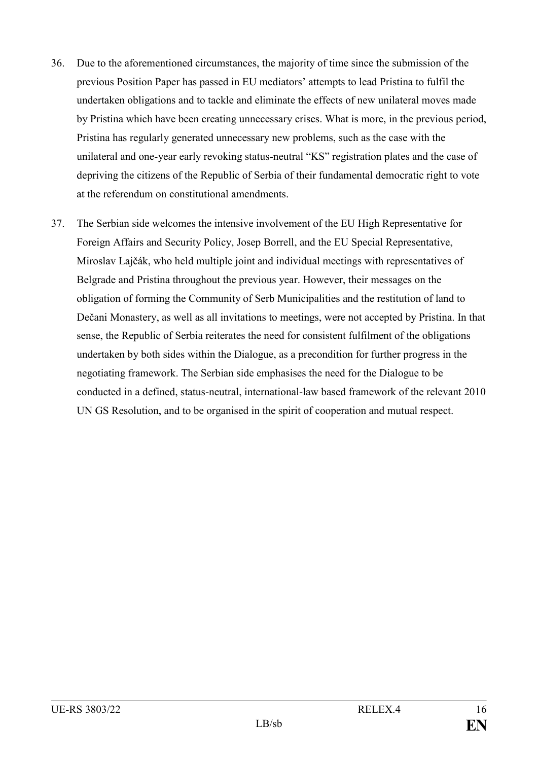36. Due to the aforementioned circumstances, the majority of time since the submission of the previous Position Paper has passed in EU mediators' attempts to lead Pristina to fulfil the undertaken obligations and to tackle and eliminate the effects of new unilateral moves made by Pristina which have been creating unnecessary crises. What is more, in the previous period, Pristina has regularly generated unnecessary new problems, such as the case with the unilateral and one-year early revoking status-neutral "KS" registration plates and the case of depriving the citizens of the Republic of Serbia of their fundamental democratic right to vote at the referendum on constitutional amendments.

37. The Serbian side welcomes the intensive involvement of the EU High Representative for Foreign Affairs and Security Policy, Josep Borrell, and the EU Special Representative, Miroslav Lajčák, who held multiple joint and individual meetings with representatives of Belgrade and Pristina throughout the previous year. However, their messages on the obligation of forming the Community of Serb Municipalities and the restitution of land to Dečani Monastery, as well as all invitations to meetings, were not accepted by Pristina. In that sense, the Republic of Serbia reiterates the need for consistent fulfilment of the obligations undertaken by both sides within the Dialogue, as a precondition for further progress in the negotiating framework. The Serbian side emphasises the need for the Dialogue to be conducted in a defined, status-neutral, international-law based framework of the relevant 2010 UN GS Resolution, and to be organised in the spirit of cooperation and mutual respect.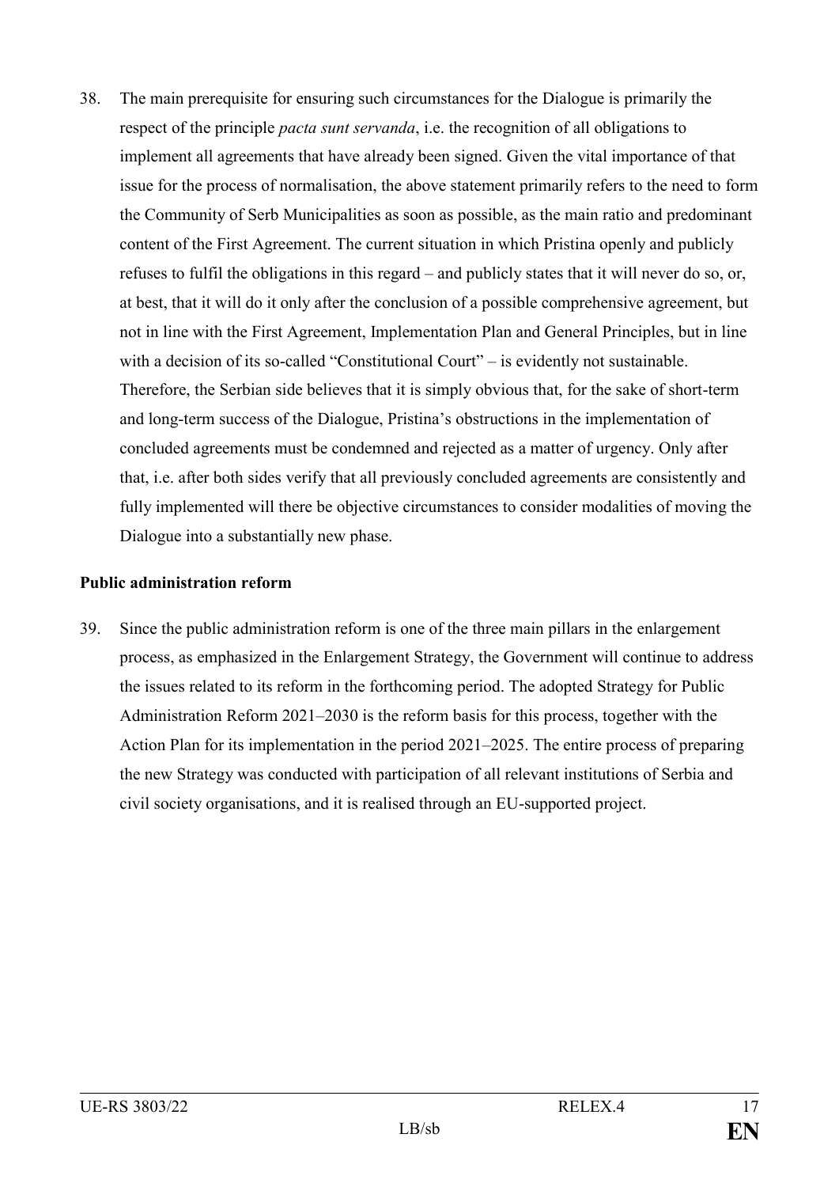38. The main prerequisite for ensuring such circumstances for the Dialogue is primarily the respect of the principle *pacta sunt servanda*, i.e. the recognition of all obligations to implement all agreements that have already been signed. Given the vital importance of that issue for the process of normalisation, the above statement primarily refers to the need to form the Community of Serb Municipalities as soon as possible, as the main ratio and predominant content of the First Agreement. The current situation in which Pristina openly and publicly refuses to fulfil the obligations in this regard – and publicly states that it will never do so, or, at best, that it will do it only after the conclusion of a possible comprehensive agreement, but not in line with the First Agreement, Implementation Plan and General Principles, but in line with a decision of its so-called "Constitutional Court" – is evidently not sustainable. Therefore, the Serbian side believes that it is simply obvious that, for the sake of short-term and long-term success of the Dialogue, Pristina's obstructions in the implementation of concluded agreements must be condemned and rejected as a matter of urgency. Only after that, i.e. after both sides verify that all previously concluded agreements are consistently and fully implemented will there be objective circumstances to consider modalities of moving the Dialogue into a substantially new phase.

**Public administration reform**

39. Since the public administration reform is one of the three main pillars in the enlargement process, as emphasized in the Enlargement Strategy, the Government will continue to address the issues related to its reform in the forthcoming period. The adopted Strategy for Public Administration Reform 2021–2030 is the reform basis for this process, together with the Action Plan for its implementation in the period 2021–2025. The entire process of preparing the new Strategy was conducted with participation of all relevant institutions of Serbia and civil society organisations, and it is realised through an EU-supported project.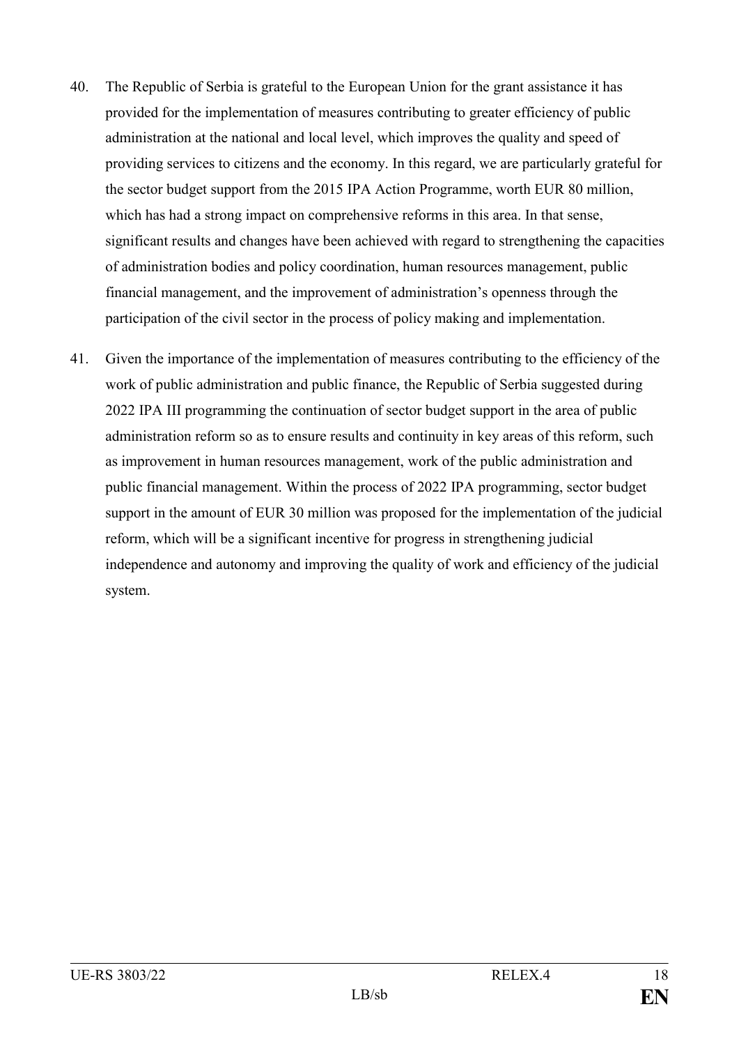40. The Republic of Serbia is grateful to the European Union for the grant assistance it has provided for the implementation of measures contributing to greater efficiency of public administration at the national and local level, which improves the quality and speed of providing services to citizens and the economy. In this regard, we are particularly grateful for the sector budget support from the 2015 IPA Action Programme, worth EUR 80 million, which has had a strong impact on comprehensive reforms in this area. In that sense, significant results and changes have been achieved with regard to strengthening the capacities of administration bodies and policy coordination, human resources management, public financial management, and the improvement of administration's openness through the participation of the civil sector in the process of policy making and implementation.

41. Given the importance of the implementation of measures contributing to the efficiency of the work of public administration and public finance, the Republic of Serbia suggested during 2022 IPA III programming the continuation of sector budget support in the area of public administration reform so as to ensure results and continuity in key areas of this reform, such as improvement in human resources management, work of the public administration and public financial management. Within the process of 2022 IPA programming, sector budget support in the amount of EUR 30 million was proposed for the implementation of the judicial reform, which will be a significant incentive for progress in strengthening judicial independence and autonomy and improving the quality of work and efficiency of the judicial system.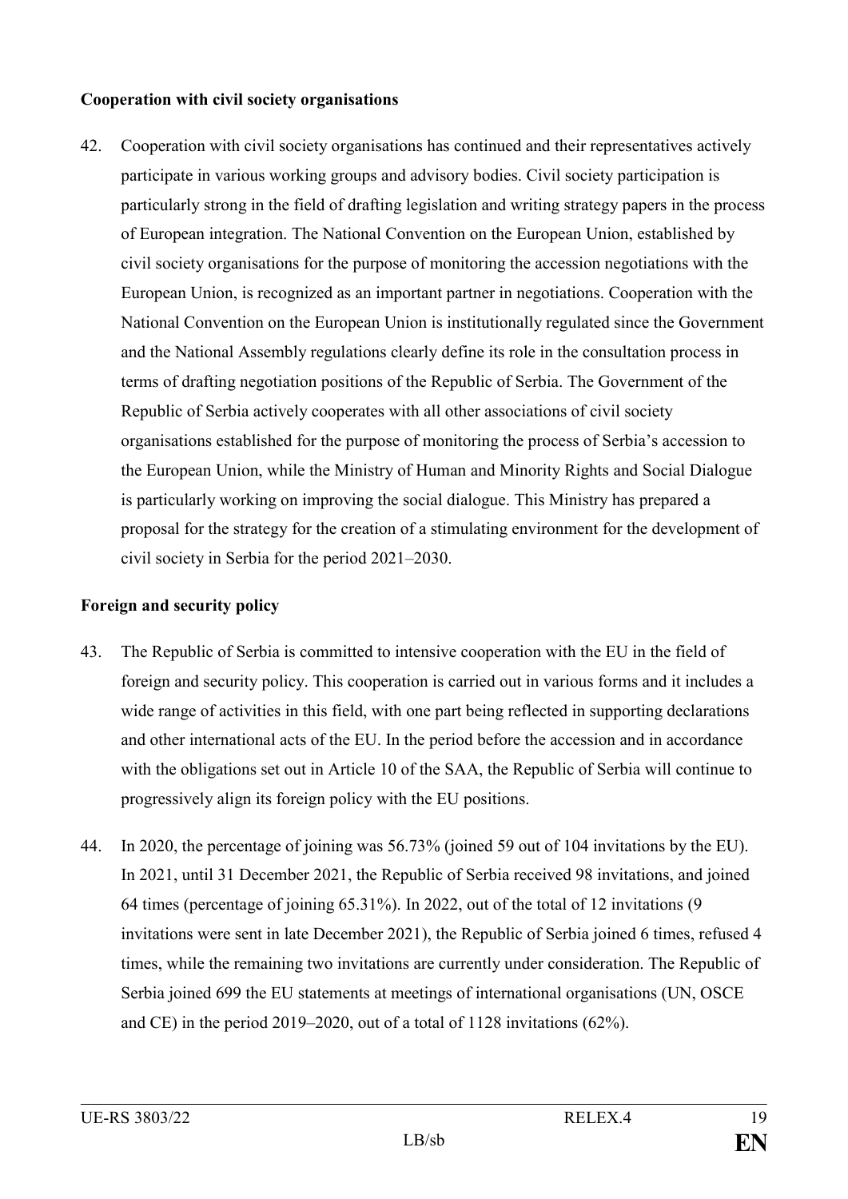**Cooperation with civil society organisations**

42. Cooperation with civil society organisations has continued and their representatives actively participate in various working groups and advisory bodies. Civil society participation is particularly strong in the field of drafting legislation and writing strategy papers in the process of European integration. The National Convention on the European Union, established by civil society organisations for the purpose of monitoring the accession negotiations with the European Union, is recognized as an important partner in negotiations. Cooperation with the National Convention on the European Union is institutionally regulated since the Government and the National Assembly regulations clearly define its role in the consultation process in terms of drafting negotiation positions of the Republic of Serbia. The Government of the Republic of Serbia actively cooperates with all other associations of civil society organisations established for the purpose of monitoring the process of Serbia's accession to the European Union, while the Ministry of Human and Minority Rights and Social Dialogue is particularly working on improving the social dialogue. This Ministry has prepared a proposal for the strategy for the creation of a stimulating environment for the development of civil society in Serbia for the period 2021–2030.

**Foreign and security policy**

43. The Republic of Serbia is committed to intensive cooperation with the EU in the field of foreign and security policy. This cooperation is carried out in various forms and it includes a wide range of activities in this field, with one part being reflected in supporting declarations and other international acts of the EU. In the period before the accession and in accordance with the obligations set out in Article 10 of the SAA, the Republic of Serbia will continue to progressively align its foreign policy with the EU positions.

44. In 2020, the percentage of joining was 56.73% (joined 59 out of 104 invitations by the EU). In 2021, until 31 December 2021, the Republic of Serbia received 98 invitations, and joined 64 times (percentage of joining 65.31%). In 2022, out of the total of 12 invitations (9 invitations were sent in late December 2021), the Republic of Serbia joined 6 times, refused 4 times, while the remaining two invitations are currently under consideration. The Republic of Serbia joined 699 the EU statements at meetings of international organisations (UN, OSCE and CE) in the period 2019–2020, out of a total of 1128 invitations (62%).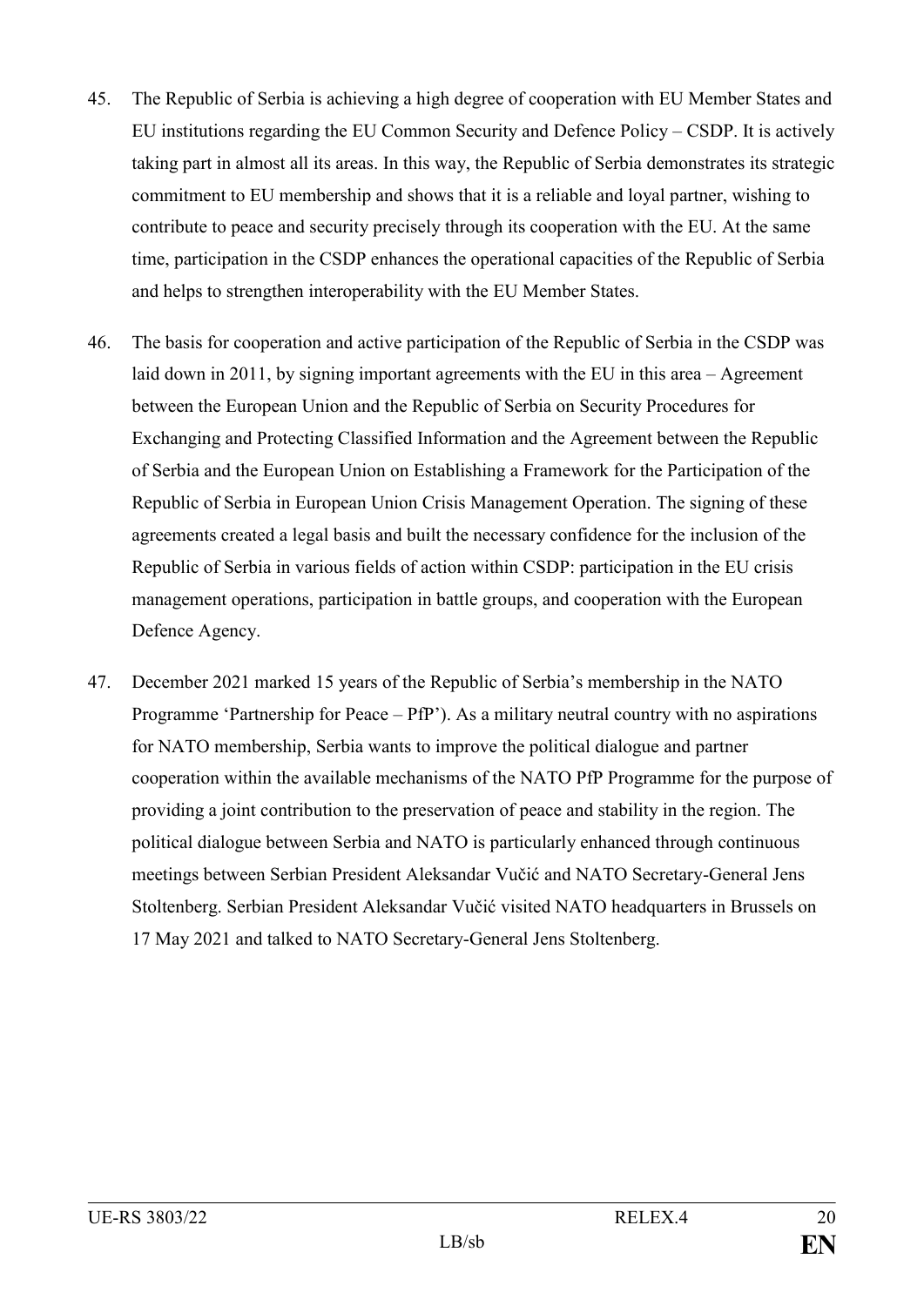45. The Republic of Serbia is achieving a high degree of cooperation with EU Member States and EU institutions regarding the EU Common Security and Defence Policy – CSDP. It is actively taking part in almost all its areas. In this way, the Republic of Serbia demonstrates its strategic commitment to EU membership and shows that it is a reliable and loyal partner, wishing to contribute to peace and security precisely through its cooperation with the EU. At the same time, participation in the CSDP enhances the operational capacities of the Republic of Serbia and helps to strengthen interoperability with the EU Member States.

46. The basis for cooperation and active participation of the Republic of Serbia in the CSDP was laid down in 2011, by signing important agreements with the EU in this area – Agreement between the European Union and the Republic of Serbia on Security Procedures for Exchanging and Protecting Classified Information and the Agreement between the Republic of Serbia and the European Union on Establishing a Framework for the Participation of the Republic of Serbia in European Union Crisis Management Operation. The signing of these agreements created a legal basis and built the necessary confidence for the inclusion of the Republic of Serbia in various fields of action within CSDP: participation in the EU crisis management operations, participation in battle groups, and cooperation with the European Defence Agency.

47. December 2021 marked 15 years of the Republic of Serbia's membership in the NATO Programme 'Partnership for Peace – PfP'). As a military neutral country with no aspirations for NATO membership, Serbia wants to improve the political dialogue and partner cooperation within the available mechanisms of the NATO PfP Programme for the purpose of providing a joint contribution to the preservation of peace and stability in the region. The political dialogue between Serbia and NATO is particularly enhanced through continuous meetings between Serbian President Aleksandar Vučić and NATO Secretary-General Jens Stoltenberg. Serbian President Aleksandar Vučić visited NATO headquarters in Brussels on 17 May 2021 and talked to NATO Secretary-General Jens Stoltenberg.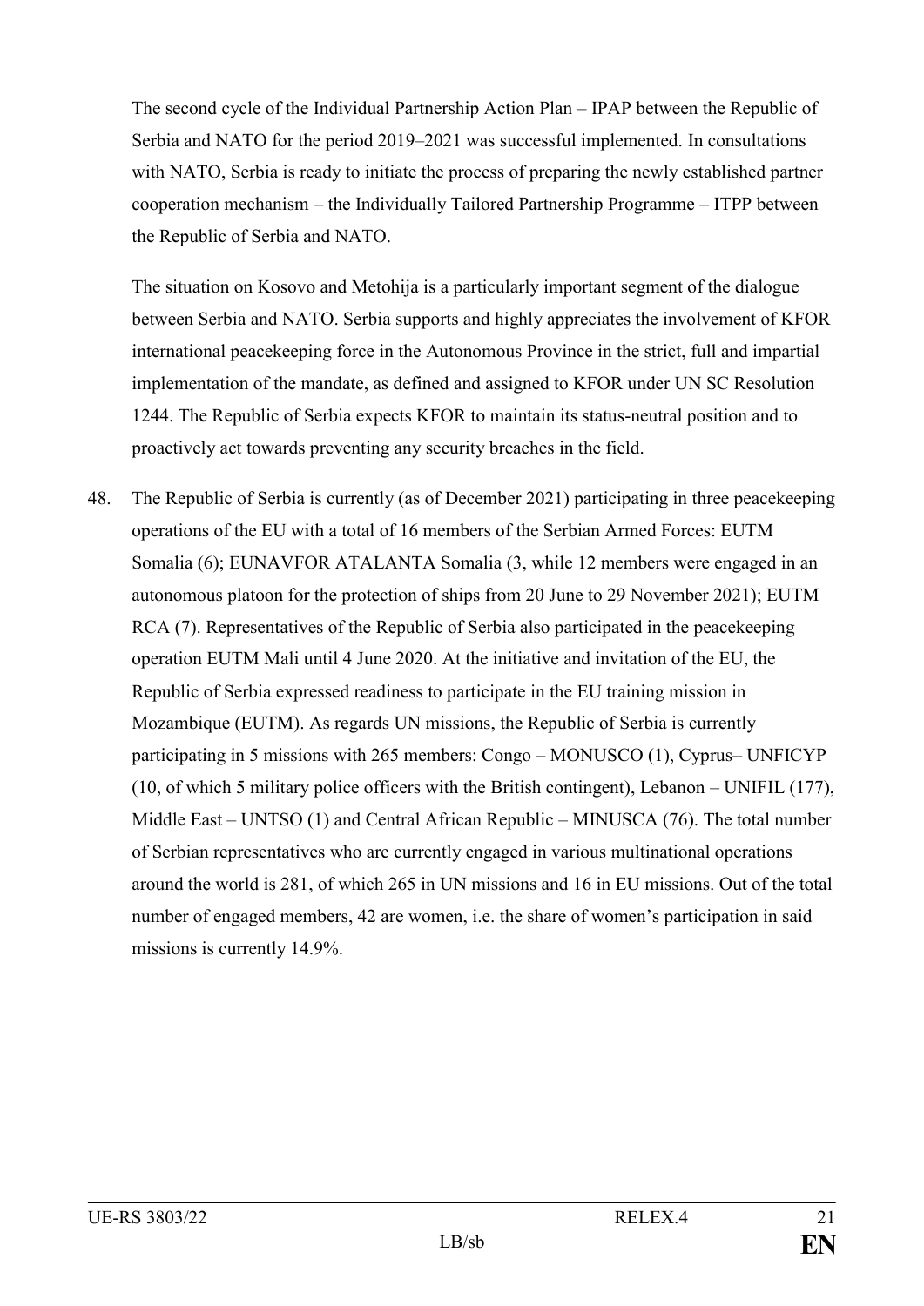The second cycle of the Individual Partnership Action Plan – IPAP between the Republic of Serbia and NATO for the period 2019–2021 was successful implemented. In consultations with NATO, Serbia is ready to initiate the process of preparing the newly established partner cooperation mechanism – the Individually Tailored Partnership Programme – ITPP between the Republic of Serbia and NATO.

The situation on Kosovo and Metohija is a particularly important segment of the dialogue between Serbia and NATO. Serbia supports and highly appreciates the involvement of KFOR international peacekeeping force in the Autonomous Province in the strict, full and impartial implementation of the mandate, as defined and assigned to KFOR under UN SC Resolution 1244. The Republic of Serbia expects KFOR to maintain its status-neutral position and to proactively act towards preventing any security breaches in the field.

48. The Republic of Serbia is currently (as of December 2021) participating in three peacekeeping operations of the EU with a total of 16 members of the Serbian Armed Forces: EUTM Somalia (6); EUNAVFOR ATALANTA Somalia (3, while 12 members were engaged in an autonomous platoon for the protection of ships from 20 June to 29 November 2021); EUTM RCA (7). Representatives of the Republic of Serbia also participated in the peacekeeping operation EUTM Mali until 4 June 2020. At the initiative and invitation of the EU, the Republic of Serbia expressed readiness to participate in the EU training mission in Mozambique (EUTM). As regards UN missions, the Republic of Serbia is currently participating in 5 missions with 265 members: Congo – MONUSCO (1), Cyprus– UNFICYP (10, of which 5 military police officers with the British contingent), Lebanon – UNIFIL (177), Middle East – UNTSO (1) and Central African Republic – MINUSCA (76). The total number of Serbian representatives who are currently engaged in various multinational operations around the world is 281, of which 265 in UN missions and 16 in EU missions. Out of the total number of engaged members, 42 are women, i.e. the share of women's participation in said missions is currently 14.9%.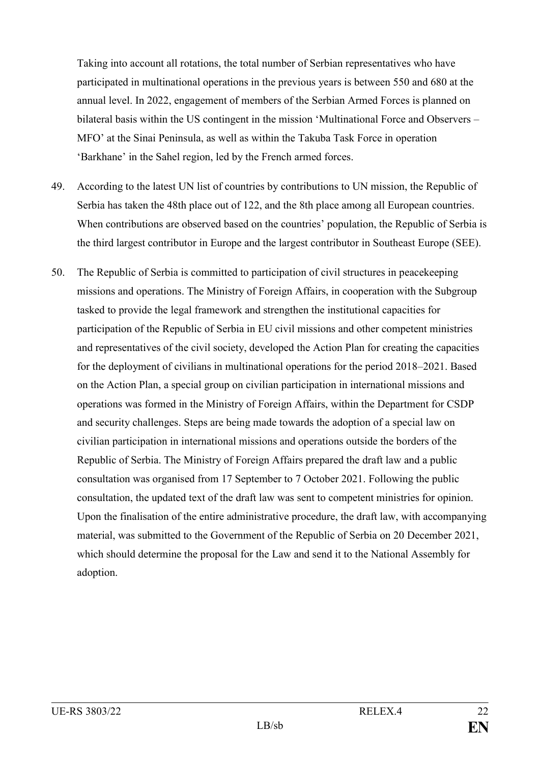Taking into account all rotations, the total number of Serbian representatives who have participated in multinational operations in the previous years is between 550 and 680 at the annual level. In 2022, engagement of members of the Serbian Armed Forces is planned on bilateral basis within the US contingent in the mission 'Multinational Force and Observers – MFO' at the Sinai Peninsula, as well as within the Takuba Task Force in operation 'Barkhane' in the Sahel region, led by the French armed forces.

49. According to the latest UN list of countries by contributions to UN mission, the Republic of Serbia has taken the 48th place out of 122, and the 8th place among all European countries. When contributions are observed based on the countries' population, the Republic of Serbia is the third largest contributor in Europe and the largest contributor in Southeast Europe (SEE).

50. The Republic of Serbia is committed to participation of civil structures in peacekeeping missions and operations. The Ministry of Foreign Affairs, in cooperation with the Subgroup tasked to provide the legal framework and strengthen the institutional capacities for participation of the Republic of Serbia in EU civil missions and other competent ministries and representatives of the civil society, developed the Action Plan for creating the capacities for the deployment of civilians in multinational operations for the period 2018–2021. Based on the Action Plan, a special group on civilian participation in international missions and operations was formed in the Ministry of Foreign Affairs, within the Department for CSDP and security challenges. Steps are being made towards the adoption of a special law on civilian participation in international missions and operations outside the borders of the Republic of Serbia. The Ministry of Foreign Affairs prepared the draft law and a public consultation was organised from 17 September to 7 October 2021. Following the public consultation, the updated text of the draft law was sent to competent ministries for opinion. Upon the finalisation of the entire administrative procedure, the draft law, with accompanying material, was submitted to the Government of the Republic of Serbia on 20 December 2021, which should determine the proposal for the Law and send it to the National Assembly for adoption.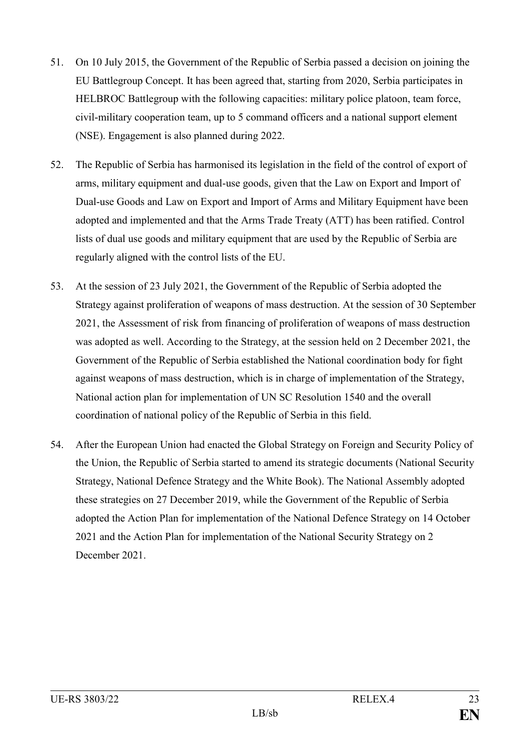51. On 10 July 2015, the Government of the Republic of Serbia passed a decision on joining the EU Battlegroup Concept. It has been agreed that, starting from 2020, Serbia participates in HELBROC Battlegroup with the following capacities: military police platoon, team force, civil-military cooperation team, up to 5 command officers and a national support element (NSE). Engagement is also planned during 2022.

52. The Republic of Serbia has harmonised its legislation in the field of the control of export of arms, military equipment and dual-use goods, given that the Law on Export and Import of Dual-use Goods and Law on Export and Import of Arms and Military Equipment have been adopted and implemented and that the Arms Trade Treaty (ATT) has been ratified. Control lists of dual use goods and military equipment that are used by the Republic of Serbia are regularly aligned with the control lists of the EU.

53. At the session of 23 July 2021, the Government of the Republic of Serbia adopted the Strategy against proliferation of weapons of mass destruction. At the session of 30 September 2021, the Assessment of risk from financing of proliferation of weapons of mass destruction was adopted as well. According to the Strategy, at the session held on 2 December 2021, the Government of the Republic of Serbia established the National coordination body for fight against weapons of mass destruction, which is in charge of implementation of the Strategy, National action plan for implementation of UN SC Resolution 1540 and the overall coordination of national policy of the Republic of Serbia in this field.

54. After the European Union had enacted the Global Strategy on Foreign and Security Policy of the Union, the Republic of Serbia started to amend its strategic documents (National Security Strategy, National Defence Strategy and the White Book). The National Assembly adopted these strategies on 27 December 2019, while the Government of the Republic of Serbia adopted the Action Plan for implementation of the National Defence Strategy on 14 October 2021 and the Action Plan for implementation of the National Security Strategy on 2 December 2021.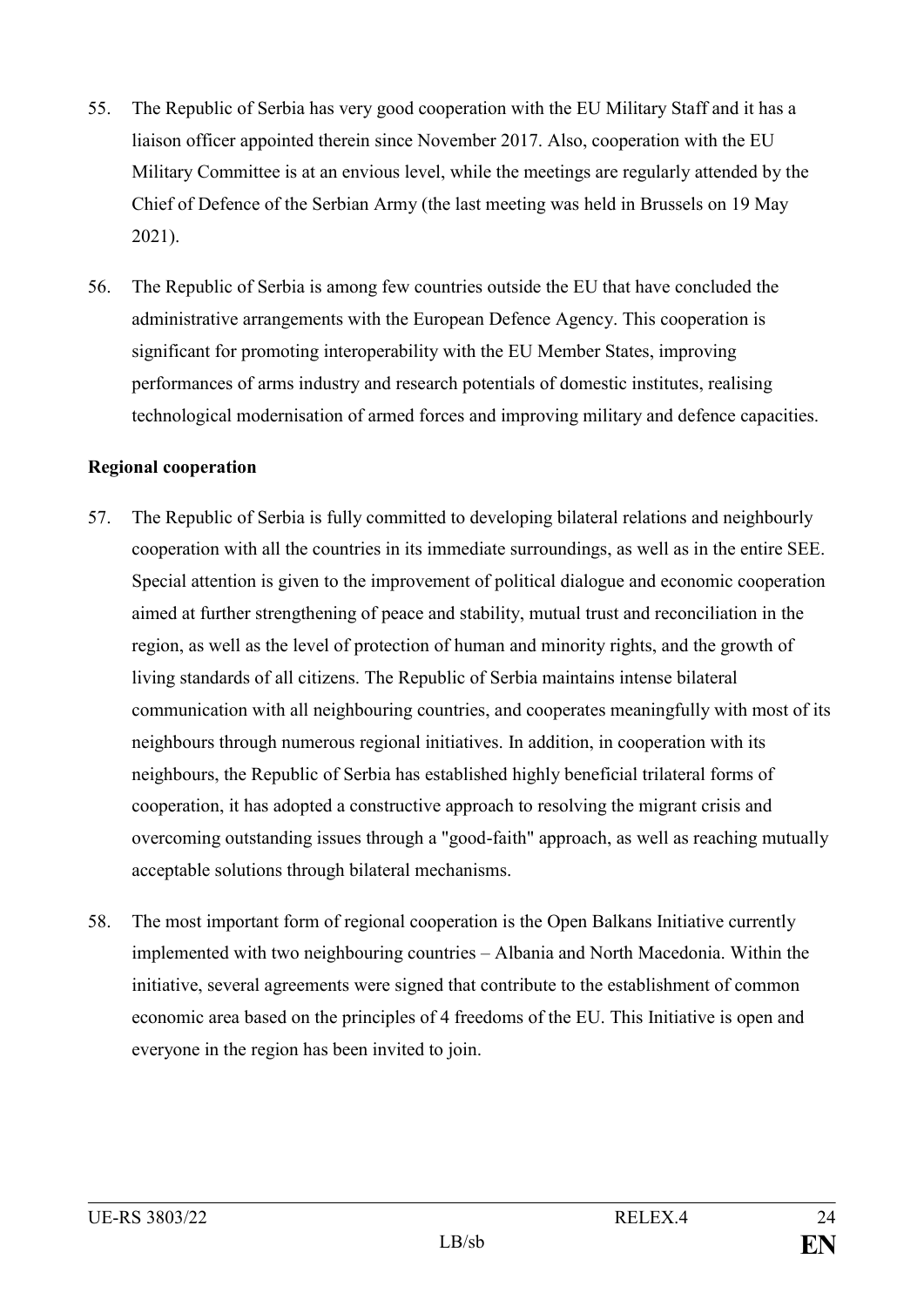55. The Republic of Serbia has very good cooperation with the EU Military Staff and it has a liaison officer appointed therein since November 2017. Also, cooperation with the EU Military Committee is at an envious level, while the meetings are regularly attended by the Chief of Defence of the Serbian Army (the last meeting was held in Brussels on 19 May 2021).

56. The Republic of Serbia is among few countries outside the EU that have concluded the administrative arrangements with the European Defence Agency. This cooperation is significant for promoting interoperability with the EU Member States, improving performances of arms industry and research potentials of domestic institutes, realising technological modernisation of armed forces and improving military and defence capacities.

**Regional cooperation**

57. The Republic of Serbia is fully committed to developing bilateral relations and neighbourly cooperation with all the countries in its immediate surroundings, as well as in the entire SEE. Special attention is given to the improvement of political dialogue and economic cooperation aimed at further strengthening of peace and stability, mutual trust and reconciliation in the region, as well as the level of protection of human and minority rights, and the growth of living standards of all citizens. The Republic of Serbia maintains intense bilateral communication with all neighbouring countries, and cooperates meaningfully with most of its neighbours through numerous regional initiatives. In addition, in cooperation with its neighbours, the Republic of Serbia has established highly beneficial trilateral forms of cooperation, it has adopted a constructive approach to resolving the migrant crisis and overcoming outstanding issues through a "good-faith" approach, as well as reaching mutually acceptable solutions through bilateral mechanisms.

58. The most important form of regional cooperation is the Open Balkans Initiative currently implemented with two neighbouring countries – Albania and North Macedonia. Within the initiative, several agreements were signed that contribute to the establishment of common economic area based on the principles of 4 freedoms of the EU. This Initiative is open and everyone in the region has been invited to join.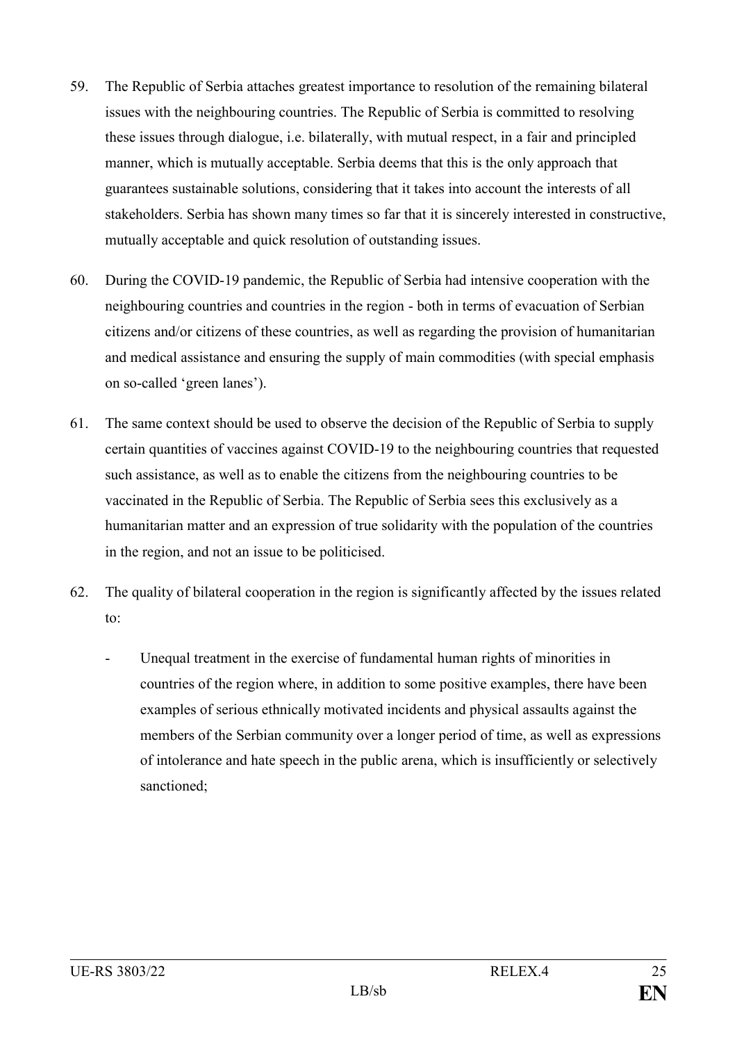59. The Republic of Serbia attaches greatest importance to resolution of the remaining bilateral issues with the neighbouring countries. The Republic of Serbia is committed to resolving these issues through dialogue, i.e. bilaterally, with mutual respect, in a fair and principled manner, which is mutually acceptable. Serbia deems that this is the only approach that guarantees sustainable solutions, considering that it takes into account the interests of all stakeholders. Serbia has shown many times so far that it is sincerely interested in constructive, mutually acceptable and quick resolution of outstanding issues.

60. During the COVID-19 pandemic, the Republic of Serbia had intensive cooperation with the neighbouring countries and countries in the region - both in terms of evacuation of Serbian citizens and/or citizens of these countries, as well as regarding the provision of humanitarian and medical assistance and ensuring the supply of main commodities (with special emphasis on so-called 'green lanes').

61. The same context should be used to observe the decision of the Republic of Serbia to supply certain quantities of vaccines against COVID-19 to the neighbouring countries that requested such assistance, as well as to enable the citizens from the neighbouring countries to be vaccinated in the Republic of Serbia. The Republic of Serbia sees this exclusively as a humanitarian matter and an expression of true solidarity with the population of the countries in the region, and not an issue to be politicised.

62. The quality of bilateral cooperation in the region is significantly affected by the issues related to:

    - Unequal treatment in the exercise of fundamental human rights of minorities in countries of the region where, in addition to some positive examples, there have been examples of serious ethnically motivated incidents and physical assaults against the members of the Serbian community over a longer period of time, as well as expressions of intolerance and hate speech in the public arena, which is insufficiently or selectively sanctioned;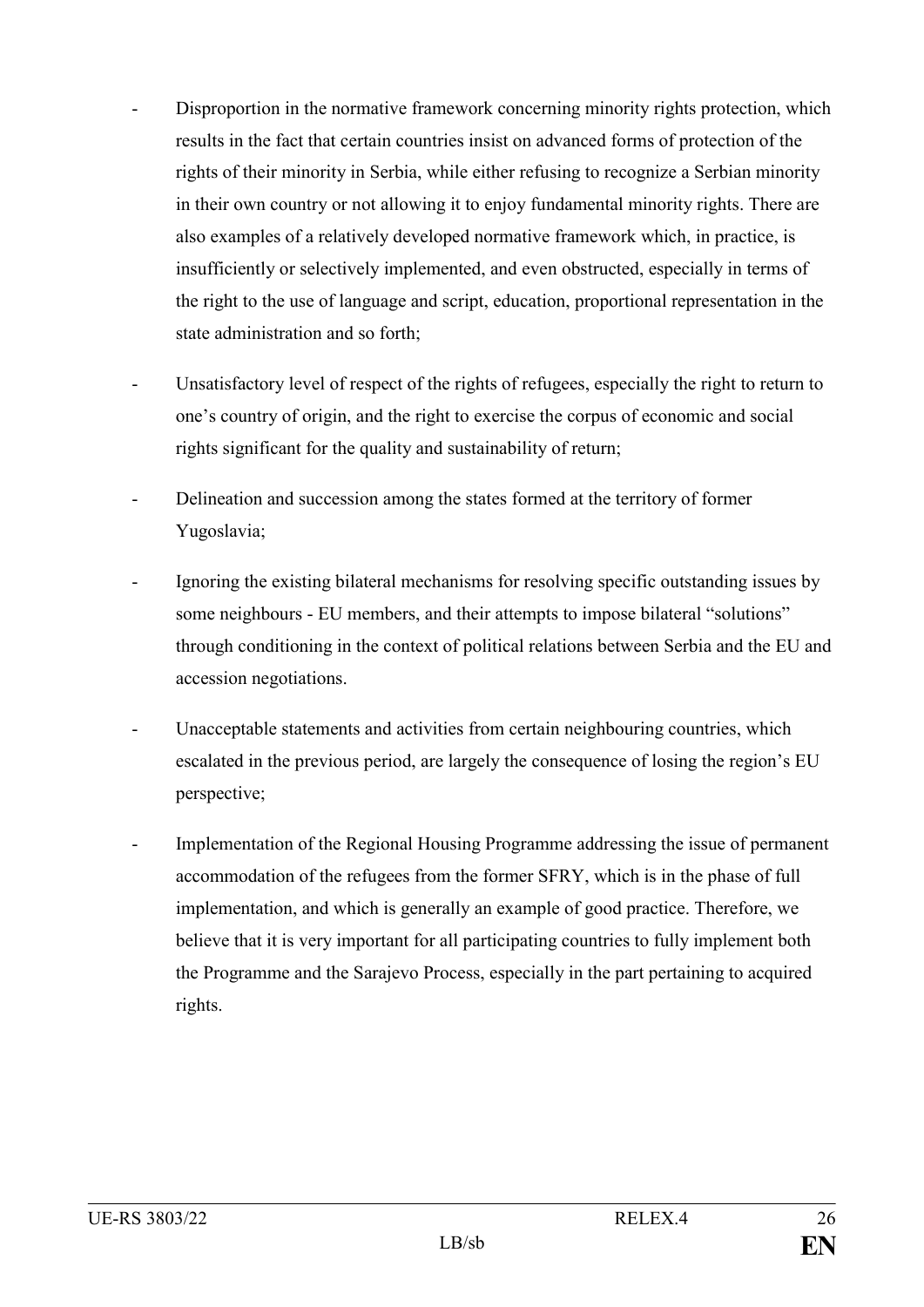- Disproportion in the normative framework concerning minority rights protection, which results in the fact that certain countries insist on advanced forms of protection of the rights of their minority in Serbia, while either refusing to recognize a Serbian minority in their own country or not allowing it to enjoy fundamental minority rights. There are also examples of a relatively developed normative framework which, in practice, is insufficiently or selectively implemented, and even obstructed, especially in terms of the right to the use of language and script, education, proportional representation in the state administration and so forth;
- Unsatisfactory level of respect of the rights of refugees, especially the right to return to one's country of origin, and the right to exercise the corpus of economic and social rights significant for the quality and sustainability of return;
- Delineation and succession among the states formed at the territory of former Yugoslavia;
- Ignoring the existing bilateral mechanisms for resolving specific outstanding issues by some neighbours - EU members, and their attempts to impose bilateral "solutions" through conditioning in the context of political relations between Serbia and the EU and accession negotiations.
- Unacceptable statements and activities from certain neighbouring countries, which escalated in the previous period, are largely the consequence of losing the region's EU perspective;
- Implementation of the Regional Housing Programme addressing the issue of permanent accommodation of the refugees from the former SFRY, which is in the phase of full implementation, and which is generally an example of good practice. Therefore, we believe that it is very important for all participating countries to fully implement both the Programme and the Sarajevo Process, especially in the part pertaining to acquired rights.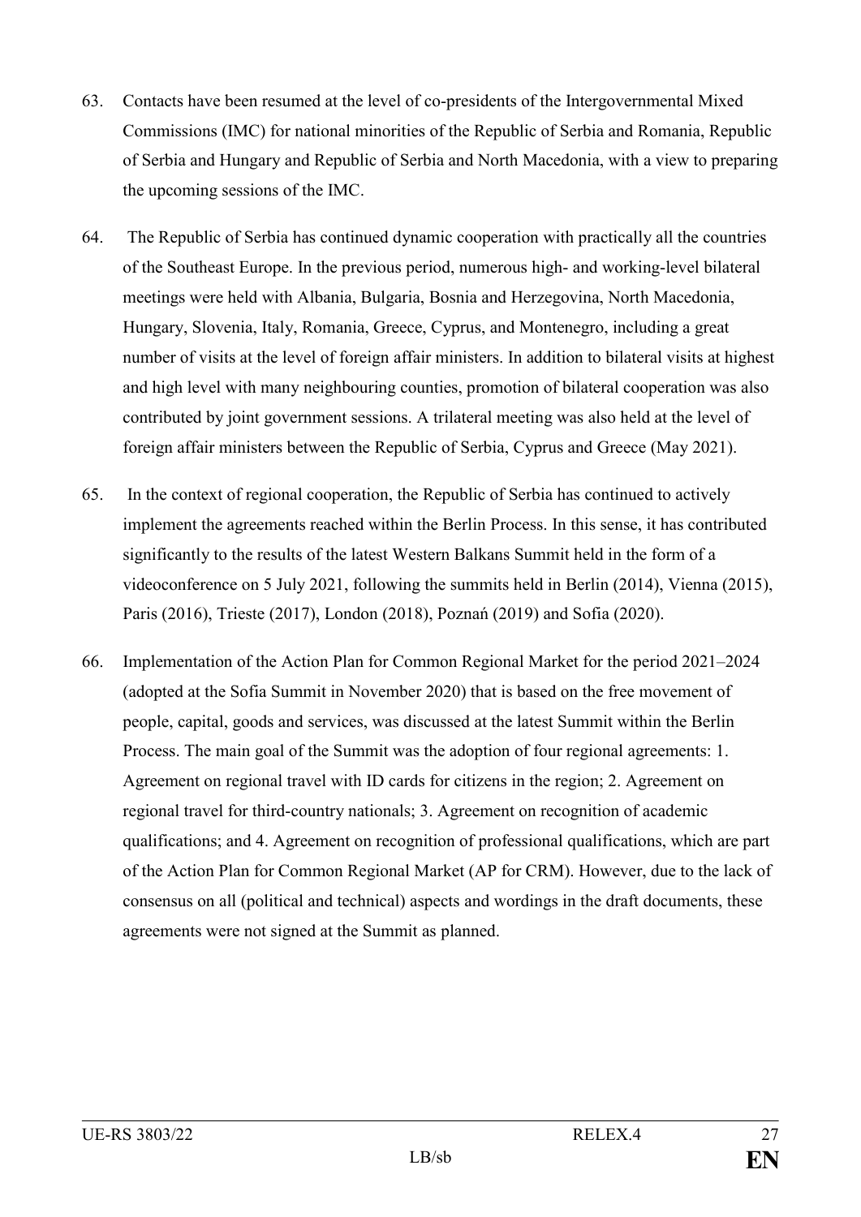63. Contacts have been resumed at the level of co-presidents of the Intergovernmental Mixed Commissions (IMC) for national minorities of the Republic of Serbia and Romania, Republic of Serbia and Hungary and Republic of Serbia and North Macedonia, with a view to preparing the upcoming sessions of the IMC.

64. The Republic of Serbia has continued dynamic cooperation with practically all the countries of the Southeast Europe. In the previous period, numerous high- and working-level bilateral meetings were held with Albania, Bulgaria, Bosnia and Herzegovina, North Macedonia, Hungary, Slovenia, Italy, Romania, Greece, Cyprus, and Montenegro, including a great number of visits at the level of foreign affair ministers. In addition to bilateral visits at highest and high level with many neighbouring counties, promotion of bilateral cooperation was also contributed by joint government sessions. A trilateral meeting was also held at the level of foreign affair ministers between the Republic of Serbia, Cyprus and Greece (May 2021).

65. In the context of regional cooperation, the Republic of Serbia has continued to actively implement the agreements reached within the Berlin Process. In this sense, it has contributed significantly to the results of the latest Western Balkans Summit held in the form of a videoconference on 5 July 2021, following the summits held in Berlin (2014), Vienna (2015), Paris (2016), Trieste (2017), London (2018), Poznań (2019) and Sofia (2020).

66. Implementation of the Action Plan for Common Regional Market for the period 2021–2024 (adopted at the Sofia Summit in November 2020) that is based on the free movement of people, capital, goods and services, was discussed at the latest Summit within the Berlin Process. The main goal of the Summit was the adoption of four regional agreements: 1. Agreement on regional travel with ID cards for citizens in the region; 2. Agreement on regional travel for third-country nationals; 3. Agreement on recognition of academic qualifications; and 4. Agreement on recognition of professional qualifications, which are part of the Action Plan for Common Regional Market (AP for CRM). However, due to the lack of consensus on all (political and technical) aspects and wordings in the draft documents, these agreements were not signed at the Summit as planned.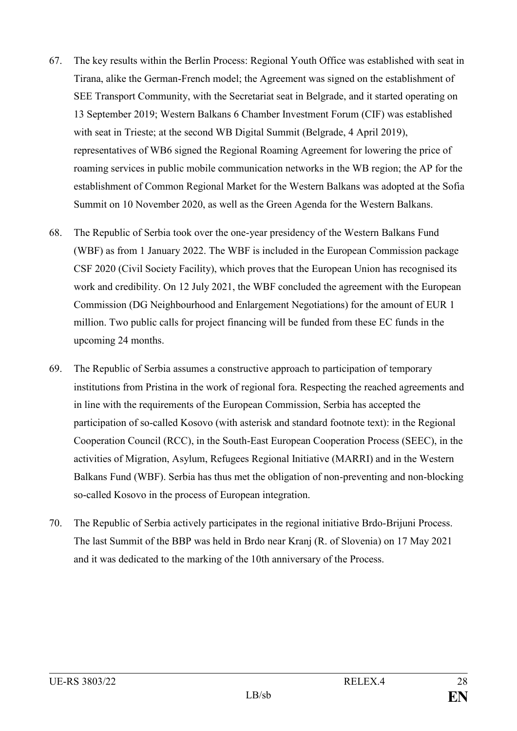67. The key results within the Berlin Process: Regional Youth Office was established with seat in Tirana, alike the German-French model; the Agreement was signed on the establishment of SEE Transport Community, with the Secretariat seat in Belgrade, and it started operating on 13 September 2019; Western Balkans 6 Chamber Investment Forum (CIF) was established with seat in Trieste; at the second WB Digital Summit (Belgrade, 4 April 2019), representatives of WB6 signed the Regional Roaming Agreement for lowering the price of roaming services in public mobile communication networks in the WB region; the AP for the establishment of Common Regional Market for the Western Balkans was adopted at the Sofia Summit on 10 November 2020, as well as the Green Agenda for the Western Balkans.

68. The Republic of Serbia took over the one-year presidency of the Western Balkans Fund (WBF) as from 1 January 2022. The WBF is included in the European Commission package CSF 2020 (Civil Society Facility), which proves that the European Union has recognised its work and credibility. On 12 July 2021, the WBF concluded the agreement with the European Commission (DG Neighbourhood and Enlargement Negotiations) for the amount of EUR 1 million. Two public calls for project financing will be funded from these EC funds in the upcoming 24 months.

69. The Republic of Serbia assumes a constructive approach to participation of temporary institutions from Pristina in the work of regional fora. Respecting the reached agreements and in line with the requirements of the European Commission, Serbia has accepted the participation of so-called Kosovo (with asterisk and standard footnote text): in the Regional Cooperation Council (RCC), in the South-East European Cooperation Process (SEEC), in the activities of Migration, Asylum, Refugees Regional Initiative (MARRI) and in the Western Balkans Fund (WBF). Serbia has thus met the obligation of non-preventing and non-blocking so-called Kosovo in the process of European integration.

70. The Republic of Serbia actively participates in the regional initiative Brdo-Brijuni Process. The last Summit of the BBP was held in Brdo near Kranj (R. of Slovenia) on 17 May 2021 and it was dedicated to the marking of the 10th anniversary of the Process.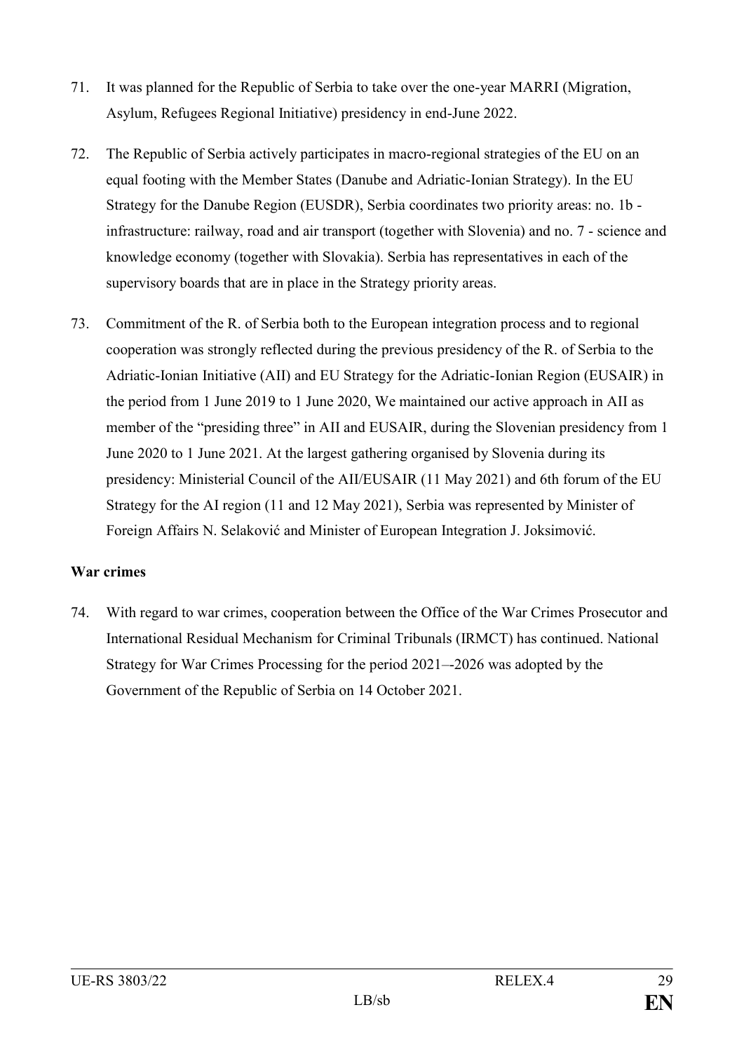71. It was planned for the Republic of Serbia to take over the one-year MARRI (Migration, Asylum, Refugees Regional Initiative) presidency in end-June 2022.

72. The Republic of Serbia actively participates in macro-regional strategies of the EU on an equal footing with the Member States (Danube and Adriatic-Ionian Strategy). In the EU Strategy for the Danube Region (EUSDR), Serbia coordinates two priority areas: no. 1b - infrastructure: railway, road and air transport (together with Slovenia) and no. 7 - science and knowledge economy (together with Slovakia). Serbia has representatives in each of the supervisory boards that are in place in the Strategy priority areas.

73. Commitment of the R. of Serbia both to the European integration process and to regional cooperation was strongly reflected during the previous presidency of the R. of Serbia to the Adriatic-Ionian Initiative (AII) and EU Strategy for the Adriatic-Ionian Region (EUSAIR) in the period from 1 June 2019 to 1 June 2020, We maintained our active approach in AII as member of the "presiding three" in AII and EUSAIR, during the Slovenian presidency from 1 June 2020 to 1 June 2021. At the largest gathering organised by Slovenia during its presidency: Ministerial Council of the AII/EUSAIR (11 May 2021) and 6th forum of the EU Strategy for the AI region (11 and 12 May 2021), Serbia was represented by Minister of Foreign Affairs N. Selaković and Minister of European Integration J. Joksimović.

**War crimes**

74. With regard to war crimes, cooperation between the Office of the War Crimes Prosecutor and International Residual Mechanism for Criminal Tribunals (IRMCT) has continued. National Strategy for War Crimes Processing for the period 2021–-2026 was adopted by the Government of the Republic of Serbia on 14 October 2021.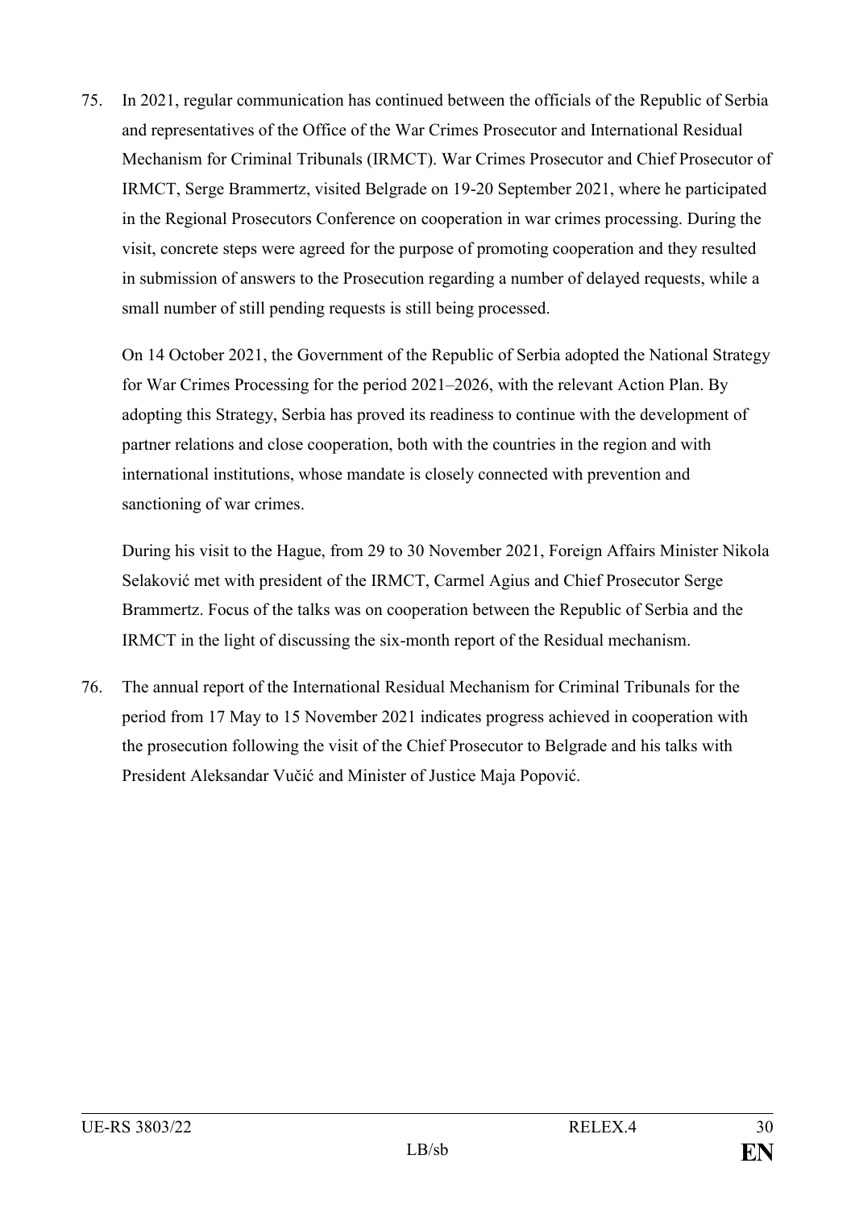75. In 2021, regular communication has continued between the officials of the Republic of Serbia and representatives of the Office of the War Crimes Prosecutor and International Residual Mechanism for Criminal Tribunals (IRMCT). War Crimes Prosecutor and Chief Prosecutor of IRMCT, Serge Brammertz, visited Belgrade on 19-20 September 2021, where he participated in the Regional Prosecutors Conference on cooperation in war crimes processing. During the visit, concrete steps were agreed for the purpose of promoting cooperation and they resulted in submission of answers to the Prosecution regarding a number of delayed requests, while a small number of still pending requests is still being processed.

    On 14 October 2021, the Government of the Republic of Serbia adopted the National Strategy for War Crimes Processing for the period 2021–2026, with the relevant Action Plan. By adopting this Strategy, Serbia has proved its readiness to continue with the development of partner relations and close cooperation, both with the countries in the region and with international institutions, whose mandate is closely connected with prevention and sanctioning of war crimes.

    During his visit to the Hague, from 29 to 30 November 2021, Foreign Affairs Minister Nikola Selaković met with president of the IRMCT, Carmel Agius and Chief Prosecutor Serge Brammertz. Focus of the talks was on cooperation between the Republic of Serbia and the IRMCT in the light of discussing the six-month report of the Residual mechanism.

76. The annual report of the International Residual Mechanism for Criminal Tribunals for the period from 17 May to 15 November 2021 indicates progress achieved in cooperation with the prosecution following the visit of the Chief Prosecutor to Belgrade and his talks with President Aleksandar Vučić and Minister of Justice Maja Popović.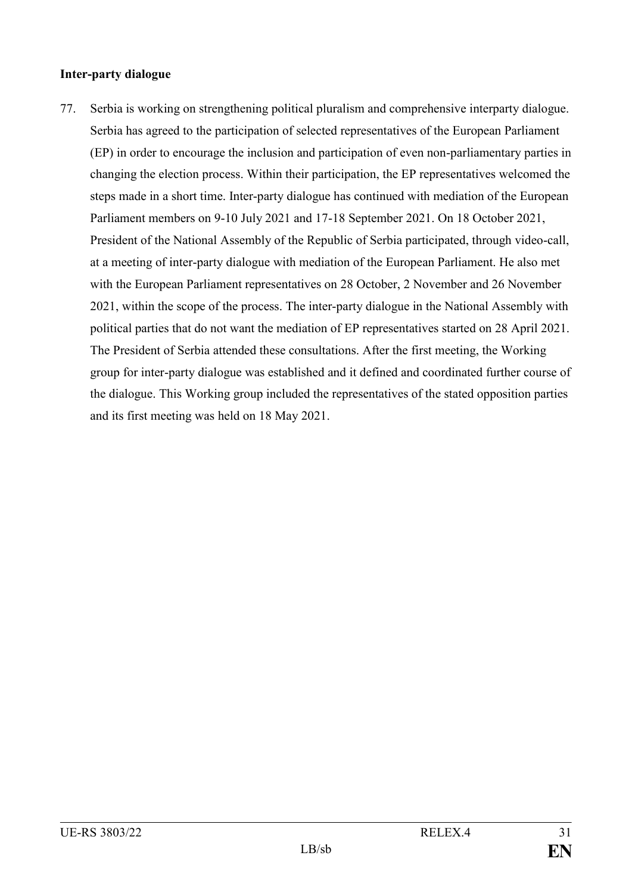**Inter-party dialogue**

77. Serbia is working on strengthening political pluralism and comprehensive interparty dialogue. Serbia has agreed to the participation of selected representatives of the European Parliament (EP) in order to encourage the inclusion and participation of even non-parliamentary parties in changing the election process. Within their participation, the EP representatives welcomed the steps made in a short time. Inter-party dialogue has continued with mediation of the European Parliament members on 9-10 July 2021 and 17-18 September 2021. On 18 October 2021, President of the National Assembly of the Republic of Serbia participated, through video-call, at a meeting of inter-party dialogue with mediation of the European Parliament. He also met with the European Parliament representatives on 28 October, 2 November and 26 November 2021, within the scope of the process. The inter-party dialogue in the National Assembly with political parties that do not want the mediation of EP representatives started on 28 April 2021. The President of Serbia attended these consultations. After the first meeting, the Working group for inter-party dialogue was established and it defined and coordinated further course of the dialogue. This Working group included the representatives of the stated opposition parties and its first meeting was held on 18 May 2021.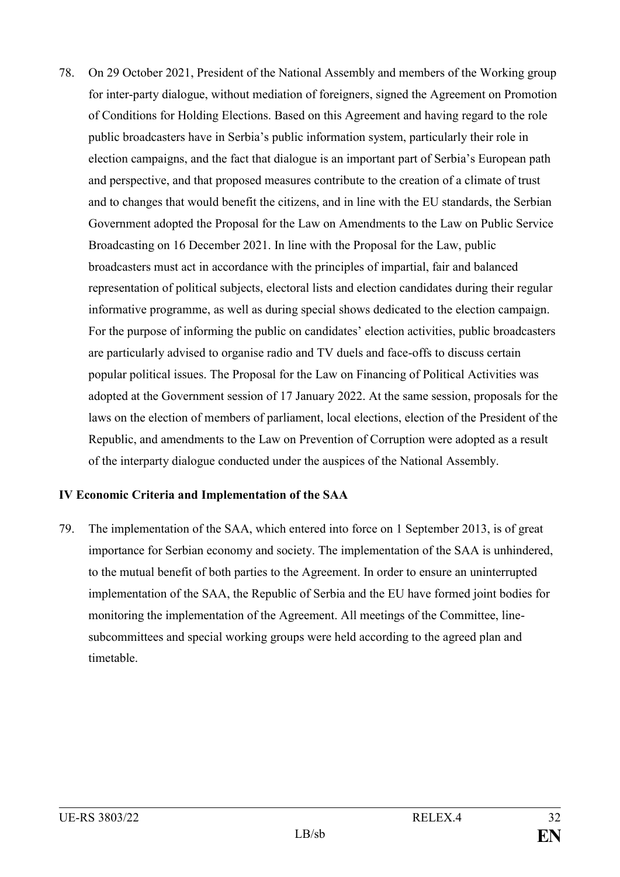78. On 29 October 2021, President of the National Assembly and members of the Working group for inter-party dialogue, without mediation of foreigners, signed the Agreement on Promotion of Conditions for Holding Elections. Based on this Agreement and having regard to the role public broadcasters have in Serbia's public information system, particularly their role in election campaigns, and the fact that dialogue is an important part of Serbia's European path and perspective, and that proposed measures contribute to the creation of a climate of trust and to changes that would benefit the citizens, and in line with the EU standards, the Serbian Government adopted the Proposal for the Law on Amendments to the Law on Public Service Broadcasting on 16 December 2021. In line with the Proposal for the Law, public broadcasters must act in accordance with the principles of impartial, fair and balanced representation of political subjects, electoral lists and election candidates during their regular informative programme, as well as during special shows dedicated to the election campaign. For the purpose of informing the public on candidates' election activities, public broadcasters are particularly advised to organise radio and TV duels and face-offs to discuss certain popular political issues. The Proposal for the Law on Financing of Political Activities was adopted at the Government session of 17 January 2022. At the same session, proposals for the laws on the election of members of parliament, local elections, election of the President of the Republic, and amendments to the Law on Prevention of Corruption were adopted as a result of the interparty dialogue conducted under the auspices of the National Assembly.

**IV Economic Criteria and Implementation of the SAA**

79. The implementation of the SAA, which entered into force on 1 September 2013, is of great importance for Serbian economy and society. The implementation of the SAA is unhindered, to the mutual benefit of both parties to the Agreement. In order to ensure an uninterrupted implementation of the SAA, the Republic of Serbia and the EU have formed joint bodies for monitoring the implementation of the Agreement. All meetings of the Committee, line-subcommittees and special working groups were held according to the agreed plan and timetable.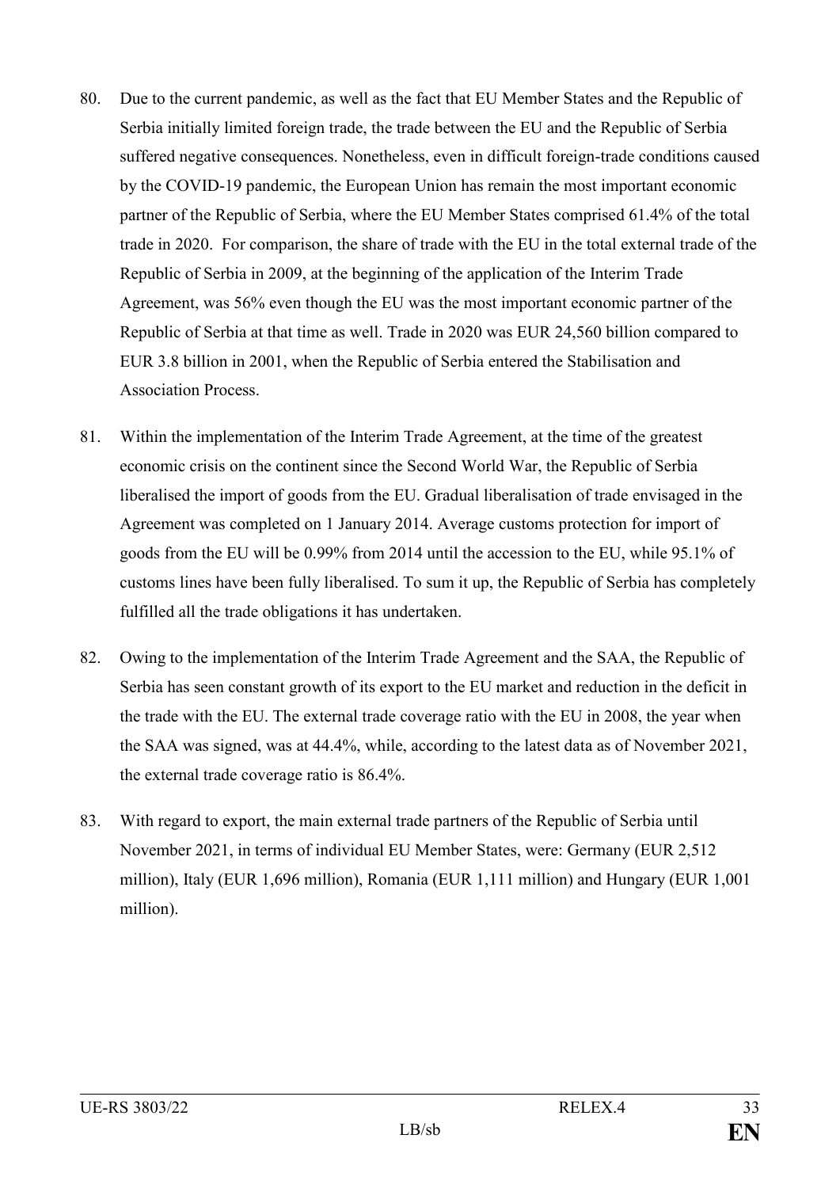80. Due to the current pandemic, as well as the fact that EU Member States and the Republic of Serbia initially limited foreign trade, the trade between the EU and the Republic of Serbia suffered negative consequences. Nonetheless, even in difficult foreign-trade conditions caused by the COVID-19 pandemic, the European Union has remain the most important economic partner of the Republic of Serbia, where the EU Member States comprised 61.4% of the total trade in 2020. For comparison, the share of trade with the EU in the total external trade of the Republic of Serbia in 2009, at the beginning of the application of the Interim Trade Agreement, was 56% even though the EU was the most important economic partner of the Republic of Serbia at that time as well. Trade in 2020 was EUR 24,560 billion compared to EUR 3.8 billion in 2001, when the Republic of Serbia entered the Stabilisation and Association Process.

81. Within the implementation of the Interim Trade Agreement, at the time of the greatest economic crisis on the continent since the Second World War, the Republic of Serbia liberalised the import of goods from the EU. Gradual liberalisation of trade envisaged in the Agreement was completed on 1 January 2014. Average customs protection for import of goods from the EU will be 0.99% from 2014 until the accession to the EU, while 95.1% of customs lines have been fully liberalised. To sum it up, the Republic of Serbia has completely fulfilled all the trade obligations it has undertaken.

82. Owing to the implementation of the Interim Trade Agreement and the SAA, the Republic of Serbia has seen constant growth of its export to the EU market and reduction in the deficit in the trade with the EU. The external trade coverage ratio with the EU in 2008, the year when the SAA was signed, was at 44.4%, while, according to the latest data as of November 2021, the external trade coverage ratio is 86.4%.

83. With regard to export, the main external trade partners of the Republic of Serbia until November 2021, in terms of individual EU Member States, were: Germany (EUR 2,512 million), Italy (EUR 1,696 million), Romania (EUR 1,111 million) and Hungary (EUR 1,001 million).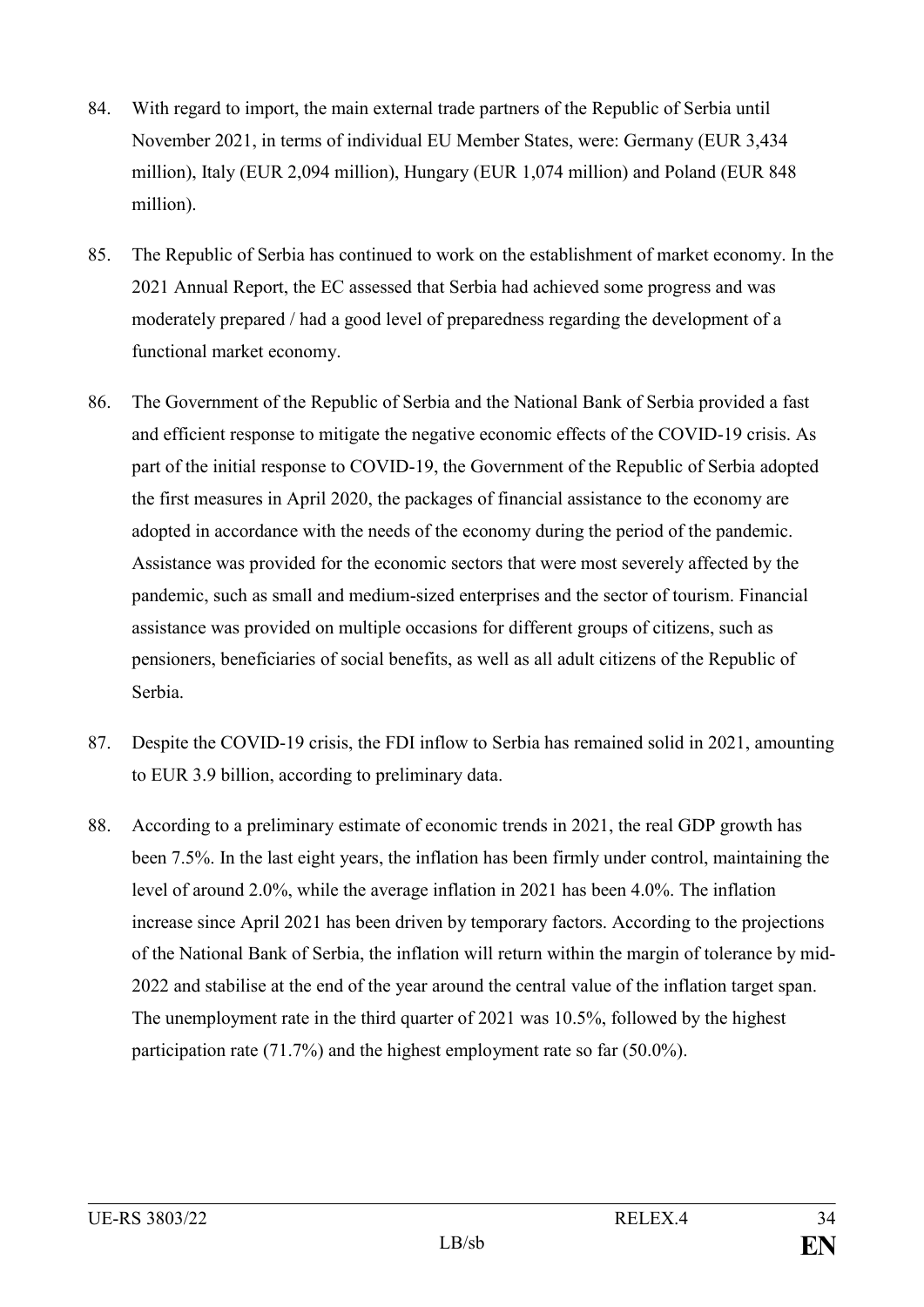84. With regard to import, the main external trade partners of the Republic of Serbia until November 2021, in terms of individual EU Member States, were: Germany (EUR 3,434 million), Italy (EUR 2,094 million), Hungary (EUR 1,074 million) and Poland (EUR 848 million).

85. The Republic of Serbia has continued to work on the establishment of market economy. In the 2021 Annual Report, the EC assessed that Serbia had achieved some progress and was moderately prepared / had a good level of preparedness regarding the development of a functional market economy.

86. The Government of the Republic of Serbia and the National Bank of Serbia provided a fast and efficient response to mitigate the negative economic effects of the COVID-19 crisis. As part of the initial response to COVID-19, the Government of the Republic of Serbia adopted the first measures in April 2020, the packages of financial assistance to the economy are adopted in accordance with the needs of the economy during the period of the pandemic. Assistance was provided for the economic sectors that were most severely affected by the pandemic, such as small and medium-sized enterprises and the sector of tourism. Financial assistance was provided on multiple occasions for different groups of citizens, such as pensioners, beneficiaries of social benefits, as well as all adult citizens of the Republic of Serbia.

87. Despite the COVID-19 crisis, the FDI inflow to Serbia has remained solid in 2021, amounting to EUR 3.9 billion, according to preliminary data.

88. According to a preliminary estimate of economic trends in 2021, the real GDP growth has been 7.5%. In the last eight years, the inflation has been firmly under control, maintaining the level of around 2.0%, while the average inflation in 2021 has been 4.0%. The inflation increase since April 2021 has been driven by temporary factors. According to the projections of the National Bank of Serbia, the inflation will return within the margin of tolerance by mid-2022 and stabilise at the end of the year around the central value of the inflation target span. The unemployment rate in the third quarter of 2021 was 10.5%, followed by the highest participation rate (71.7%) and the highest employment rate so far (50.0%).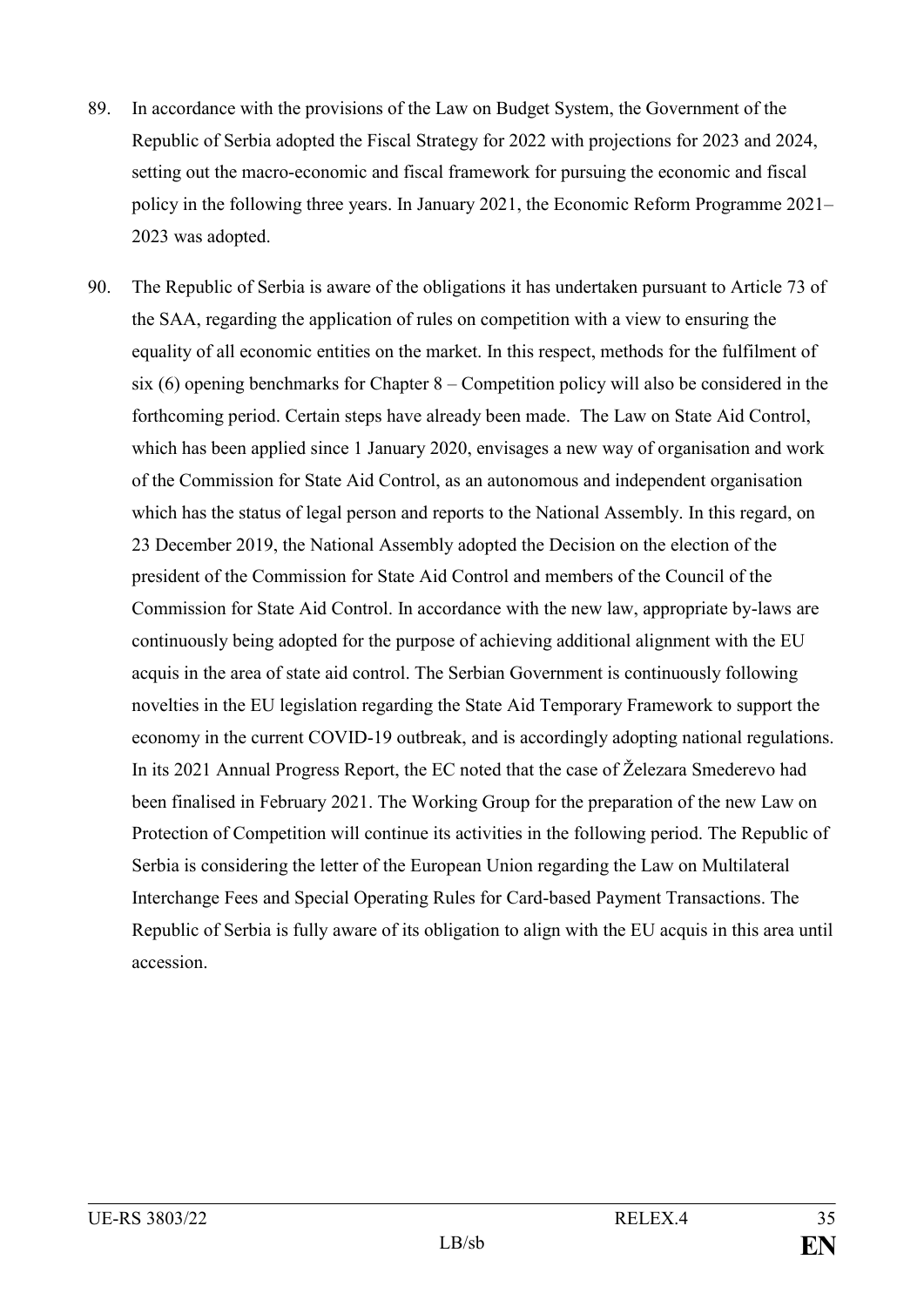89. In accordance with the provisions of the Law on Budget System, the Government of the Republic of Serbia adopted the Fiscal Strategy for 2022 with projections for 2023 and 2024, setting out the macro-economic and fiscal framework for pursuing the economic and fiscal policy in the following three years. In January 2021, the Economic Reform Programme 2021–2023 was adopted.

90. The Republic of Serbia is aware of the obligations it has undertaken pursuant to Article 73 of the SAA, regarding the application of rules on competition with a view to ensuring the equality of all economic entities on the market. In this respect, methods for the fulfilment of six (6) opening benchmarks for Chapter 8 – Competition policy will also be considered in the forthcoming period. Certain steps have already been made. The Law on State Aid Control, which has been applied since 1 January 2020, envisages a new way of organisation and work of the Commission for State Aid Control, as an autonomous and independent organisation which has the status of legal person and reports to the National Assembly. In this regard, on 23 December 2019, the National Assembly adopted the Decision on the election of the president of the Commission for State Aid Control and members of the Council of the Commission for State Aid Control. In accordance with the new law, appropriate by-laws are continuously being adopted for the purpose of achieving additional alignment with the EU acquis in the area of state aid control. The Serbian Government is continuously following novelties in the EU legislation regarding the State Aid Temporary Framework to support the economy in the current COVID-19 outbreak, and is accordingly adopting national regulations. In its 2021 Annual Progress Report, the EC noted that the case of Železara Smederevo had been finalised in February 2021. The Working Group for the preparation of the new Law on Protection of Competition will continue its activities in the following period. The Republic of Serbia is considering the letter of the European Union regarding the Law on Multilateral Interchange Fees and Special Operating Rules for Card-based Payment Transactions. The Republic of Serbia is fully aware of its obligation to align with the EU acquis in this area until accession.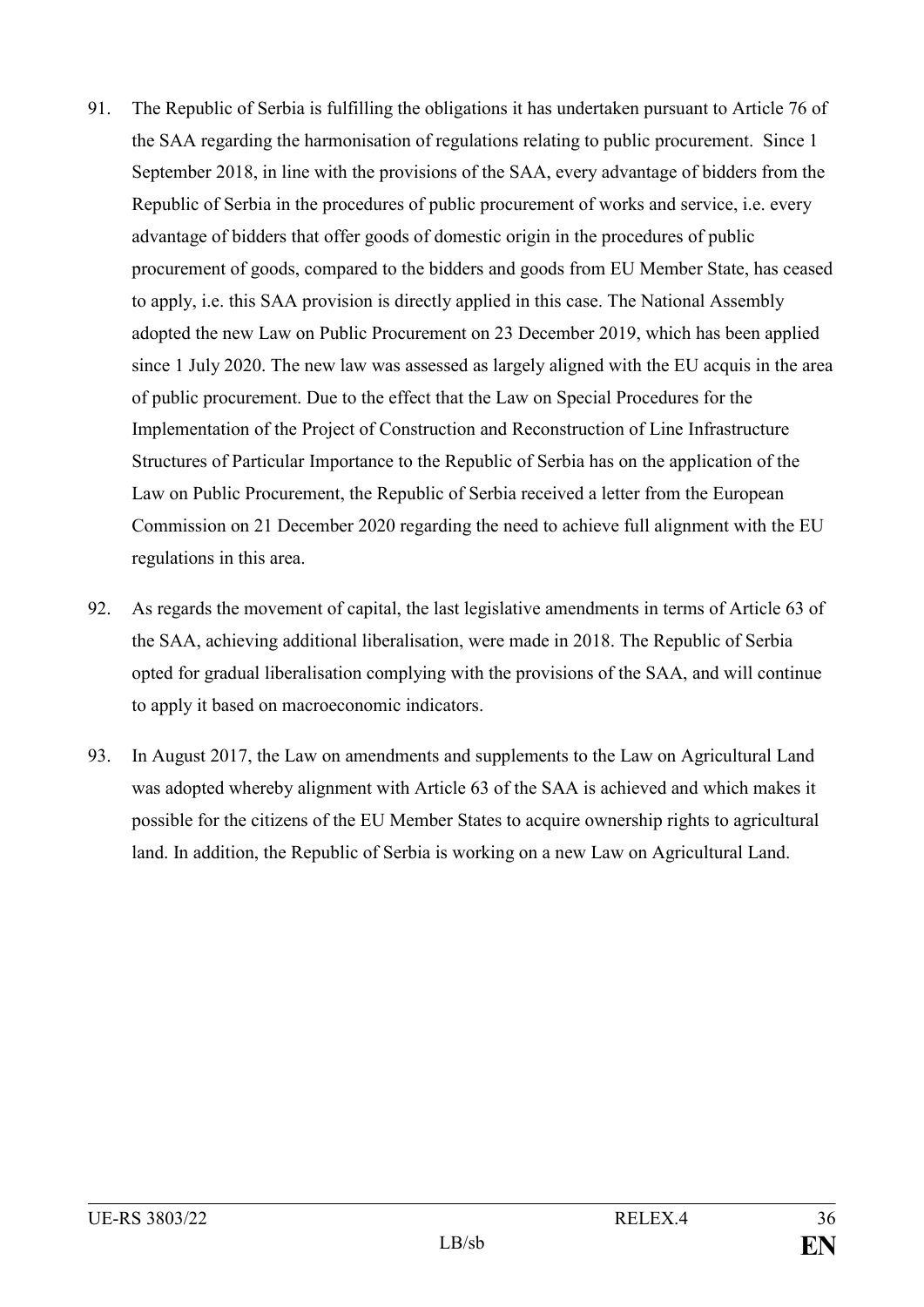91. The Republic of Serbia is fulfilling the obligations it has undertaken pursuant to Article 76 of the SAA regarding the harmonisation of regulations relating to public procurement. Since 1 September 2018, in line with the provisions of the SAA, every advantage of bidders from the Republic of Serbia in the procedures of public procurement of works and service, i.e. every advantage of bidders that offer goods of domestic origin in the procedures of public procurement of goods, compared to the bidders and goods from EU Member State, has ceased to apply, i.e. this SAA provision is directly applied in this case. The National Assembly adopted the new Law on Public Procurement on 23 December 2019, which has been applied since 1 July 2020. The new law was assessed as largely aligned with the EU acquis in the area of public procurement. Due to the effect that the Law on Special Procedures for the Implementation of the Project of Construction and Reconstruction of Line Infrastructure Structures of Particular Importance to the Republic of Serbia has on the application of the Law on Public Procurement, the Republic of Serbia received a letter from the European Commission on 21 December 2020 regarding the need to achieve full alignment with the EU regulations in this area.

92. As regards the movement of capital, the last legislative amendments in terms of Article 63 of the SAA, achieving additional liberalisation, were made in 2018. The Republic of Serbia opted for gradual liberalisation complying with the provisions of the SAA, and will continue to apply it based on macroeconomic indicators.

93. In August 2017, the Law on amendments and supplements to the Law on Agricultural Land was adopted whereby alignment with Article 63 of the SAA is achieved and which makes it possible for the citizens of the EU Member States to acquire ownership rights to agricultural land. In addition, the Republic of Serbia is working on a new Law on Agricultural Land.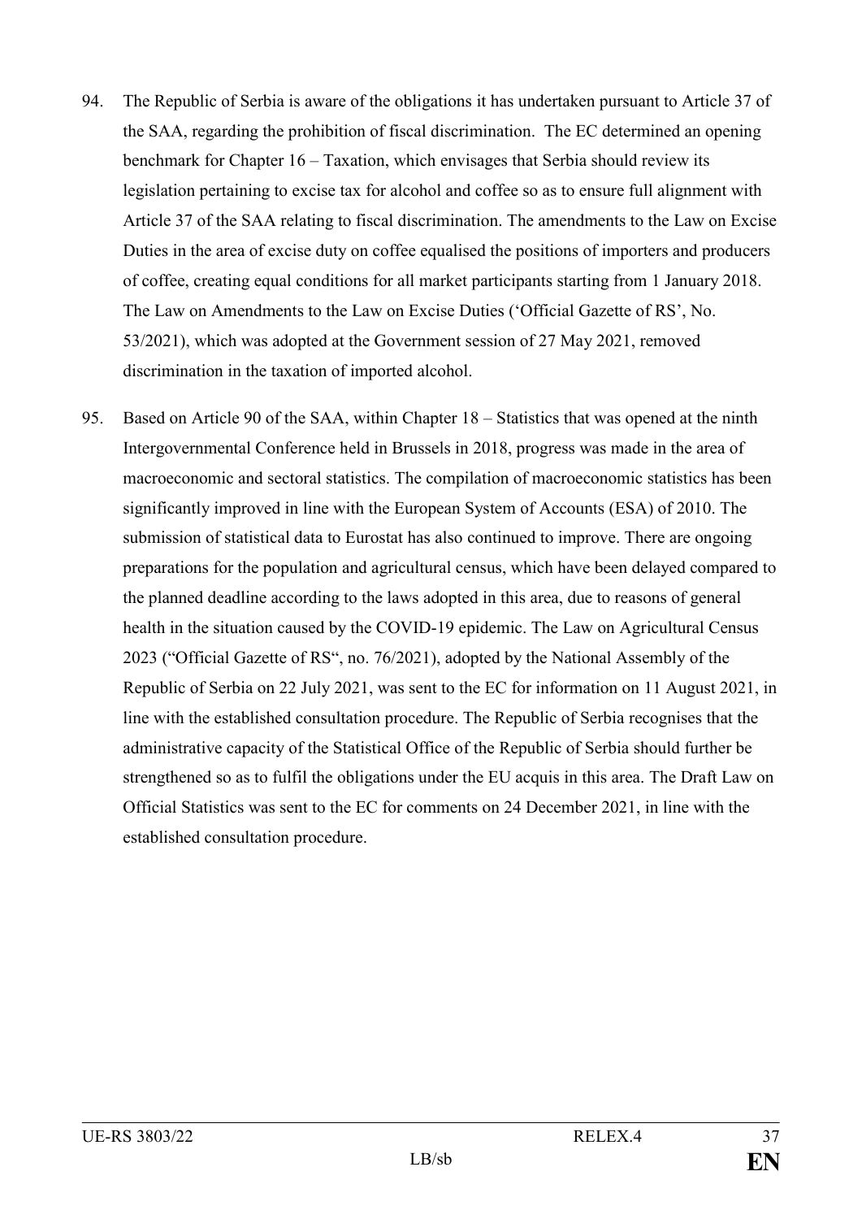94. The Republic of Serbia is aware of the obligations it has undertaken pursuant to Article 37 of the SAA, regarding the prohibition of fiscal discrimination. The EC determined an opening benchmark for Chapter 16 – Taxation, which envisages that Serbia should review its legislation pertaining to excise tax for alcohol and coffee so as to ensure full alignment with Article 37 of the SAA relating to fiscal discrimination. The amendments to the Law on Excise Duties in the area of excise duty on coffee equalised the positions of importers and producers of coffee, creating equal conditions for all market participants starting from 1 January 2018. The Law on Amendments to the Law on Excise Duties ('Official Gazette of RS', No. 53/2021), which was adopted at the Government session of 27 May 2021, removed discrimination in the taxation of imported alcohol.

95. Based on Article 90 of the SAA, within Chapter 18 – Statistics that was opened at the ninth Intergovernmental Conference held in Brussels in 2018, progress was made in the area of macroeconomic and sectoral statistics. The compilation of macroeconomic statistics has been significantly improved in line with the European System of Accounts (ESA) of 2010. The submission of statistical data to Eurostat has also continued to improve. There are ongoing preparations for the population and agricultural census, which have been delayed compared to the planned deadline according to the laws adopted in this area, due to reasons of general health in the situation caused by the COVID-19 epidemic. The Law on Agricultural Census 2023 ("Official Gazette of RS", no. 76/2021), adopted by the National Assembly of the Republic of Serbia on 22 July 2021, was sent to the EC for information on 11 August 2021, in line with the established consultation procedure. The Republic of Serbia recognises that the administrative capacity of the Statistical Office of the Republic of Serbia should further be strengthened so as to fulfil the obligations under the EU acquis in this area. The Draft Law on Official Statistics was sent to the EC for comments on 24 December 2021, in line with the established consultation procedure.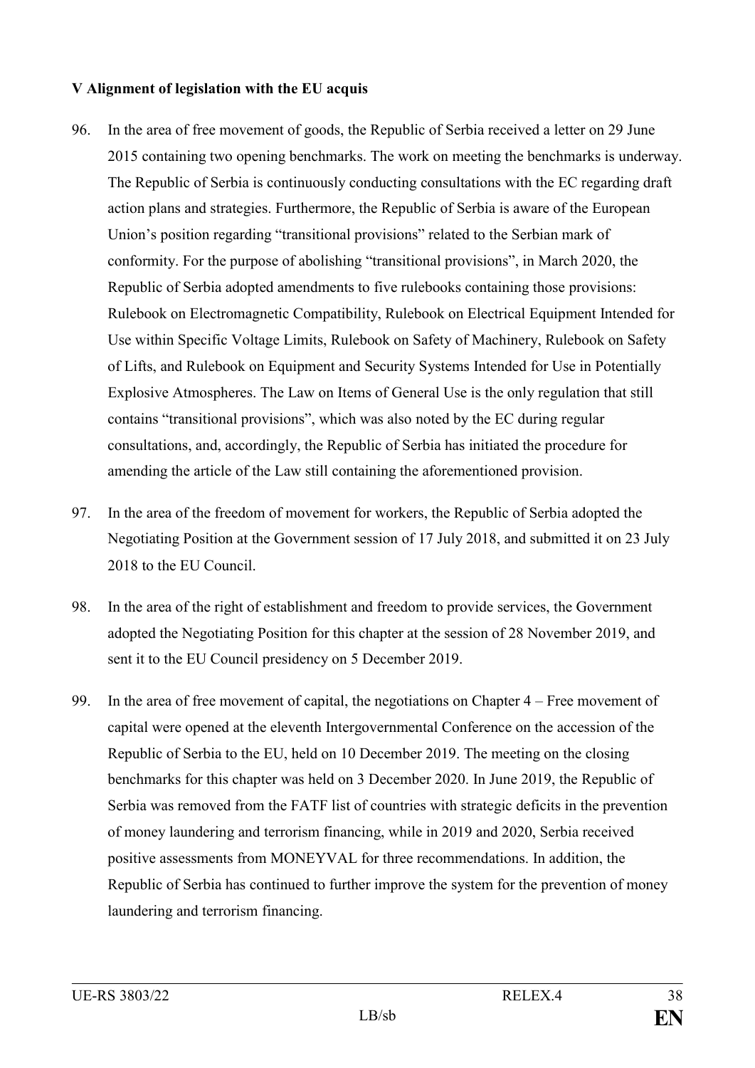**V Alignment of legislation with the EU acquis**

96. In the area of free movement of goods, the Republic of Serbia received a letter on 29 June 2015 containing two opening benchmarks. The work on meeting the benchmarks is underway. The Republic of Serbia is continuously conducting consultations with the EC regarding draft action plans and strategies. Furthermore, the Republic of Serbia is aware of the European Union's position regarding "transitional provisions" related to the Serbian mark of conformity. For the purpose of abolishing "transitional provisions", in March 2020, the Republic of Serbia adopted amendments to five rulebooks containing those provisions: Rulebook on Electromagnetic Compatibility, Rulebook on Electrical Equipment Intended for Use within Specific Voltage Limits, Rulebook on Safety of Machinery, Rulebook on Safety of Lifts, and Rulebook on Equipment and Security Systems Intended for Use in Potentially Explosive Atmospheres. The Law on Items of General Use is the only regulation that still contains "transitional provisions", which was also noted by the EC during regular consultations, and, accordingly, the Republic of Serbia has initiated the procedure for amending the article of the Law still containing the aforementioned provision.

97. In the area of the freedom of movement for workers, the Republic of Serbia adopted the Negotiating Position at the Government session of 17 July 2018, and submitted it on 23 July 2018 to the EU Council.

98. In the area of the right of establishment and freedom to provide services, the Government adopted the Negotiating Position for this chapter at the session of 28 November 2019, and sent it to the EU Council presidency on 5 December 2019.

99. In the area of free movement of capital, the negotiations on Chapter 4 – Free movement of capital were opened at the eleventh Intergovernmental Conference on the accession of the Republic of Serbia to the EU, held on 10 December 2019. The meeting on the closing benchmarks for this chapter was held on 3 December 2020. In June 2019, the Republic of Serbia was removed from the FATF list of countries with strategic deficits in the prevention of money laundering and terrorism financing, while in 2019 and 2020, Serbia received positive assessments from MONEYVAL for three recommendations. In addition, the Republic of Serbia has continued to further improve the system for the prevention of money laundering and terrorism financing.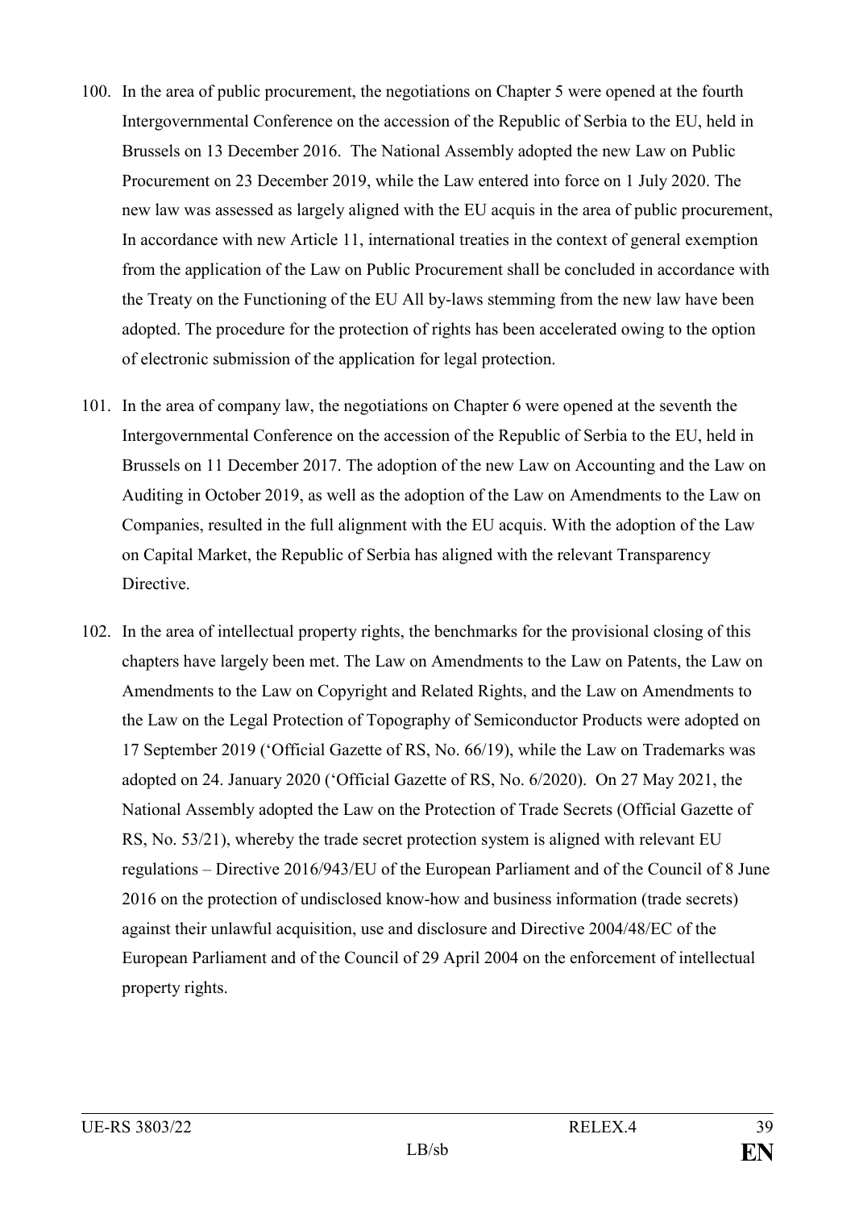100. In the area of public procurement, the negotiations on Chapter 5 were opened at the fourth Intergovernmental Conference on the accession of the Republic of Serbia to the EU, held in Brussels on 13 December 2016. The National Assembly adopted the new Law on Public Procurement on 23 December 2019, while the Law entered into force on 1 July 2020. The new law was assessed as largely aligned with the EU acquis in the area of public procurement, In accordance with new Article 11, international treaties in the context of general exemption from the application of the Law on Public Procurement shall be concluded in accordance with the Treaty on the Functioning of the EU All by-laws stemming from the new law have been adopted. The procedure for the protection of rights has been accelerated owing to the option of electronic submission of the application for legal protection.

101. In the area of company law, the negotiations on Chapter 6 were opened at the seventh the Intergovernmental Conference on the accession of the Republic of Serbia to the EU, held in Brussels on 11 December 2017. The adoption of the new Law on Accounting and the Law on Auditing in October 2019, as well as the adoption of the Law on Amendments to the Law on Companies, resulted in the full alignment with the EU acquis. With the adoption of the Law on Capital Market, the Republic of Serbia has aligned with the relevant Transparency Directive.

102. In the area of intellectual property rights, the benchmarks for the provisional closing of this chapters have largely been met. The Law on Amendments to the Law on Patents, the Law on Amendments to the Law on Copyright and Related Rights, and the Law on Amendments to the Law on the Legal Protection of Topography of Semiconductor Products were adopted on 17 September 2019 ('Official Gazette of RS, No. 66/19), while the Law on Trademarks was adopted on 24. January 2020 ('Official Gazette of RS, No. 6/2020). On 27 May 2021, the National Assembly adopted the Law on the Protection of Trade Secrets (Official Gazette of RS, No. 53/21), whereby the trade secret protection system is aligned with relevant EU regulations – Directive 2016/943/EU of the European Parliament and of the Council of 8 June 2016 on the protection of undisclosed know-how and business information (trade secrets) against their unlawful acquisition, use and disclosure and Directive 2004/48/EC of the European Parliament and of the Council of 29 April 2004 on the enforcement of intellectual property rights.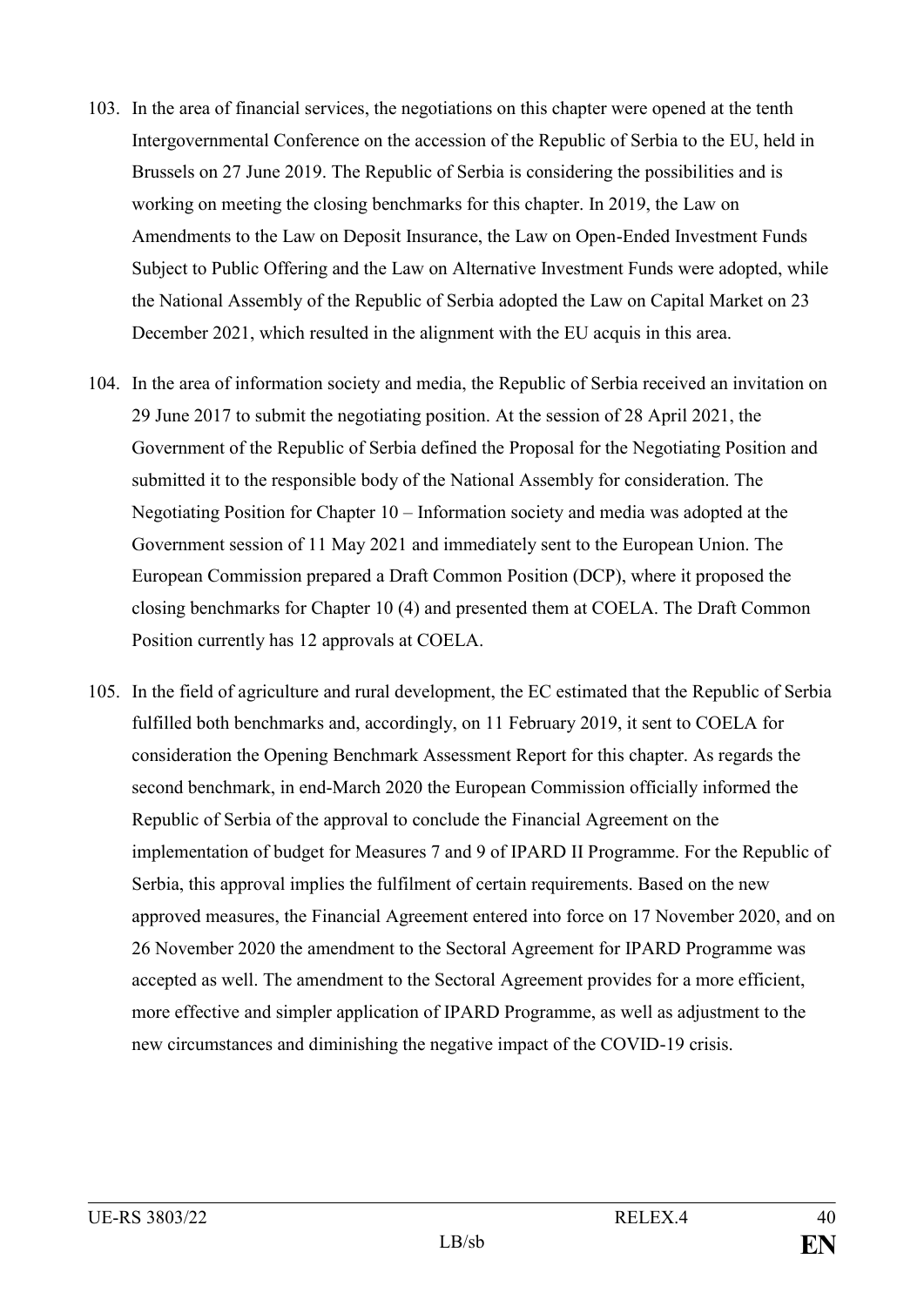103. In the area of financial services, the negotiations on this chapter were opened at the tenth Intergovernmental Conference on the accession of the Republic of Serbia to the EU, held in Brussels on 27 June 2019. The Republic of Serbia is considering the possibilities and is working on meeting the closing benchmarks for this chapter. In 2019, the Law on Amendments to the Law on Deposit Insurance, the Law on Open-Ended Investment Funds Subject to Public Offering and the Law on Alternative Investment Funds were adopted, while the National Assembly of the Republic of Serbia adopted the Law on Capital Market on 23 December 2021, which resulted in the alignment with the EU acquis in this area.

104. In the area of information society and media, the Republic of Serbia received an invitation on 29 June 2017 to submit the negotiating position. At the session of 28 April 2021, the Government of the Republic of Serbia defined the Proposal for the Negotiating Position and submitted it to the responsible body of the National Assembly for consideration. The Negotiating Position for Chapter 10 – Information society and media was adopted at the Government session of 11 May 2021 and immediately sent to the European Union. The European Commission prepared a Draft Common Position (DCP), where it proposed the closing benchmarks for Chapter 10 (4) and presented them at COELA. The Draft Common Position currently has 12 approvals at COELA.

105. In the field of agriculture and rural development, the EC estimated that the Republic of Serbia fulfilled both benchmarks and, accordingly, on 11 February 2019, it sent to COELA for consideration the Opening Benchmark Assessment Report for this chapter. As regards the second benchmark, in end-March 2020 the European Commission officially informed the Republic of Serbia of the approval to conclude the Financial Agreement on the implementation of budget for Measures 7 and 9 of IPARD II Programme. For the Republic of Serbia, this approval implies the fulfilment of certain requirements. Based on the new approved measures, the Financial Agreement entered into force on 17 November 2020, and on 26 November 2020 the amendment to the Sectoral Agreement for IPARD Programme was accepted as well. The amendment to the Sectoral Agreement provides for a more efficient, more effective and simpler application of IPARD Programme, as well as adjustment to the new circumstances and diminishing the negative impact of the COVID-19 crisis.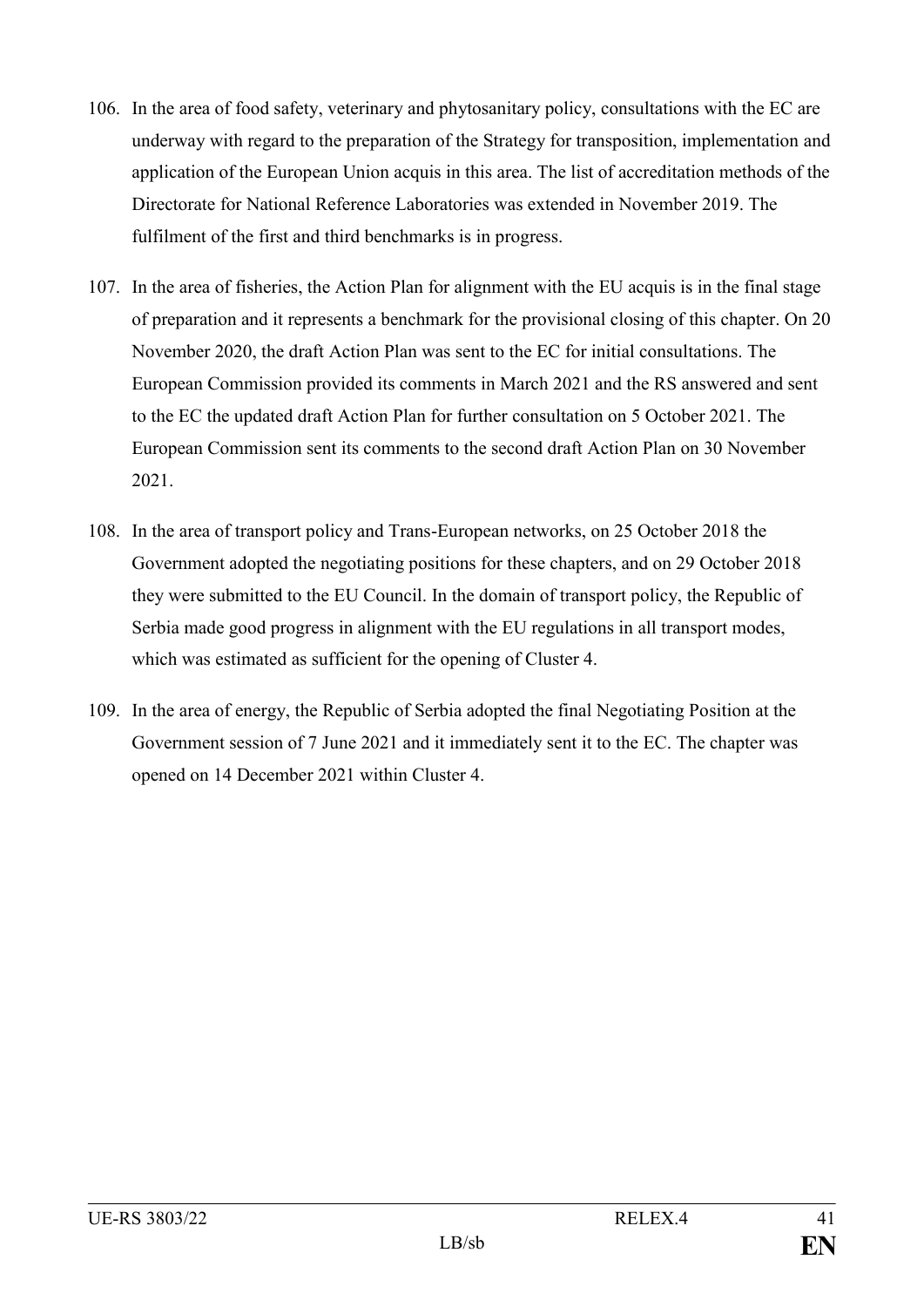106. In the area of food safety, veterinary and phytosanitary policy, consultations with the EC are underway with regard to the preparation of the Strategy for transposition, implementation and application of the European Union acquis in this area. The list of accreditation methods of the Directorate for National Reference Laboratories was extended in November 2019. The fulfilment of the first and third benchmarks is in progress.

107. In the area of fisheries, the Action Plan for alignment with the EU acquis is in the final stage of preparation and it represents a benchmark for the provisional closing of this chapter. On 20 November 2020, the draft Action Plan was sent to the EC for initial consultations. The European Commission provided its comments in March 2021 and the RS answered and sent to the EC the updated draft Action Plan for further consultation on 5 October 2021. The European Commission sent its comments to the second draft Action Plan on 30 November 2021.

108. In the area of transport policy and Trans-European networks, on 25 October 2018 the Government adopted the negotiating positions for these chapters, and on 29 October 2018 they were submitted to the EU Council. In the domain of transport policy, the Republic of Serbia made good progress in alignment with the EU regulations in all transport modes, which was estimated as sufficient for the opening of Cluster 4.

109. In the area of energy, the Republic of Serbia adopted the final Negotiating Position at the Government session of 7 June 2021 and it immediately sent it to the EC. The chapter was opened on 14 December 2021 within Cluster 4.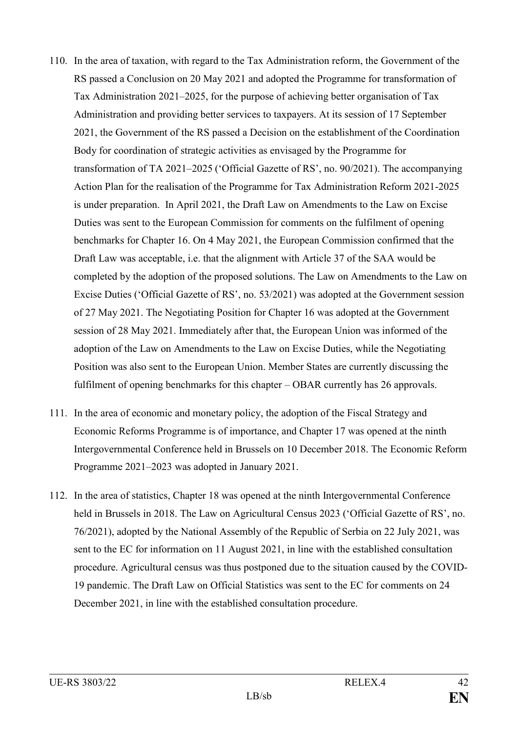110. In the area of taxation, with regard to the Tax Administration reform, the Government of the RS passed a Conclusion on 20 May 2021 and adopted the Programme for transformation of Tax Administration 2021–2025, for the purpose of achieving better organisation of Tax Administration and providing better services to taxpayers. At its session of 17 September 2021, the Government of the RS passed a Decision on the establishment of the Coordination Body for coordination of strategic activities as envisaged by the Programme for transformation of TA 2021–2025 ('Official Gazette of RS', no. 90/2021). The accompanying Action Plan for the realisation of the Programme for Tax Administration Reform 2021-2025 is under preparation. In April 2021, the Draft Law on Amendments to the Law on Excise Duties was sent to the European Commission for comments on the fulfilment of opening benchmarks for Chapter 16. On 4 May 2021, the European Commission confirmed that the Draft Law was acceptable, i.e. that the alignment with Article 37 of the SAA would be completed by the adoption of the proposed solutions. The Law on Amendments to the Law on Excise Duties ('Official Gazette of RS', no. 53/2021) was adopted at the Government session of 27 May 2021. The Negotiating Position for Chapter 16 was adopted at the Government session of 28 May 2021. Immediately after that, the European Union was informed of the adoption of the Law on Amendments to the Law on Excise Duties, while the Negotiating Position was also sent to the European Union. Member States are currently discussing the fulfilment of opening benchmarks for this chapter – OBAR currently has 26 approvals.

111. In the area of economic and monetary policy, the adoption of the Fiscal Strategy and Economic Reforms Programme is of importance, and Chapter 17 was opened at the ninth Intergovernmental Conference held in Brussels on 10 December 2018. The Economic Reform Programme 2021–2023 was adopted in January 2021.

112. In the area of statistics, Chapter 18 was opened at the ninth Intergovernmental Conference held in Brussels in 2018. The Law on Agricultural Census 2023 ('Official Gazette of RS', no. 76/2021), adopted by the National Assembly of the Republic of Serbia on 22 July 2021, was sent to the EC for information on 11 August 2021, in line with the established consultation procedure. Agricultural census was thus postponed due to the situation caused by the COVID-19 pandemic. The Draft Law on Official Statistics was sent to the EC for comments on 24 December 2021, in line with the established consultation procedure.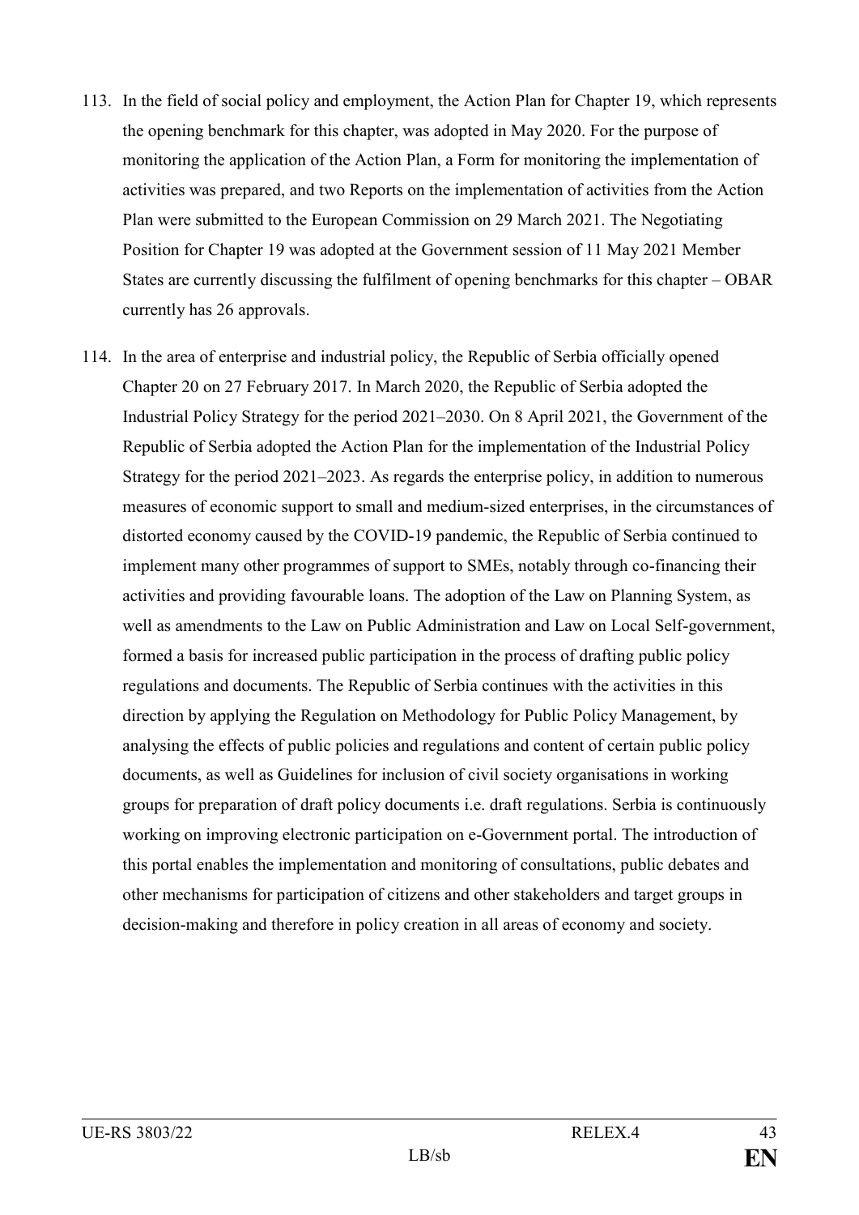113. In the field of social policy and employment, the Action Plan for Chapter 19, which represents the opening benchmark for this chapter, was adopted in May 2020. For the purpose of monitoring the application of the Action Plan, a Form for monitoring the implementation of activities was prepared, and two Reports on the implementation of activities from the Action Plan were submitted to the European Commission on 29 March 2021. The Negotiating Position for Chapter 19 was adopted at the Government session of 11 May 2021 Member States are currently discussing the fulfilment of opening benchmarks for this chapter – OBAR currently has 26 approvals.

114. In the area of enterprise and industrial policy, the Republic of Serbia officially opened Chapter 20 on 27 February 2017. In March 2020, the Republic of Serbia adopted the Industrial Policy Strategy for the period 2021–2030. On 8 April 2021, the Government of the Republic of Serbia adopted the Action Plan for the implementation of the Industrial Policy Strategy for the period 2021–2023. As regards the enterprise policy, in addition to numerous measures of economic support to small and medium-sized enterprises, in the circumstances of distorted economy caused by the COVID-19 pandemic, the Republic of Serbia continued to implement many other programmes of support to SMEs, notably through co-financing their activities and providing favourable loans. The adoption of the Law on Planning System, as well as amendments to the Law on Public Administration and Law on Local Self-government, formed a basis for increased public participation in the process of drafting public policy regulations and documents. The Republic of Serbia continues with the activities in this direction by applying the Regulation on Methodology for Public Policy Management, by analysing the effects of public policies and regulations and content of certain public policy documents, as well as Guidelines for inclusion of civil society organisations in working groups for preparation of draft policy documents i.e. draft regulations. Serbia is continuously working on improving electronic participation on e-Government portal. The introduction of this portal enables the implementation and monitoring of consultations, public debates and other mechanisms for participation of citizens and other stakeholders and target groups in decision-making and therefore in policy creation in all areas of economy and society.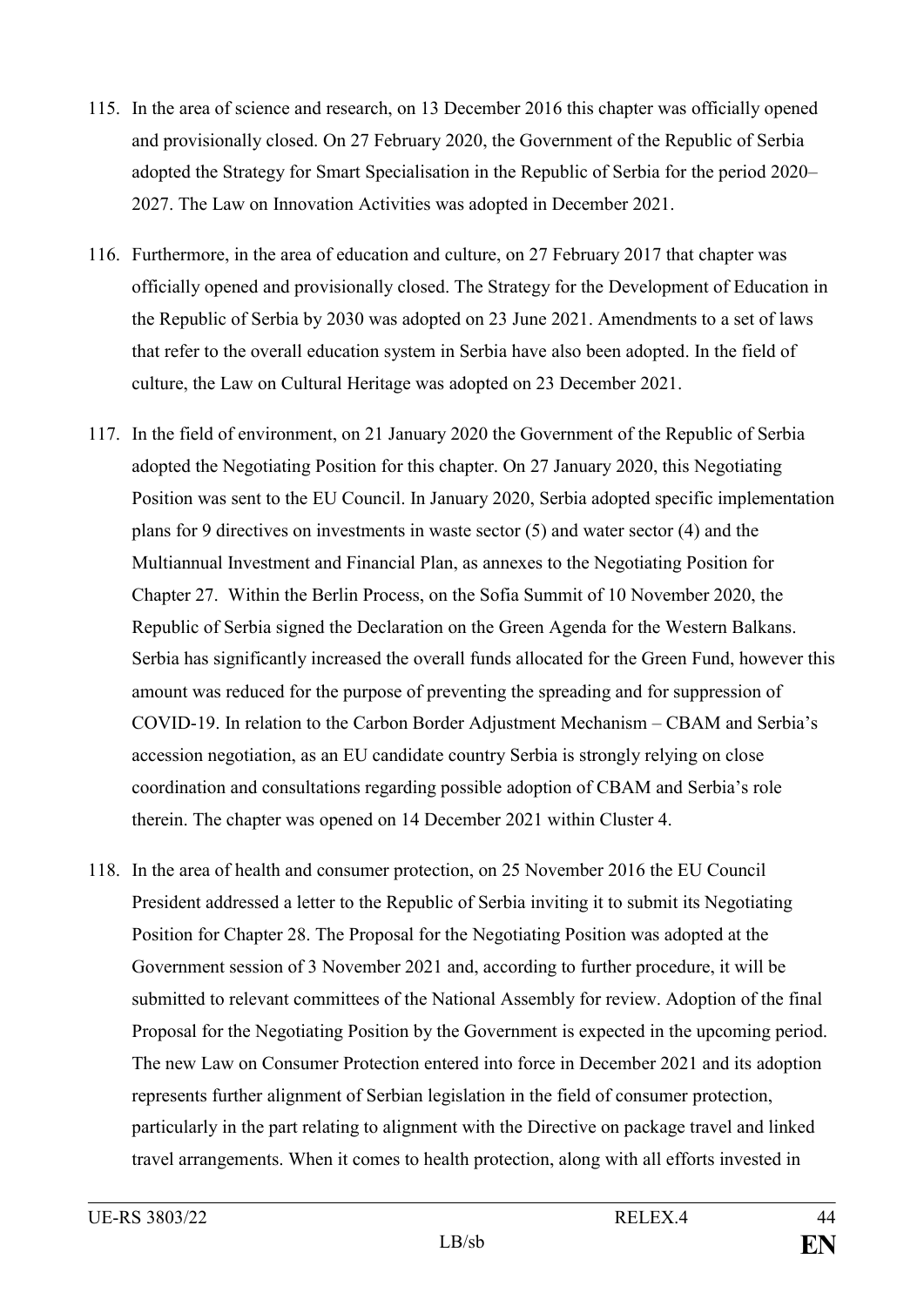115. In the area of science and research, on 13 December 2016 this chapter was officially opened and provisionally closed. On 27 February 2020, the Government of the Republic of Serbia adopted the Strategy for Smart Specialisation in the Republic of Serbia for the period 2020–2027. The Law on Innovation Activities was adopted in December 2021.

116. Furthermore, in the area of education and culture, on 27 February 2017 that chapter was officially opened and provisionally closed. The Strategy for the Development of Education in the Republic of Serbia by 2030 was adopted on 23 June 2021. Amendments to a set of laws that refer to the overall education system in Serbia have also been adopted. In the field of culture, the Law on Cultural Heritage was adopted on 23 December 2021.

117. In the field of environment, on 21 January 2020 the Government of the Republic of Serbia adopted the Negotiating Position for this chapter. On 27 January 2020, this Negotiating Position was sent to the EU Council. In January 2020, Serbia adopted specific implementation plans for 9 directives on investments in waste sector (5) and water sector (4) and the Multiannual Investment and Financial Plan, as annexes to the Negotiating Position for Chapter 27. Within the Berlin Process, on the Sofia Summit of 10 November 2020, the Republic of Serbia signed the Declaration on the Green Agenda for the Western Balkans. Serbia has significantly increased the overall funds allocated for the Green Fund, however this amount was reduced for the purpose of preventing the spreading and for suppression of COVID-19. In relation to the Carbon Border Adjustment Mechanism – CBAM and Serbia's accession negotiation, as an EU candidate country Serbia is strongly relying on close coordination and consultations regarding possible adoption of CBAM and Serbia's role therein. The chapter was opened on 14 December 2021 within Cluster 4.

118. In the area of health and consumer protection, on 25 November 2016 the EU Council President addressed a letter to the Republic of Serbia inviting it to submit its Negotiating Position for Chapter 28. The Proposal for the Negotiating Position was adopted at the Government session of 3 November 2021 and, according to further procedure, it will be submitted to relevant committees of the National Assembly for review. Adoption of the final Proposal for the Negotiating Position by the Government is expected in the upcoming period. The new Law on Consumer Protection entered into force in December 2021 and its adoption represents further alignment of Serbian legislation in the field of consumer protection, particularly in the part relating to alignment with the Directive on package travel and linked travel arrangements. When it comes to health protection, along with all efforts invested in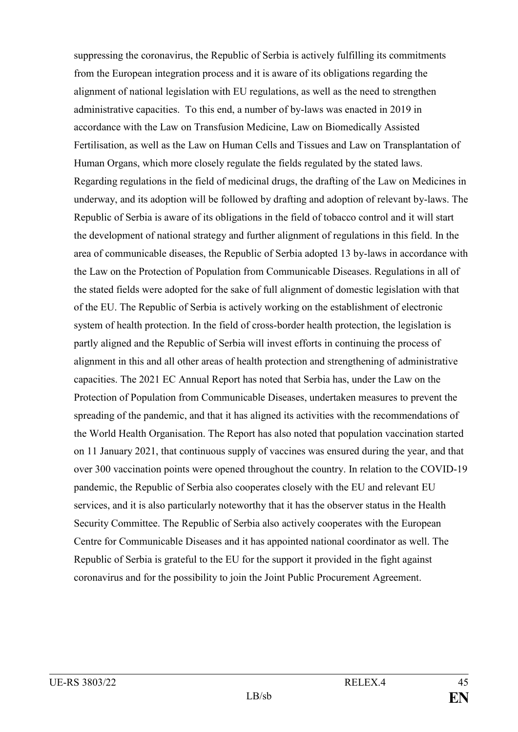suppressing the coronavirus, the Republic of Serbia is actively fulfilling its commitments from the European integration process and it is aware of its obligations regarding the alignment of national legislation with EU regulations, as well as the need to strengthen administrative capacities. To this end, a number of by-laws was enacted in 2019 in accordance with the Law on Transfusion Medicine, Law on Biomedically Assisted Fertilisation, as well as the Law on Human Cells and Tissues and Law on Transplantation of Human Organs, which more closely regulate the fields regulated by the stated laws. Regarding regulations in the field of medicinal drugs, the drafting of the Law on Medicines in underway, and its adoption will be followed by drafting and adoption of relevant by-laws. The Republic of Serbia is aware of its obligations in the field of tobacco control and it will start the development of national strategy and further alignment of regulations in this field. In the area of communicable diseases, the Republic of Serbia adopted 13 by-laws in accordance with the Law on the Protection of Population from Communicable Diseases. Regulations in all of the stated fields were adopted for the sake of full alignment of domestic legislation with that of the EU. The Republic of Serbia is actively working on the establishment of electronic system of health protection. In the field of cross-border health protection, the legislation is partly aligned and the Republic of Serbia will invest efforts in continuing the process of alignment in this and all other areas of health protection and strengthening of administrative capacities. The 2021 EC Annual Report has noted that Serbia has, under the Law on the Protection of Population from Communicable Diseases, undertaken measures to prevent the spreading of the pandemic, and that it has aligned its activities with the recommendations of the World Health Organisation. The Report has also noted that population vaccination started on 11 January 2021, that continuous supply of vaccines was ensured during the year, and that over 300 vaccination points were opened throughout the country. In relation to the COVID-19 pandemic, the Republic of Serbia also cooperates closely with the EU and relevant EU services, and it is also particularly noteworthy that it has the observer status in the Health Security Committee. The Republic of Serbia also actively cooperates with the European Centre for Communicable Diseases and it has appointed national coordinator as well. The Republic of Serbia is grateful to the EU for the support it provided in the fight against coronavirus and for the possibility to join the Joint Public Procurement Agreement.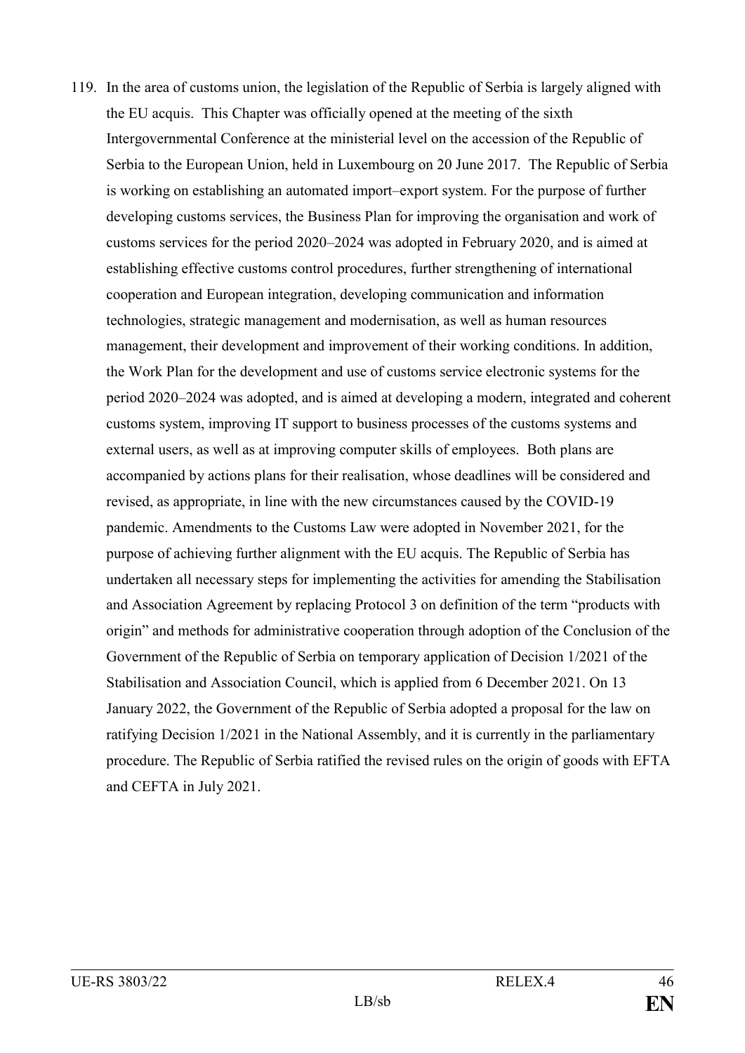119. In the area of customs union, the legislation of the Republic of Serbia is largely aligned with the EU acquis. This Chapter was officially opened at the meeting of the sixth Intergovernmental Conference at the ministerial level on the accession of the Republic of Serbia to the European Union, held in Luxembourg on 20 June 2017. The Republic of Serbia is working on establishing an automated import–export system. For the purpose of further developing customs services, the Business Plan for improving the organisation and work of customs services for the period 2020–2024 was adopted in February 2020, and is aimed at establishing effective customs control procedures, further strengthening of international cooperation and European integration, developing communication and information technologies, strategic management and modernisation, as well as human resources management, their development and improvement of their working conditions. In addition, the Work Plan for the development and use of customs service electronic systems for the period 2020–2024 was adopted, and is aimed at developing a modern, integrated and coherent customs system, improving IT support to business processes of the customs systems and external users, as well as at improving computer skills of employees. Both plans are accompanied by actions plans for their realisation, whose deadlines will be considered and revised, as appropriate, in line with the new circumstances caused by the COVID-19 pandemic. Amendments to the Customs Law were adopted in November 2021, for the purpose of achieving further alignment with the EU acquis. The Republic of Serbia has undertaken all necessary steps for implementing the activities for amending the Stabilisation and Association Agreement by replacing Protocol 3 on definition of the term "products with origin" and methods for administrative cooperation through adoption of the Conclusion of the Government of the Republic of Serbia on temporary application of Decision 1/2021 of the Stabilisation and Association Council, which is applied from 6 December 2021. On 13 January 2022, the Government of the Republic of Serbia adopted a proposal for the law on ratifying Decision 1/2021 in the National Assembly, and it is currently in the parliamentary procedure. The Republic of Serbia ratified the revised rules on the origin of goods with EFTA and CEFTA in July 2021.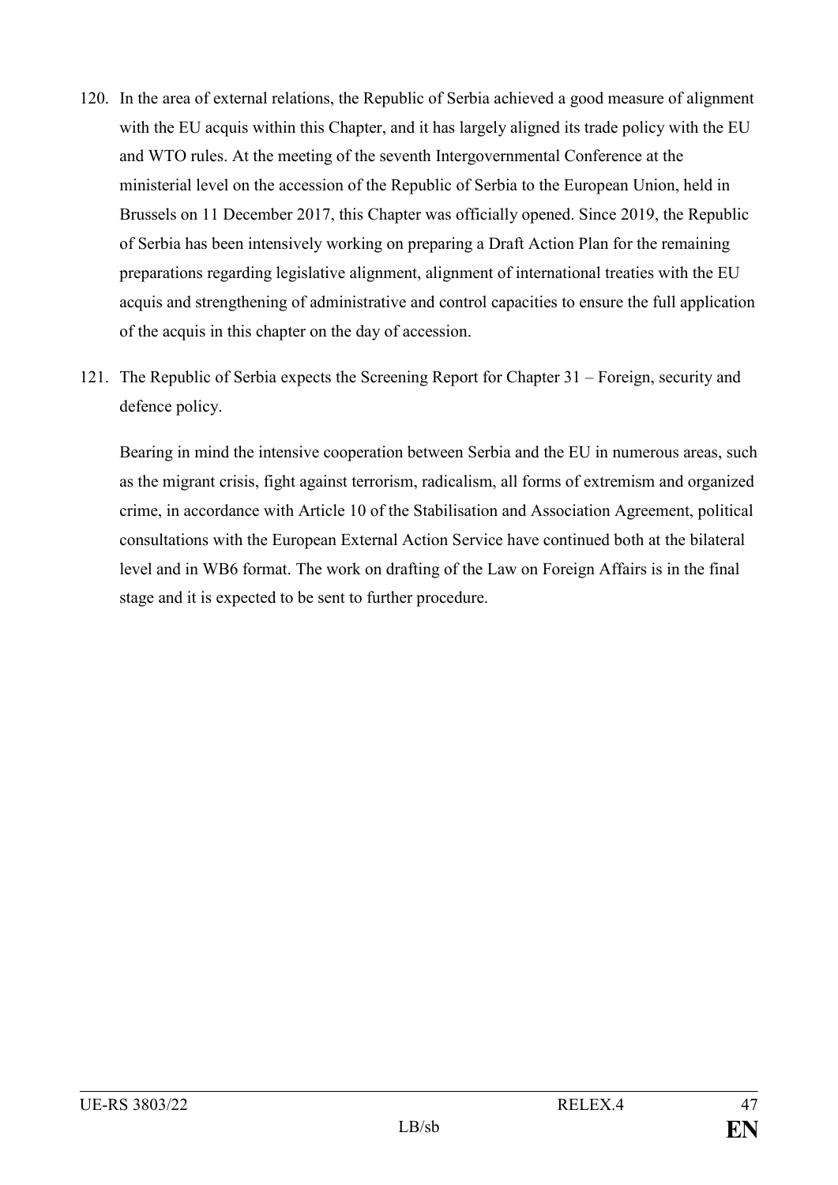120. In the area of external relations, the Republic of Serbia achieved a good measure of alignment with the EU acquis within this Chapter, and it has largely aligned its trade policy with the EU and WTO rules. At the meeting of the seventh Intergovernmental Conference at the ministerial level on the accession of the Republic of Serbia to the European Union, held in Brussels on 11 December 2017, this Chapter was officially opened. Since 2019, the Republic of Serbia has been intensively working on preparing a Draft Action Plan for the remaining preparations regarding legislative alignment, alignment of international treaties with the EU acquis and strengthening of administrative and control capacities to ensure the full application of the acquis in this chapter on the day of accession.

121. The Republic of Serbia expects the Screening Report for Chapter 31 – Foreign, security and defence policy.

    Bearing in mind the intensive cooperation between Serbia and the EU in numerous areas, such as the migrant crisis, fight against terrorism, radicalism, all forms of extremism and organized crime, in accordance with Article 10 of the Stabilisation and Association Agreement, political consultations with the European External Action Service have continued both at the bilateral level and in WB6 format. The work on drafting of the Law on Foreign Affairs is in the final stage and it is expected to be sent to further procedure.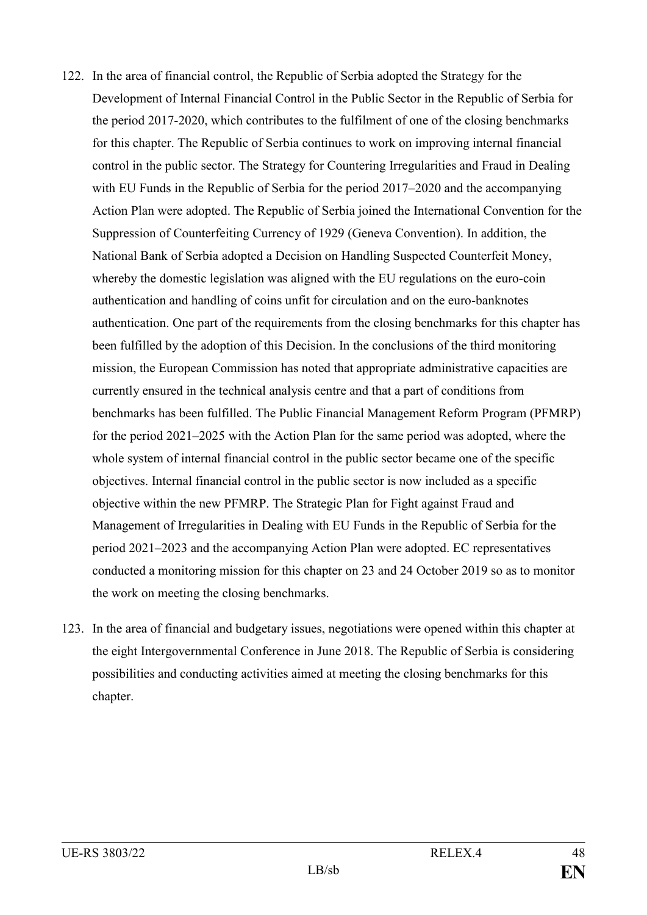122. In the area of financial control, the Republic of Serbia adopted the Strategy for the Development of Internal Financial Control in the Public Sector in the Republic of Serbia for the period 2017-2020, which contributes to the fulfilment of one of the closing benchmarks for this chapter. The Republic of Serbia continues to work on improving internal financial control in the public sector. The Strategy for Countering Irregularities and Fraud in Dealing with EU Funds in the Republic of Serbia for the period 2017–2020 and the accompanying Action Plan were adopted. The Republic of Serbia joined the International Convention for the Suppression of Counterfeiting Currency of 1929 (Geneva Convention). In addition, the National Bank of Serbia adopted a Decision on Handling Suspected Counterfeit Money, whereby the domestic legislation was aligned with the EU regulations on the euro-coin authentication and handling of coins unfit for circulation and on the euro-banknotes authentication. One part of the requirements from the closing benchmarks for this chapter has been fulfilled by the adoption of this Decision. In the conclusions of the third monitoring mission, the European Commission has noted that appropriate administrative capacities are currently ensured in the technical analysis centre and that a part of conditions from benchmarks has been fulfilled. The Public Financial Management Reform Program (PFMRP) for the period 2021–2025 with the Action Plan for the same period was adopted, where the whole system of internal financial control in the public sector became one of the specific objectives. Internal financial control in the public sector is now included as a specific objective within the new PFMRP. The Strategic Plan for Fight against Fraud and Management of Irregularities in Dealing with EU Funds in the Republic of Serbia for the period 2021–2023 and the accompanying Action Plan were adopted. EC representatives conducted a monitoring mission for this chapter on 23 and 24 October 2019 so as to monitor the work on meeting the closing benchmarks.

123. In the area of financial and budgetary issues, negotiations were opened within this chapter at the eight Intergovernmental Conference in June 2018. The Republic of Serbia is considering possibilities and conducting activities aimed at meeting the closing benchmarks for this chapter.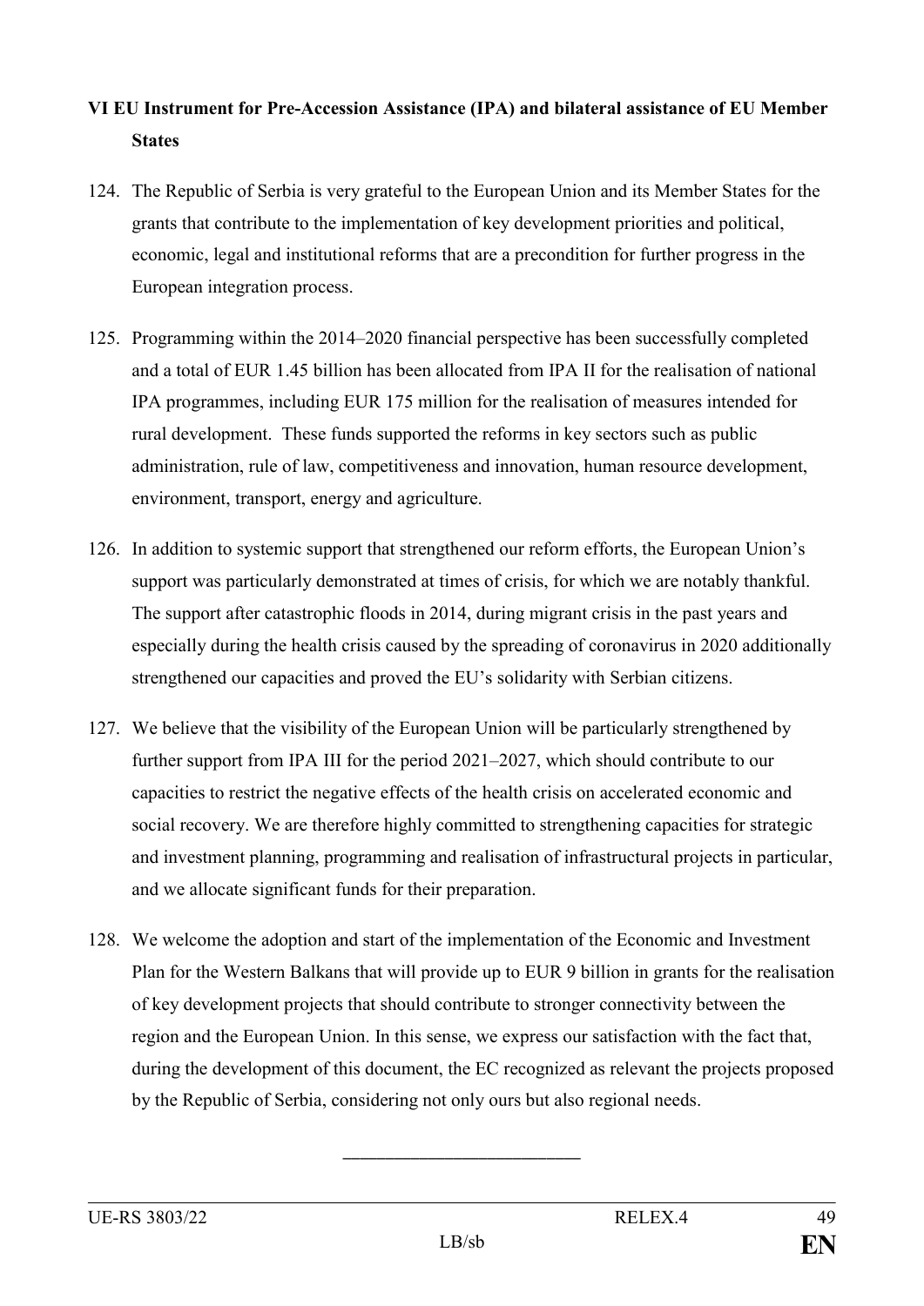## VI EU Instrument for Pre-Accession Assistance (IPA) and bilateral assistance of EU Member States

124. The Republic of Serbia is very grateful to the European Union and its Member States for the grants that contribute to the implementation of key development priorities and political, economic, legal and institutional reforms that are a precondition for further progress in the European integration process.

125. Programming within the 2014–2020 financial perspective has been successfully completed and a total of EUR 1.45 billion has been allocated from IPA II for the realisation of national IPA programmes, including EUR 175 million for the realisation of measures intended for rural development. These funds supported the reforms in key sectors such as public administration, rule of law, competitiveness and innovation, human resource development, environment, transport, energy and agriculture.

126. In addition to systemic support that strengthened our reform efforts, the European Union's support was particularly demonstrated at times of crisis, for which we are notably thankful. The support after catastrophic floods in 2014, during migrant crisis in the past years and especially during the health crisis caused by the spreading of coronavirus in 2020 additionally strengthened our capacities and proved the EU's solidarity with Serbian citizens.

127. We believe that the visibility of the European Union will be particularly strengthened by further support from IPA III for the period 2021–2027, which should contribute to our capacities to restrict the negative effects of the health crisis on accelerated economic and social recovery. We are therefore highly committed to strengthening capacities for strategic and investment planning, programming and realisation of infrastructural projects in particular, and we allocate significant funds for their preparation.

128. We welcome the adoption and start of the implementation of the Economic and Investment Plan for the Western Balkans that will provide up to EUR 9 billion in grants for the realisation of key development projects that should contribute to stronger connectivity between the region and the European Union. In this sense, we express our satisfaction with the fact that, during the development of this document, the EC recognized as relevant the projects proposed by the Republic of Serbia, considering not only ours but also regional needs.

\_\_\_\_\_\_\_\_\_\_\_\_\_\_\_\_\_\_\_\_\_\_\_\_